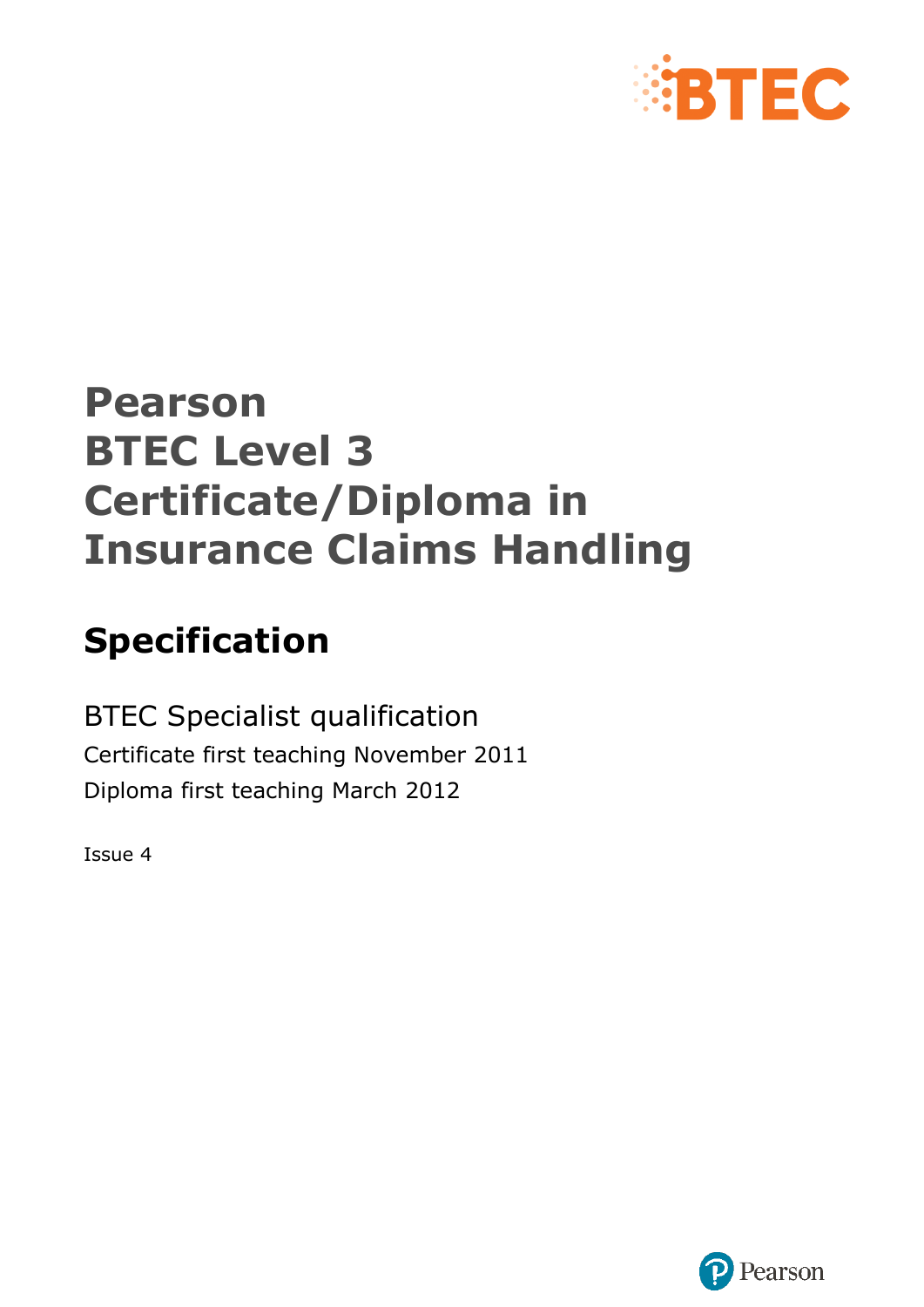# Pearson
# BTEC Level 3
# Certificate/Diploma in Insurance Claims Handling

## Specification

BTEC Specialist qualification

Certificate first teaching November 2011

Diploma first teaching March 2012

Issue 4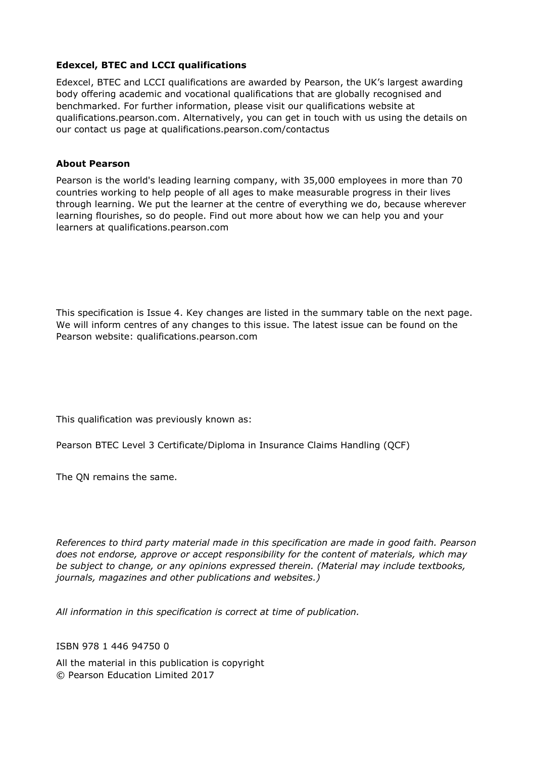**Edexcel, BTEC and LCCI qualifications**

Edexcel, BTEC and LCCI qualifications are awarded by Pearson, the UK's largest awarding body offering academic and vocational qualifications that are globally recognised and benchmarked. For further information, please visit our qualifications website at qualifications.pearson.com. Alternatively, you can get in touch with us using the details on our contact us page at qualifications.pearson.com/contactus

**About Pearson**

Pearson is the world's leading learning company, with 35,000 employees in more than 70 countries working to help people of all ages to make measurable progress in their lives through learning. We put the learner at the centre of everything we do, because wherever learning flourishes, so do people. Find out more about how we can help you and your learners at qualifications.pearson.com

This specification is Issue 4. Key changes are listed in the summary table on the next page. We will inform centres of any changes to this issue. The latest issue can be found on the Pearson website: qualifications.pearson.com

This qualification was previously known as:

Pearson BTEC Level 3 Certificate/Diploma in Insurance Claims Handling (QCF)

The QN remains the same.

*References to third party material made in this specification are made in good faith. Pearson does not endorse, approve or accept responsibility for the content of materials, which may be subject to change, or any opinions expressed therein. (Material may include textbooks, journals, magazines and other publications and websites.)*

*All information in this specification is correct at time of publication.*

ISBN 978 1 446 94750 0

All the material in this publication is copyright
© Pearson Education Limited 2017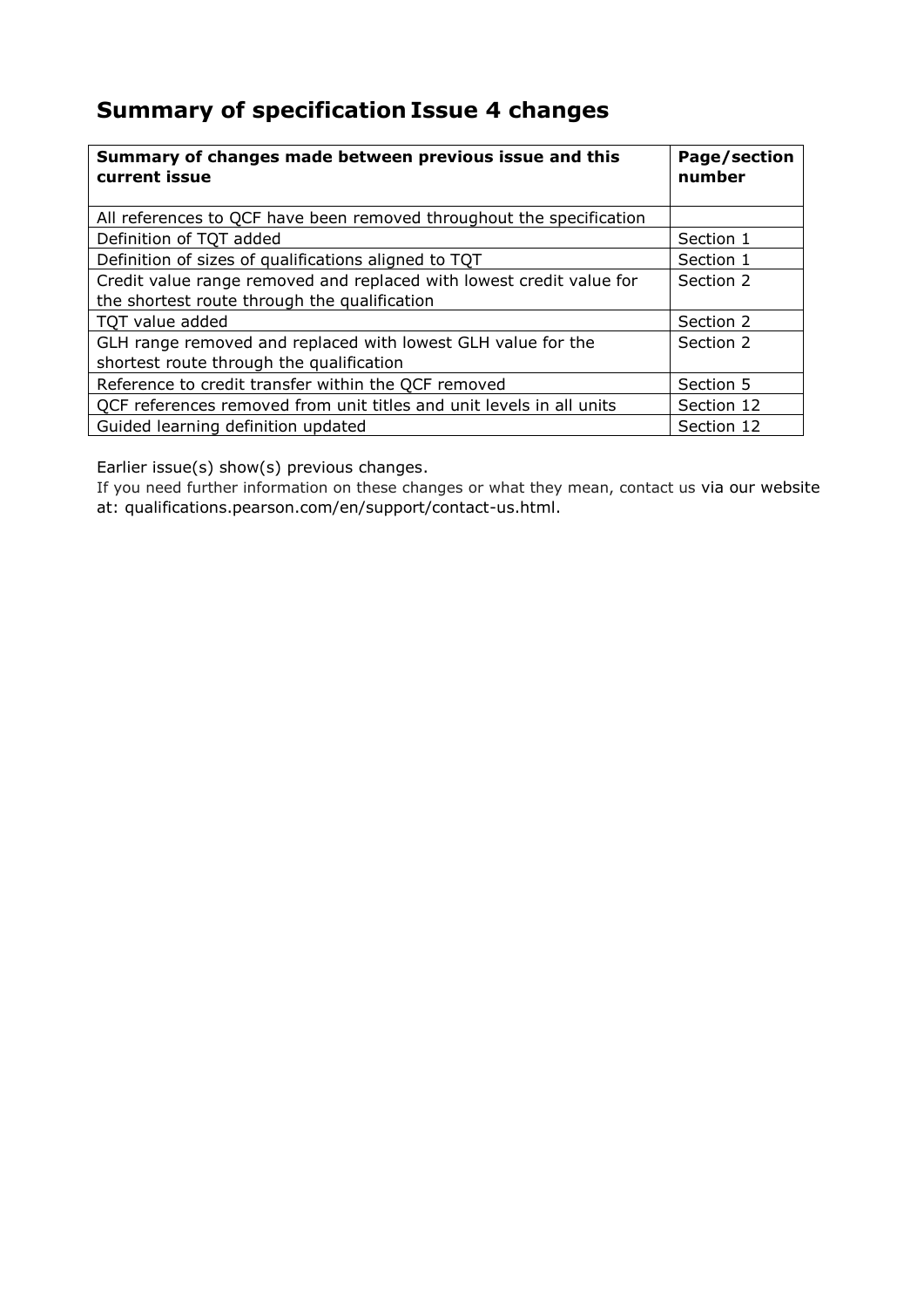## Summary of specification Issue 4 changes

| Summary of changes made between previous issue and this current issue | Page/section number |
|---|---|
| All references to QCF have been removed throughout the specification | |
| Definition of TQT added | Section 1 |
| Definition of sizes of qualifications aligned to TQT | Section 1 |
| Credit value range removed and replaced with lowest credit value for the shortest route through the qualification | Section 2 |
| TQT value added | Section 2 |
| GLH range removed and replaced with lowest GLH value for the shortest route through the qualification | Section 2 |
| Reference to credit transfer within the QCF removed | Section 5 |
| QCF references removed from unit titles and unit levels in all units | Section 12 |
| Guided learning definition updated | Section 12 |

Earlier issue(s) show(s) previous changes.

If you need further information on these changes or what they mean, contact us via our website at: qualifications.pearson.com/en/support/contact-us.html.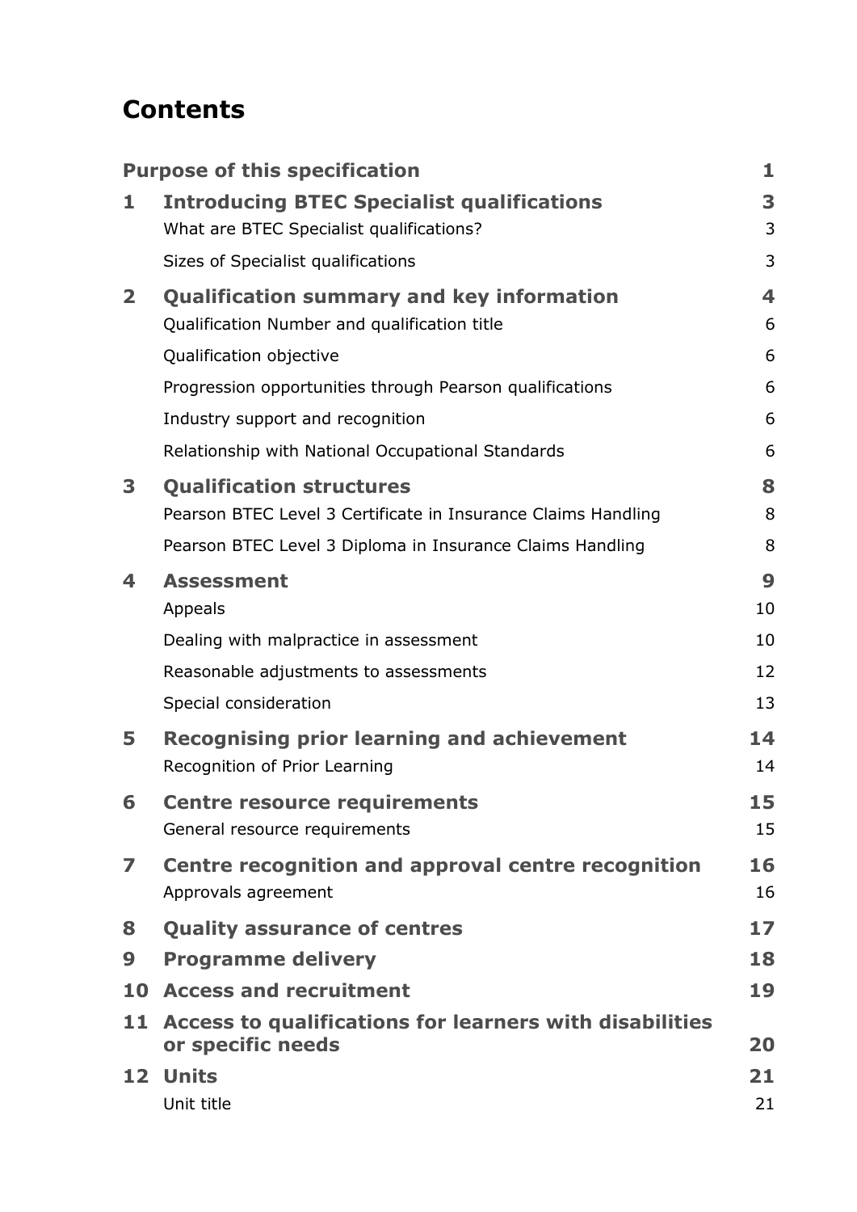# Contents

| | | |
|---|---|---|
| | **Purpose of this specification** | **1** |
| **1** | **Introducing BTEC Specialist qualifications** | **3** |
| | What are BTEC Specialist qualifications? | 3 |
| | Sizes of Specialist qualifications | 3 |
| **2** | **Qualification summary and key information** | **4** |
| | Qualification Number and qualification title | 6 |
| | Qualification objective | 6 |
| | Progression opportunities through Pearson qualifications | 6 |
| | Industry support and recognition | 6 |
| | Relationship with National Occupational Standards | 6 |
| **3** | **Qualification structures** | **8** |
| | Pearson BTEC Level 3 Certificate in Insurance Claims Handling | 8 |
| | Pearson BTEC Level 3 Diploma in Insurance Claims Handling | 8 |
| **4** | **Assessment** | **9** |
| | Appeals | 10 |
| | Dealing with malpractice in assessment | 10 |
| | Reasonable adjustments to assessments | 12 |
| | Special consideration | 13 |
| **5** | **Recognising prior learning and achievement** | **14** |
| | Recognition of Prior Learning | 14 |
| **6** | **Centre resource requirements** | **15** |
| | General resource requirements | 15 |
| **7** | **Centre recognition and approval centre recognition** | **16** |
| | Approvals agreement | 16 |
| **8** | **Quality assurance of centres** | **17** |
| **9** | **Programme delivery** | **18** |
| **10** | **Access and recruitment** | **19** |
| **11** | **Access to qualifications for learners with disabilities or specific needs** | **20** |
| **12** | **Units** | **21** |
| | Unit title | 21 |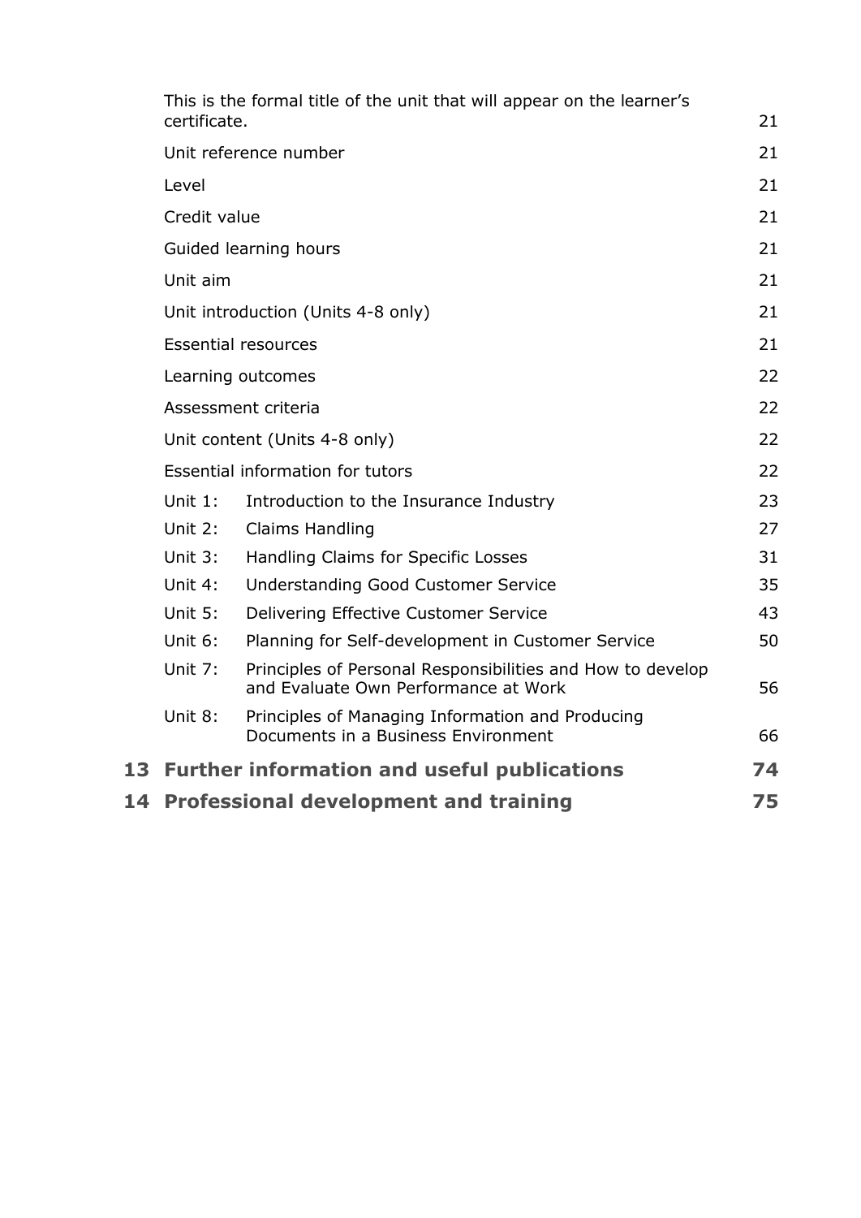| | | |
|---|---|---|
| | This is the formal title of the unit that will appear on the learner's certificate. | 21 |
| | Unit reference number | 21 |
| | Level | 21 |
| | Credit value | 21 |
| | Guided learning hours | 21 |
| | Unit aim | 21 |
| | Unit introduction (Units 4-8 only) | 21 |
| | Essential resources | 21 |
| | Learning outcomes | 22 |
| | Assessment criteria | 22 |
| | Unit content (Units 4-8 only) | 22 |
| | Essential information for tutors | 22 |
| Unit 1: | Introduction to the Insurance Industry | 23 |
| Unit 2: | Claims Handling | 27 |
| Unit 3: | Handling Claims for Specific Losses | 31 |
| Unit 4: | Understanding Good Customer Service | 35 |
| Unit 5: | Delivering Effective Customer Service | 43 |
| Unit 6: | Planning for Self-development in Customer Service | 50 |
| Unit 7: | Principles of Personal Responsibilities and How to develop and Evaluate Own Performance at Work | 56 |
| Unit 8: | Principles of Managing Information and Producing Documents in a Business Environment | 66 |

**13 Further information and useful publications 74**

**14 Professional development and training 75**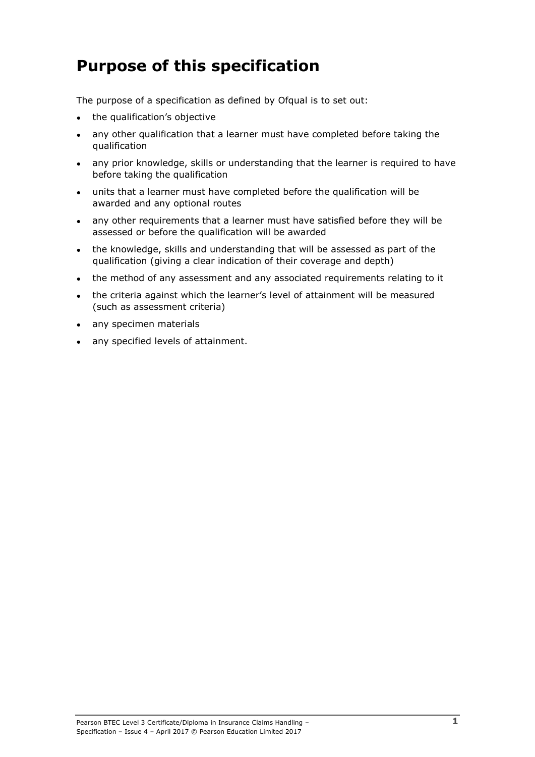# Purpose of this specification

The purpose of a specification as defined by Ofqual is to set out:

- the qualification's objective
- any other qualification that a learner must have completed before taking the qualification
- any prior knowledge, skills or understanding that the learner is required to have before taking the qualification
- units that a learner must have completed before the qualification will be awarded and any optional routes
- any other requirements that a learner must have satisfied before they will be assessed or before the qualification will be awarded
- the knowledge, skills and understanding that will be assessed as part of the qualification (giving a clear indication of their coverage and depth)
- the method of any assessment and any associated requirements relating to it
- the criteria against which the learner's level of attainment will be measured (such as assessment criteria)
- any specimen materials
- any specified levels of attainment.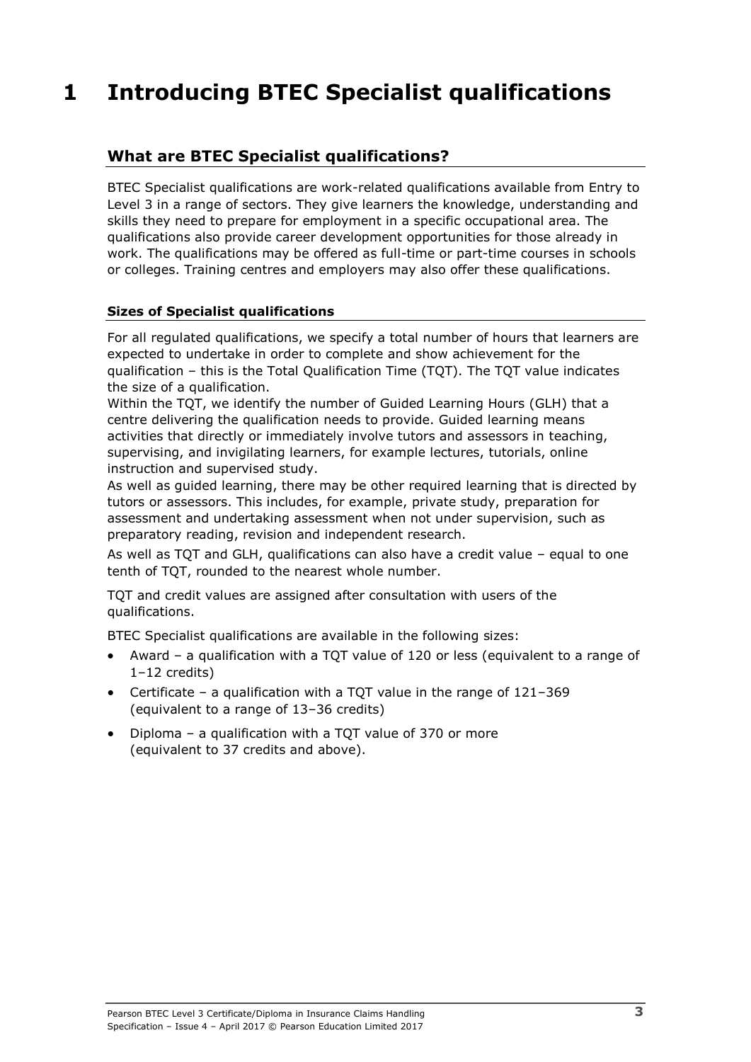# 1 Introducing BTEC Specialist qualifications

## What are BTEC Specialist qualifications?

BTEC Specialist qualifications are work-related qualifications available from Entry to Level 3 in a range of sectors. They give learners the knowledge, understanding and skills they need to prepare for employment in a specific occupational area. The qualifications also provide career development opportunities for those already in work. The qualifications may be offered as full-time or part-time courses in schools or colleges. Training centres and employers may also offer these qualifications.

### Sizes of Specialist qualifications

For all regulated qualifications, we specify a total number of hours that learners are expected to undertake in order to complete and show achievement for the qualification – this is the Total Qualification Time (TQT). The TQT value indicates the size of a qualification.

Within the TQT, we identify the number of Guided Learning Hours (GLH) that a centre delivering the qualification needs to provide. Guided learning means activities that directly or immediately involve tutors and assessors in teaching, supervising, and invigilating learners, for example lectures, tutorials, online instruction and supervised study.

As well as guided learning, there may be other required learning that is directed by tutors or assessors. This includes, for example, private study, preparation for assessment and undertaking assessment when not under supervision, such as preparatory reading, revision and independent research.

As well as TQT and GLH, qualifications can also have a credit value – equal to one tenth of TQT, rounded to the nearest whole number.

TQT and credit values are assigned after consultation with users of the qualifications.

BTEC Specialist qualifications are available in the following sizes:

- Award – a qualification with a TQT value of 120 or less (equivalent to a range of 1–12 credits)
- Certificate – a qualification with a TQT value in the range of 121–369 (equivalent to a range of 13–36 credits)
- Diploma – a qualification with a TQT value of 370 or more (equivalent to 37 credits and above).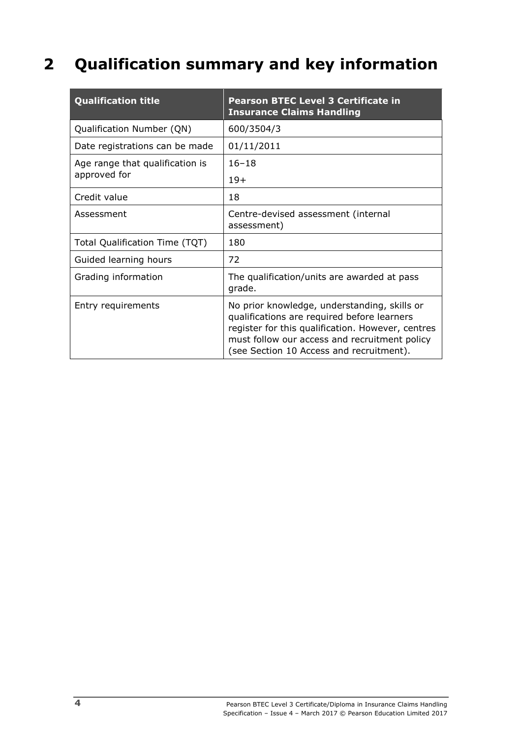# 2 Qualification summary and key information

| Qualification title | Pearson BTEC Level 3 Certificate in Insurance Claims Handling |
|---|---|
| Qualification Number (QN) | 600/3504/3 |
| Date registrations can be made | 01/11/2011 |
| Age range that qualification is approved for | 16–18<br>19+ |
| Credit value | 18 |
| Assessment | Centre-devised assessment (internal assessment) |
| Total Qualification Time (TQT) | 180 |
| Guided learning hours | 72 |
| Grading information | The qualification/units are awarded at pass grade. |
| Entry requirements | No prior knowledge, understanding, skills or qualifications are required before learners register for this qualification. However, centres must follow our access and recruitment policy (see Section 10 Access and recruitment). |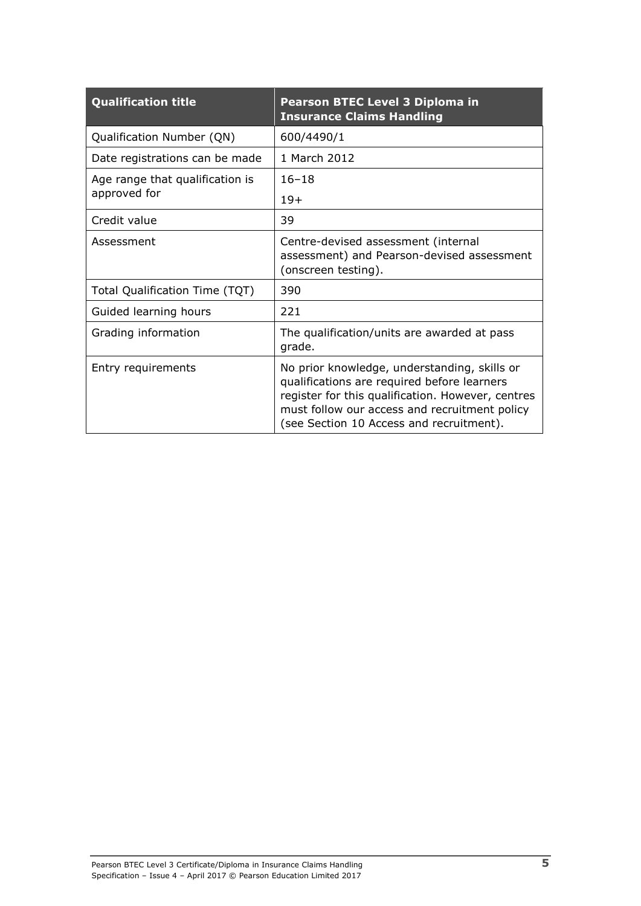| Qualification title | Pearson BTEC Level 3 Diploma in Insurance Claims Handling |
|---|---|
| Qualification Number (QN) | 600/4490/1 |
| Date registrations can be made | 1 March 2012 |
| Age range that qualification is approved for | 16–18<br>19+ |
| Credit value | 39 |
| Assessment | Centre-devised assessment (internal assessment) and Pearson-devised assessment (onscreen testing). |
| Total Qualification Time (TQT) | 390 |
| Guided learning hours | 221 |
| Grading information | The qualification/units are awarded at pass grade. |
| Entry requirements | No prior knowledge, understanding, skills or qualifications are required before learners register for this qualification. However, centres must follow our access and recruitment policy (see Section 10 Access and recruitment). |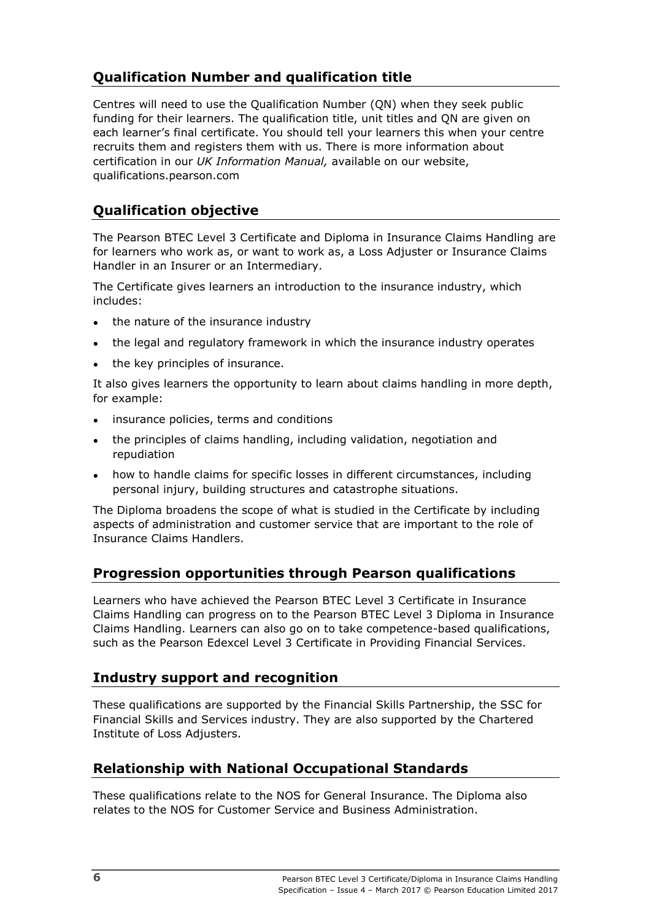## Qualification Number and qualification title

Centres will need to use the Qualification Number (QN) when they seek public funding for their learners. The qualification title, unit titles and QN are given on each learner's final certificate. You should tell your learners this when your centre recruits them and registers them with us. There is more information about certification in our *UK Information Manual,* available on our website, qualifications.pearson.com

## Qualification objective

The Pearson BTEC Level 3 Certificate and Diploma in Insurance Claims Handling are for learners who work as, or want to work as, a Loss Adjuster or Insurance Claims Handler in an Insurer or an Intermediary.

The Certificate gives learners an introduction to the insurance industry, which includes:

- the nature of the insurance industry
- the legal and regulatory framework in which the insurance industry operates
- the key principles of insurance.

It also gives learners the opportunity to learn about claims handling in more depth, for example:

- insurance policies, terms and conditions
- the principles of claims handling, including validation, negotiation and repudiation
- how to handle claims for specific losses in different circumstances, including personal injury, building structures and catastrophe situations.

The Diploma broadens the scope of what is studied in the Certificate by including aspects of administration and customer service that are important to the role of Insurance Claims Handlers.

## Progression opportunities through Pearson qualifications

Learners who have achieved the Pearson BTEC Level 3 Certificate in Insurance Claims Handling can progress on to the Pearson BTEC Level 3 Diploma in Insurance Claims Handling. Learners can also go on to take competence-based qualifications, such as the Pearson Edexcel Level 3 Certificate in Providing Financial Services.

## Industry support and recognition

These qualifications are supported by the Financial Skills Partnership, the SSC for Financial Skills and Services industry. They are also supported by the Chartered Institute of Loss Adjusters.

## Relationship with National Occupational Standards

These qualifications relate to the NOS for General Insurance. The Diploma also relates to the NOS for Customer Service and Business Administration.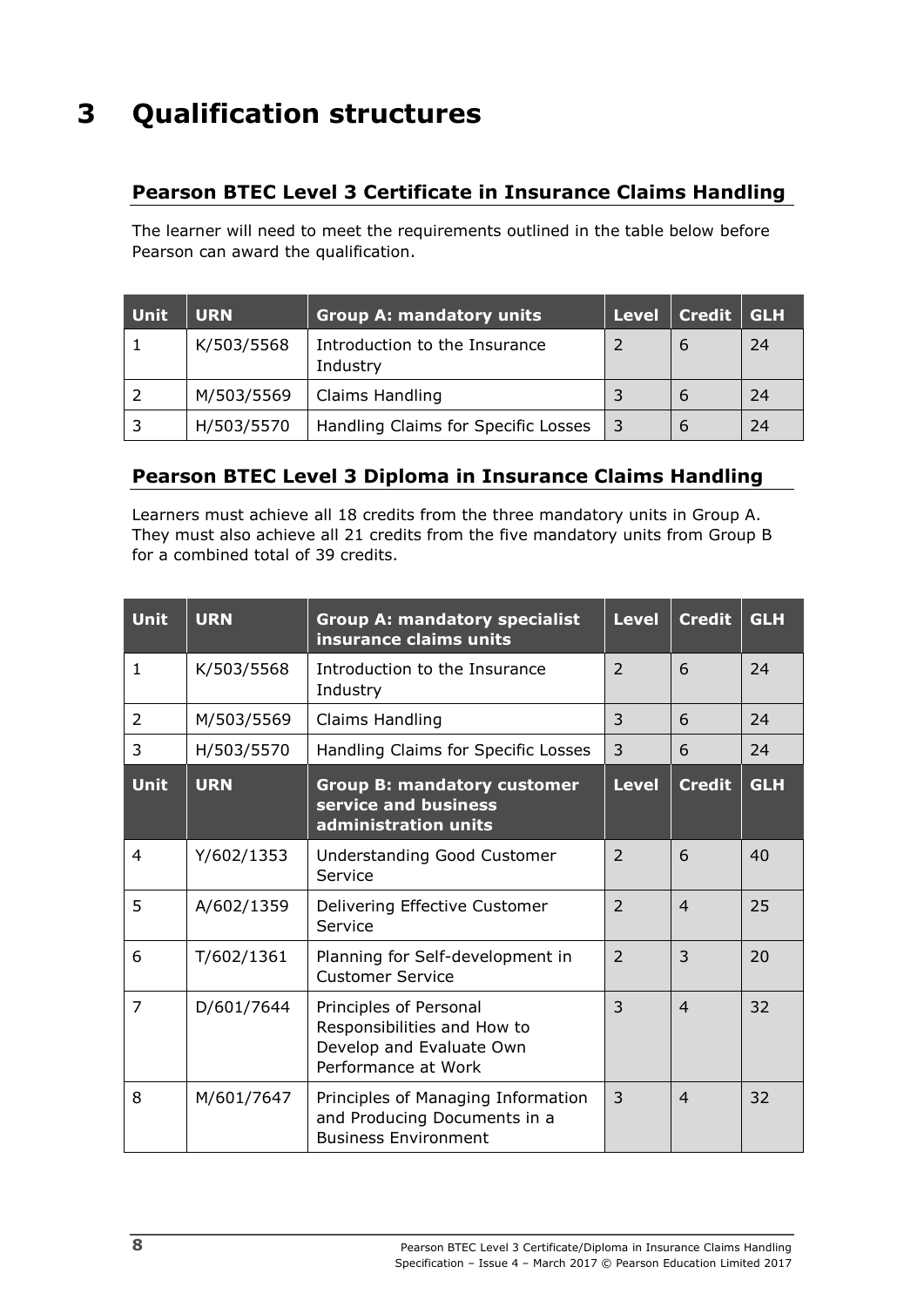# 3 Qualification structures

## Pearson BTEC Level 3 Certificate in Insurance Claims Handling

The learner will need to meet the requirements outlined in the table below before Pearson can award the qualification.

| Unit | URN | Group A: mandatory units | Level | Credit | GLH |
|---|---|---|---|---|---|
| 1 | K/503/5568 | Introduction to the Insurance Industry | 2 | 6 | 24 |
| 2 | M/503/5569 | Claims Handling | 3 | 6 | 24 |
| 3 | H/503/5570 | Handling Claims for Specific Losses | 3 | 6 | 24 |

## Pearson BTEC Level 3 Diploma in Insurance Claims Handling

Learners must achieve all 18 credits from the three mandatory units in Group A. They must also achieve all 21 credits from the five mandatory units from Group B for a combined total of 39 credits.

| Unit | URN | Group A: mandatory specialist insurance claims units | Level | Credit | GLH |
|---|---|---|---|---|---|
| 1 | K/503/5568 | Introduction to the Insurance Industry | 2 | 6 | 24 |
| 2 | M/503/5569 | Claims Handling | 3 | 6 | 24 |
| 3 | H/503/5570 | Handling Claims for Specific Losses | 3 | 6 | 24 |
| **Unit** | **URN** | **Group B: mandatory customer service and business administration units** | **Level** | **Credit** | **GLH** |
| 4 | Y/602/1353 | Understanding Good Customer Service | 2 | 6 | 40 |
| 5 | A/602/1359 | Delivering Effective Customer Service | 2 | 4 | 25 |
| 6 | T/602/1361 | Planning for Self-development in Customer Service | 2 | 3 | 20 |
| 7 | D/601/7644 | Principles of Personal Responsibilities and How to Develop and Evaluate Own Performance at Work | 3 | 4 | 32 |
| 8 | M/601/7647 | Principles of Managing Information and Producing Documents in a Business Environment | 3 | 4 | 32 |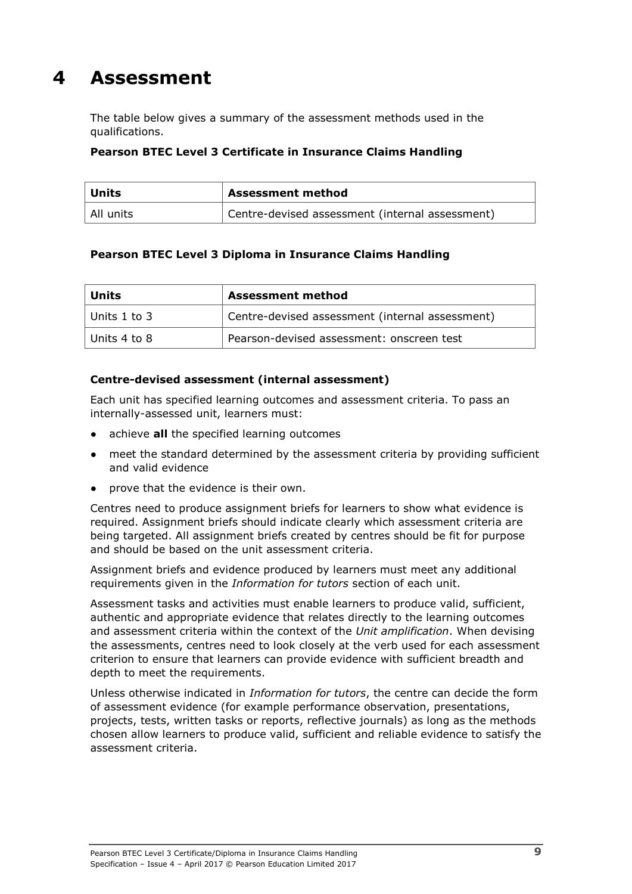# 4 Assessment

The table below gives a summary of the assessment methods used in the qualifications.

**Pearson BTEC Level 3 Certificate in Insurance Claims Handling**

| Units | Assessment method |
|---|---|
| All units | Centre-devised assessment (internal assessment) |

**Pearson BTEC Level 3 Diploma in Insurance Claims Handling**

| Units | Assessment method |
|---|---|
| Units 1 to 3 | Centre-devised assessment (internal assessment) |
| Units 4 to 8 | Pearson-devised assessment: onscreen test |

### Centre-devised assessment (internal assessment)

Each unit has specified learning outcomes and assessment criteria. To pass an internally-assessed unit, learners must:

- achieve **all** the specified learning outcomes
- meet the standard determined by the assessment criteria by providing sufficient and valid evidence
- prove that the evidence is their own.

Centres need to produce assignment briefs for learners to show what evidence is required. Assignment briefs should indicate clearly which assessment criteria are being targeted. All assignment briefs created by centres should be fit for purpose and should be based on the unit assessment criteria.

Assignment briefs and evidence produced by learners must meet any additional requirements given in the *Information for tutors* section of each unit.

Assessment tasks and activities must enable learners to produce valid, sufficient, authentic and appropriate evidence that relates directly to the learning outcomes and assessment criteria within the context of the *Unit amplification*. When devising the assessments, centres need to look closely at the verb used for each assessment criterion to ensure that learners can provide evidence with sufficient breadth and depth to meet the requirements.

Unless otherwise indicated in *Information for tutors*, the centre can decide the form of assessment evidence (for example performance observation, presentations, projects, tests, written tasks or reports, reflective journals) as long as the methods chosen allow learners to produce valid, sufficient and reliable evidence to satisfy the assessment criteria.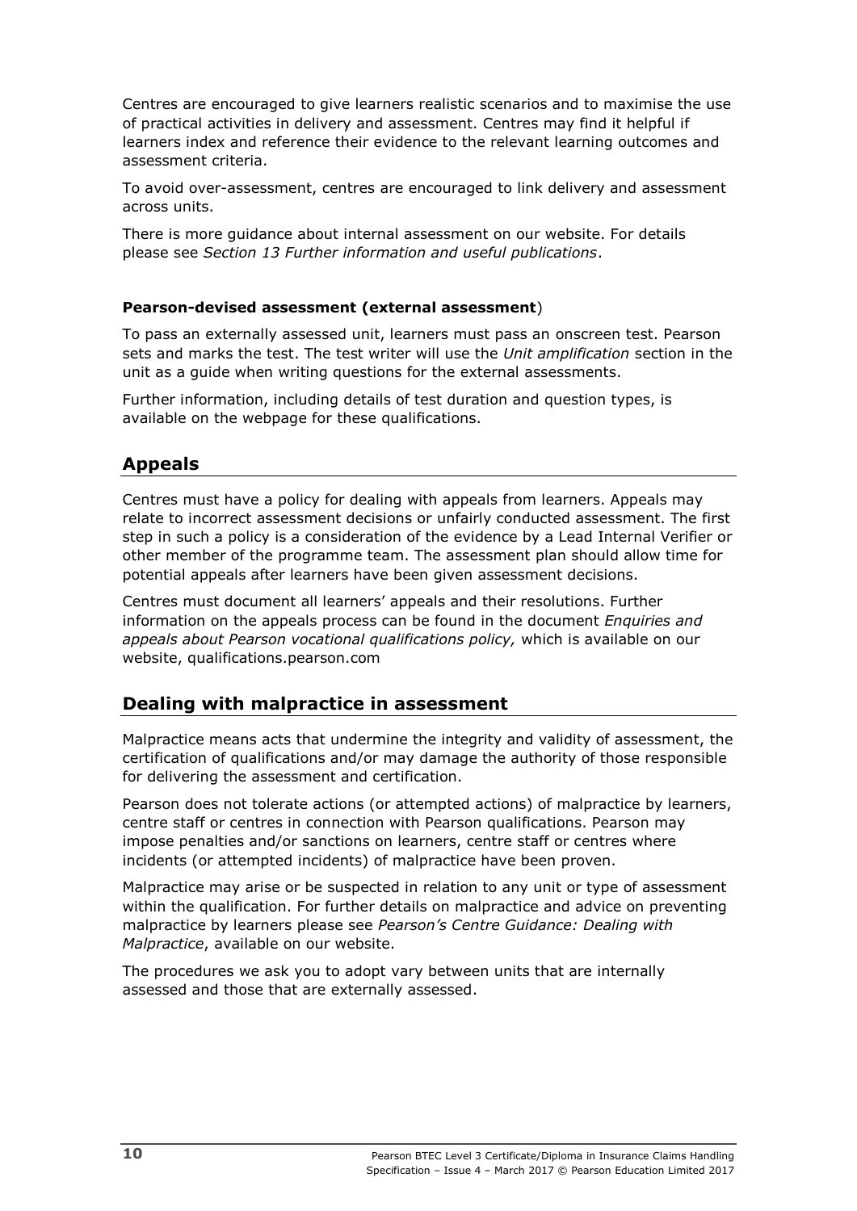Centres are encouraged to give learners realistic scenarios and to maximise the use of practical activities in delivery and assessment. Centres may find it helpful if learners index and reference their evidence to the relevant learning outcomes and assessment criteria.

To avoid over-assessment, centres are encouraged to link delivery and assessment across units.

There is more guidance about internal assessment on our website. For details please see *Section 13 Further information and useful publications*.

**Pearson-devised assessment (external assessment**)

To pass an externally assessed unit, learners must pass an onscreen test. Pearson sets and marks the test. The test writer will use the *Unit amplification* section in the unit as a guide when writing questions for the external assessments.

Further information, including details of test duration and question types, is available on the webpage for these qualifications.

## Appeals

Centres must have a policy for dealing with appeals from learners. Appeals may relate to incorrect assessment decisions or unfairly conducted assessment. The first step in such a policy is a consideration of the evidence by a Lead Internal Verifier or other member of the programme team. The assessment plan should allow time for potential appeals after learners have been given assessment decisions.

Centres must document all learners' appeals and their resolutions. Further information on the appeals process can be found in the document *Enquiries and appeals about Pearson vocational qualifications policy,* which is available on our website, qualifications.pearson.com

## Dealing with malpractice in assessment

Malpractice means acts that undermine the integrity and validity of assessment, the certification of qualifications and/or may damage the authority of those responsible for delivering the assessment and certification.

Pearson does not tolerate actions (or attempted actions) of malpractice by learners, centre staff or centres in connection with Pearson qualifications. Pearson may impose penalties and/or sanctions on learners, centre staff or centres where incidents (or attempted incidents) of malpractice have been proven.

Malpractice may arise or be suspected in relation to any unit or type of assessment within the qualification. For further details on malpractice and advice on preventing malpractice by learners please see *Pearson's Centre Guidance: Dealing with Malpractice*, available on our website.

The procedures we ask you to adopt vary between units that are internally assessed and those that are externally assessed.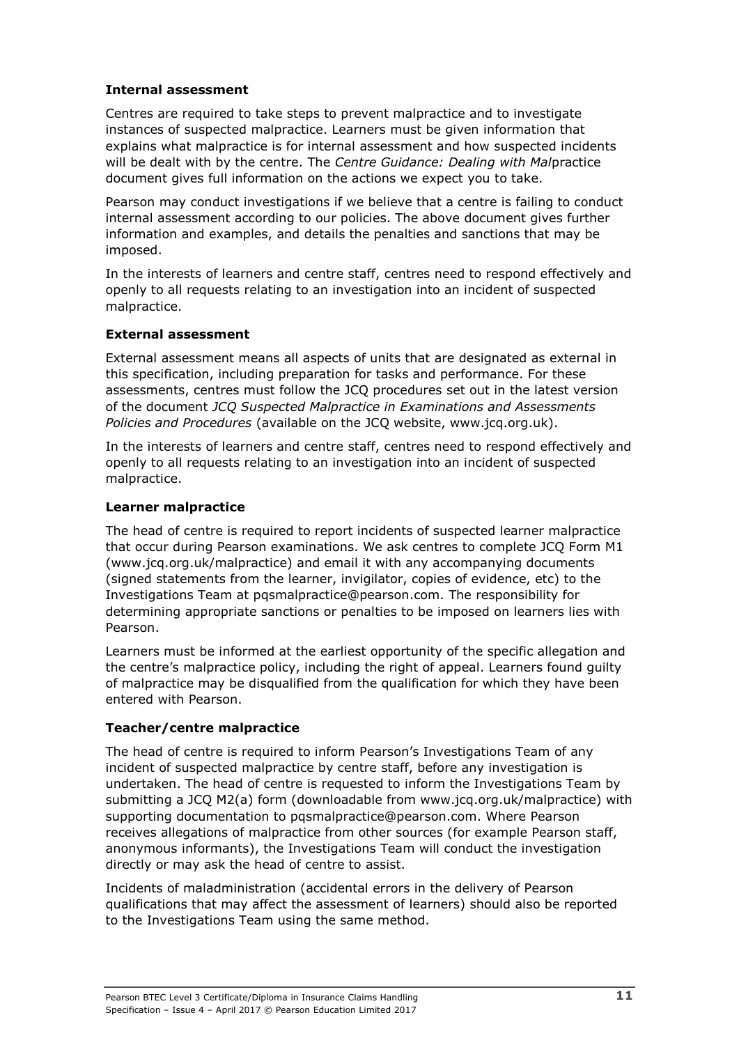### Internal assessment

Centres are required to take steps to prevent malpractice and to investigate instances of suspected malpractice. Learners must be given information that explains what malpractice is for internal assessment and how suspected incidents will be dealt with by the centre. The *Centre Guidance: Dealing with Mal*practice document gives full information on the actions we expect you to take.

Pearson may conduct investigations if we believe that a centre is failing to conduct internal assessment according to our policies. The above document gives further information and examples, and details the penalties and sanctions that may be imposed.

In the interests of learners and centre staff, centres need to respond effectively and openly to all requests relating to an investigation into an incident of suspected malpractice.

### External assessment

External assessment means all aspects of units that are designated as external in this specification, including preparation for tasks and performance. For these assessments, centres must follow the JCQ procedures set out in the latest version of the document *JCQ Suspected Malpractice in Examinations and Assessments Policies and Procedures* (available on the JCQ website, www.jcq.org.uk).

In the interests of learners and centre staff, centres need to respond effectively and openly to all requests relating to an investigation into an incident of suspected malpractice.

### Learner malpractice

The head of centre is required to report incidents of suspected learner malpractice that occur during Pearson examinations. We ask centres to complete JCQ Form M1 (www.jcq.org.uk/malpractice) and email it with any accompanying documents (signed statements from the learner, invigilator, copies of evidence, etc) to the Investigations Team at pqsmalpractice@pearson.com. The responsibility for determining appropriate sanctions or penalties to be imposed on learners lies with Pearson.

Learners must be informed at the earliest opportunity of the specific allegation and the centre's malpractice policy, including the right of appeal. Learners found guilty of malpractice may be disqualified from the qualification for which they have been entered with Pearson.

### Teacher/centre malpractice

The head of centre is required to inform Pearson's Investigations Team of any incident of suspected malpractice by centre staff, before any investigation is undertaken. The head of centre is requested to inform the Investigations Team by submitting a JCQ M2(a) form (downloadable from www.jcq.org.uk/malpractice) with supporting documentation to pqsmalpractice@pearson.com. Where Pearson receives allegations of malpractice from other sources (for example Pearson staff, anonymous informants), the Investigations Team will conduct the investigation directly or may ask the head of centre to assist.

Incidents of maladministration (accidental errors in the delivery of Pearson qualifications that may affect the assessment of learners) should also be reported to the Investigations Team using the same method.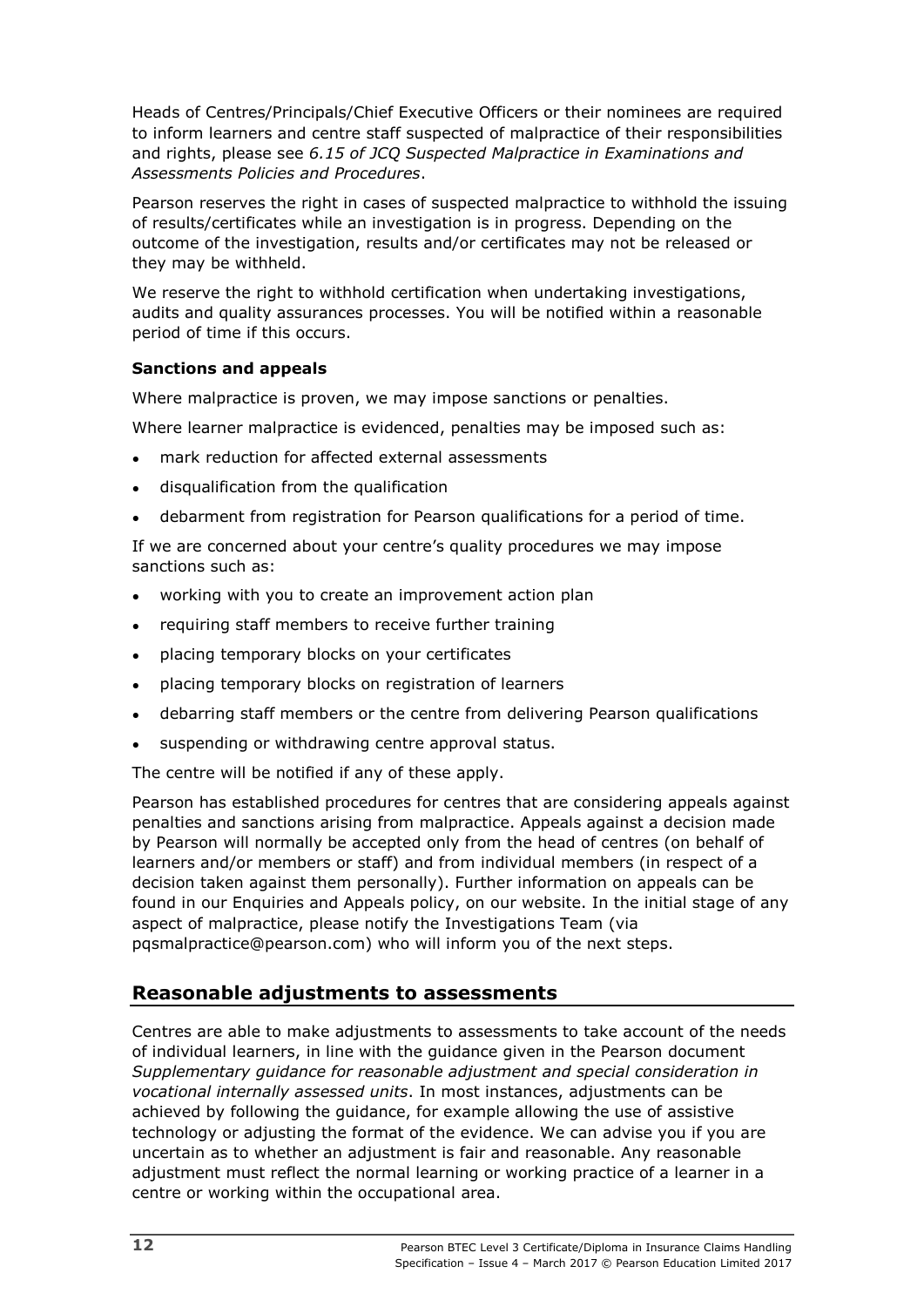Heads of Centres/Principals/Chief Executive Officers or their nominees are required to inform learners and centre staff suspected of malpractice of their responsibilities and rights, please see *6.15 of JCQ Suspected Malpractice in Examinations and Assessments Policies and Procedures*.

Pearson reserves the right in cases of suspected malpractice to withhold the issuing of results/certificates while an investigation is in progress. Depending on the outcome of the investigation, results and/or certificates may not be released or they may be withheld.

We reserve the right to withhold certification when undertaking investigations, audits and quality assurances processes. You will be notified within a reasonable period of time if this occurs.

**Sanctions and appeals**

Where malpractice is proven, we may impose sanctions or penalties.

Where learner malpractice is evidenced, penalties may be imposed such as:

- mark reduction for affected external assessments
- disqualification from the qualification
- debarment from registration for Pearson qualifications for a period of time.

If we are concerned about your centre's quality procedures we may impose sanctions such as:

- working with you to create an improvement action plan
- requiring staff members to receive further training
- placing temporary blocks on your certificates
- placing temporary blocks on registration of learners
- debarring staff members or the centre from delivering Pearson qualifications
- suspending or withdrawing centre approval status.

The centre will be notified if any of these apply.

Pearson has established procedures for centres that are considering appeals against penalties and sanctions arising from malpractice. Appeals against a decision made by Pearson will normally be accepted only from the head of centres (on behalf of learners and/or members or staff) and from individual members (in respect of a decision taken against them personally). Further information on appeals can be found in our Enquiries and Appeals policy, on our website. In the initial stage of any aspect of malpractice, please notify the Investigations Team (via pqsmalpractice@pearson.com) who will inform you of the next steps.

## Reasonable adjustments to assessments

Centres are able to make adjustments to assessments to take account of the needs of individual learners, in line with the guidance given in the Pearson document *Supplementary guidance for reasonable adjustment and special consideration in vocational internally assessed units*. In most instances, adjustments can be achieved by following the guidance, for example allowing the use of assistive technology or adjusting the format of the evidence. We can advise you if you are uncertain as to whether an adjustment is fair and reasonable. Any reasonable adjustment must reflect the normal learning or working practice of a learner in a centre or working within the occupational area.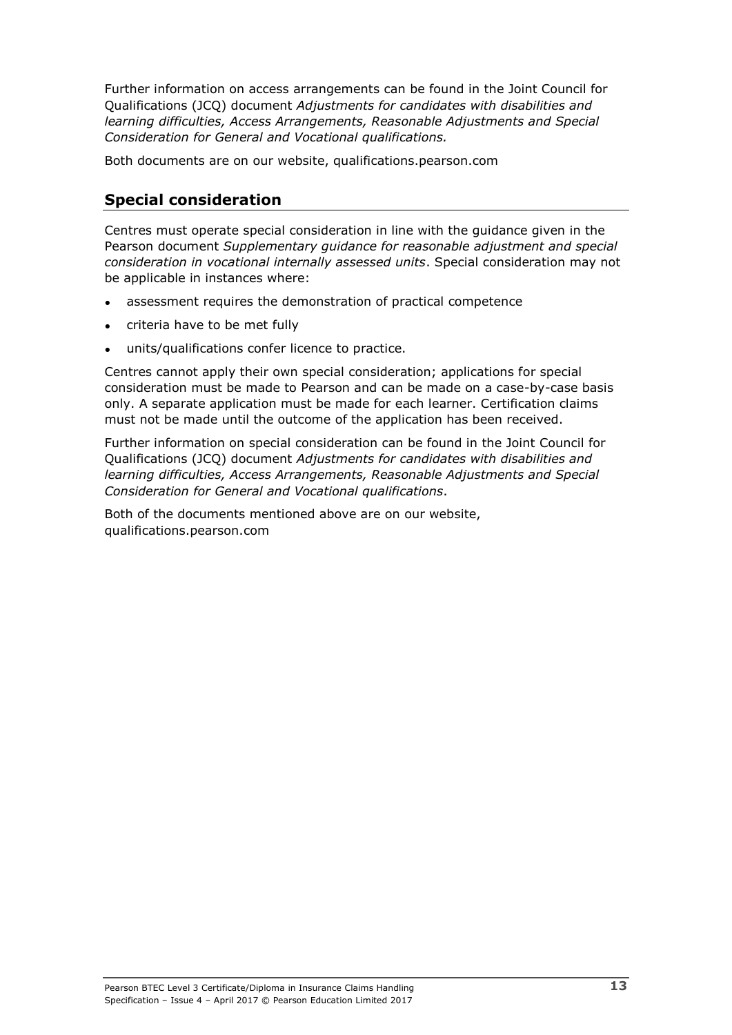Further information on access arrangements can be found in the Joint Council for Qualifications (JCQ) document *Adjustments for candidates with disabilities and learning difficulties, Access Arrangements, Reasonable Adjustments and Special Consideration for General and Vocational qualifications.*

Both documents are on our website, qualifications.pearson.com

## Special consideration

Centres must operate special consideration in line with the guidance given in the Pearson document *Supplementary guidance for reasonable adjustment and special consideration in vocational internally assessed units*. Special consideration may not be applicable in instances where:

- assessment requires the demonstration of practical competence
- criteria have to be met fully
- units/qualifications confer licence to practice.

Centres cannot apply their own special consideration; applications for special consideration must be made to Pearson and can be made on a case-by-case basis only. A separate application must be made for each learner. Certification claims must not be made until the outcome of the application has been received.

Further information on special consideration can be found in the Joint Council for Qualifications (JCQ) document *Adjustments for candidates with disabilities and learning difficulties, Access Arrangements, Reasonable Adjustments and Special Consideration for General and Vocational qualifications*.

Both of the documents mentioned above are on our website, qualifications.pearson.com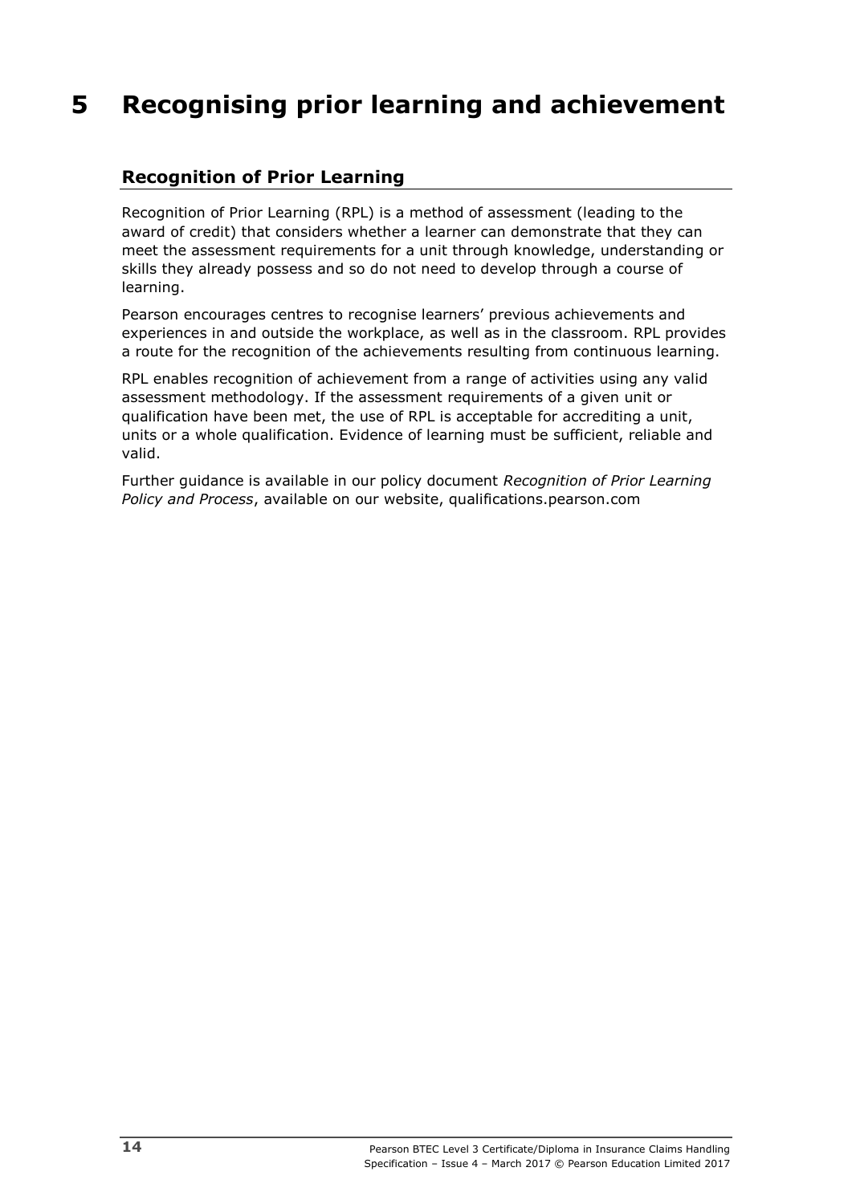# 5 Recognising prior learning and achievement

## Recognition of Prior Learning

Recognition of Prior Learning (RPL) is a method of assessment (leading to the award of credit) that considers whether a learner can demonstrate that they can meet the assessment requirements for a unit through knowledge, understanding or skills they already possess and so do not need to develop through a course of learning.

Pearson encourages centres to recognise learners' previous achievements and experiences in and outside the workplace, as well as in the classroom. RPL provides a route for the recognition of the achievements resulting from continuous learning.

RPL enables recognition of achievement from a range of activities using any valid assessment methodology. If the assessment requirements of a given unit or qualification have been met, the use of RPL is acceptable for accrediting a unit, units or a whole qualification. Evidence of learning must be sufficient, reliable and valid.

Further guidance is available in our policy document *Recognition of Prior Learning Policy and Process*, available on our website, qualifications.pearson.com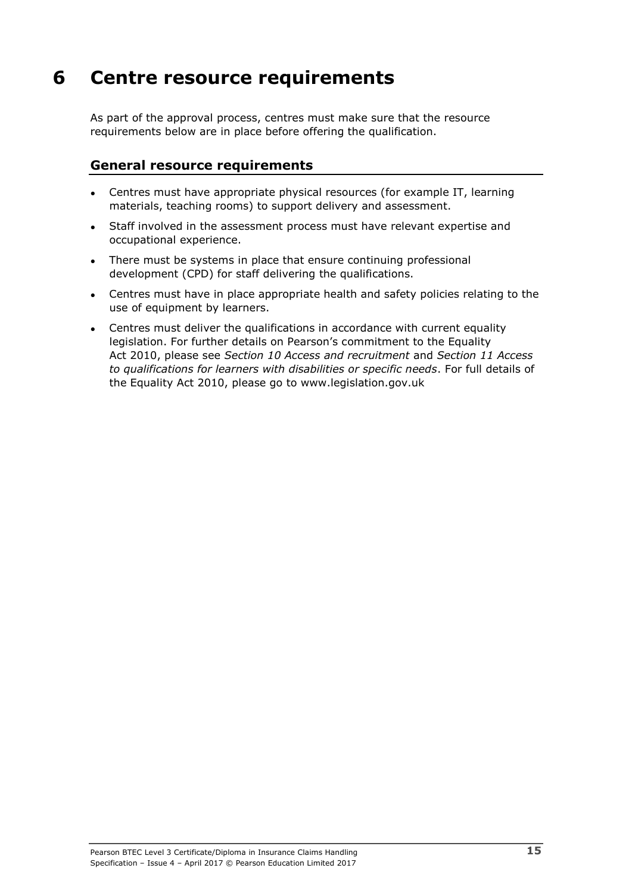# 6 Centre resource requirements

As part of the approval process, centres must make sure that the resource requirements below are in place before offering the qualification.

## General resource requirements

- Centres must have appropriate physical resources (for example IT, learning materials, teaching rooms) to support delivery and assessment.
- Staff involved in the assessment process must have relevant expertise and occupational experience.
- There must be systems in place that ensure continuing professional development (CPD) for staff delivering the qualifications.
- Centres must have in place appropriate health and safety policies relating to the use of equipment by learners.
- Centres must deliver the qualifications in accordance with current equality legislation. For further details on Pearson's commitment to the Equality Act 2010, please see *Section 10 Access and recruitment* and *Section 11 Access to qualifications for learners with disabilities or specific needs*. For full details of the Equality Act 2010, please go to www.legislation.gov.uk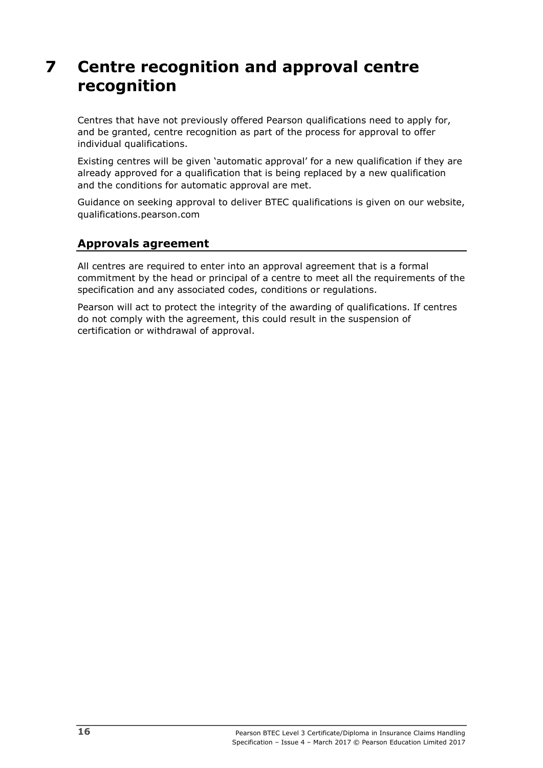# 7 Centre recognition and approval centre recognition

Centres that have not previously offered Pearson qualifications need to apply for, and be granted, centre recognition as part of the process for approval to offer individual qualifications.

Existing centres will be given 'automatic approval' for a new qualification if they are already approved for a qualification that is being replaced by a new qualification and the conditions for automatic approval are met.

Guidance on seeking approval to deliver BTEC qualifications is given on our website, qualifications.pearson.com

## Approvals agreement

All centres are required to enter into an approval agreement that is a formal commitment by the head or principal of a centre to meet all the requirements of the specification and any associated codes, conditions or regulations.

Pearson will act to protect the integrity of the awarding of qualifications. If centres do not comply with the agreement, this could result in the suspension of certification or withdrawal of approval.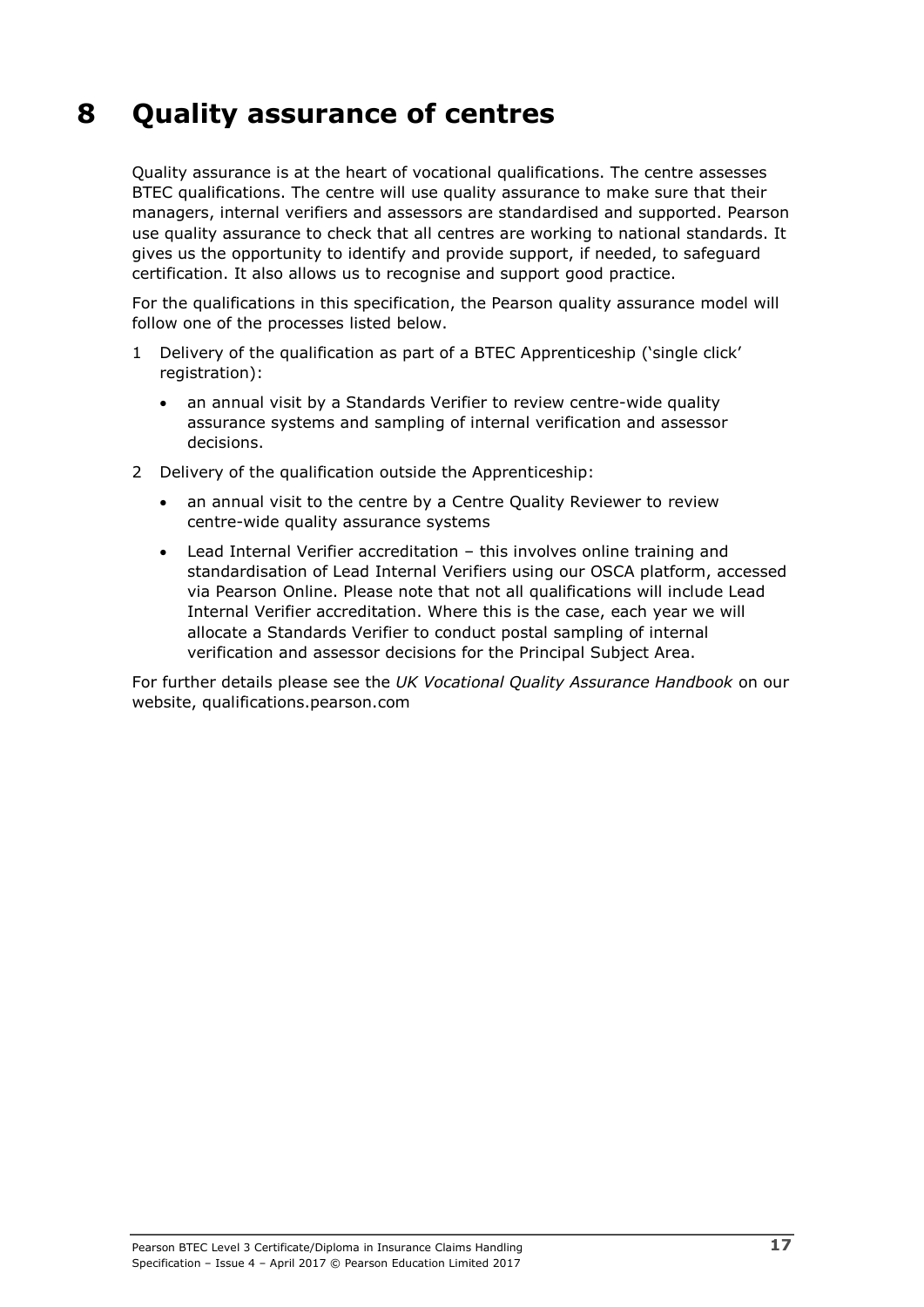# 8 Quality assurance of centres

Quality assurance is at the heart of vocational qualifications. The centre assesses BTEC qualifications. The centre will use quality assurance to make sure that their managers, internal verifiers and assessors are standardised and supported. Pearson use quality assurance to check that all centres are working to national standards. It gives us the opportunity to identify and provide support, if needed, to safeguard certification. It also allows us to recognise and support good practice.

For the qualifications in this specification, the Pearson quality assurance model will follow one of the processes listed below.

1 Delivery of the qualification as part of a BTEC Apprenticeship ('single click' registration):

   - an annual visit by a Standards Verifier to review centre-wide quality assurance systems and sampling of internal verification and assessor decisions.

2 Delivery of the qualification outside the Apprenticeship:

   - an annual visit to the centre by a Centre Quality Reviewer to review centre-wide quality assurance systems
   - Lead Internal Verifier accreditation – this involves online training and standardisation of Lead Internal Verifiers using our OSCA platform, accessed via Pearson Online. Please note that not all qualifications will include Lead Internal Verifier accreditation. Where this is the case, each year we will allocate a Standards Verifier to conduct postal sampling of internal verification and assessor decisions for the Principal Subject Area.

For further details please see the *UK Vocational Quality Assurance Handbook* on our website, qualifications.pearson.com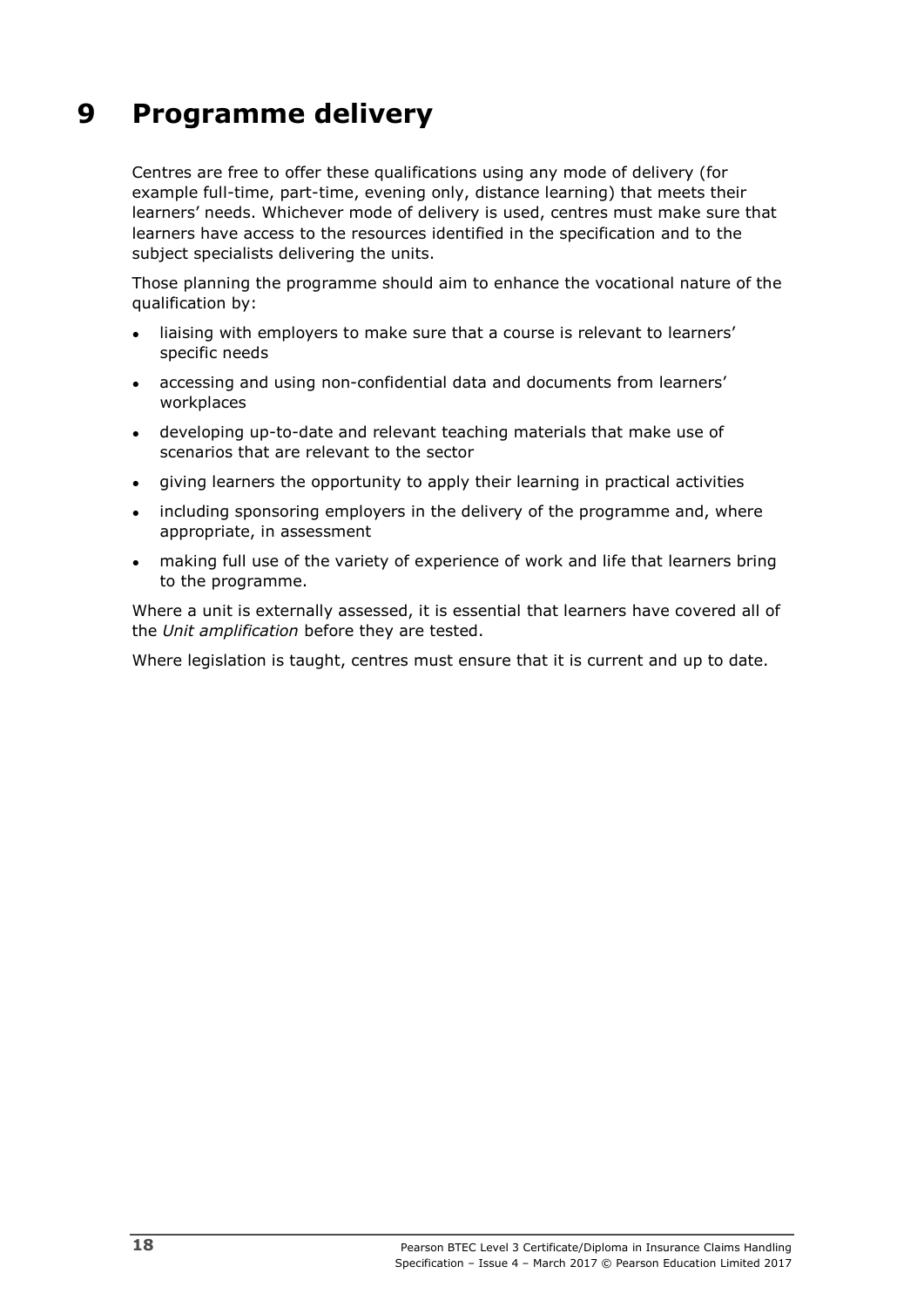# 9 Programme delivery

Centres are free to offer these qualifications using any mode of delivery (for example full-time, part-time, evening only, distance learning) that meets their learners' needs. Whichever mode of delivery is used, centres must make sure that learners have access to the resources identified in the specification and to the subject specialists delivering the units.

Those planning the programme should aim to enhance the vocational nature of the qualification by:

- liaising with employers to make sure that a course is relevant to learners' specific needs
- accessing and using non-confidential data and documents from learners' workplaces
- developing up-to-date and relevant teaching materials that make use of scenarios that are relevant to the sector
- giving learners the opportunity to apply their learning in practical activities
- including sponsoring employers in the delivery of the programme and, where appropriate, in assessment
- making full use of the variety of experience of work and life that learners bring to the programme.

Where a unit is externally assessed, it is essential that learners have covered all of the *Unit amplification* before they are tested.

Where legislation is taught, centres must ensure that it is current and up to date.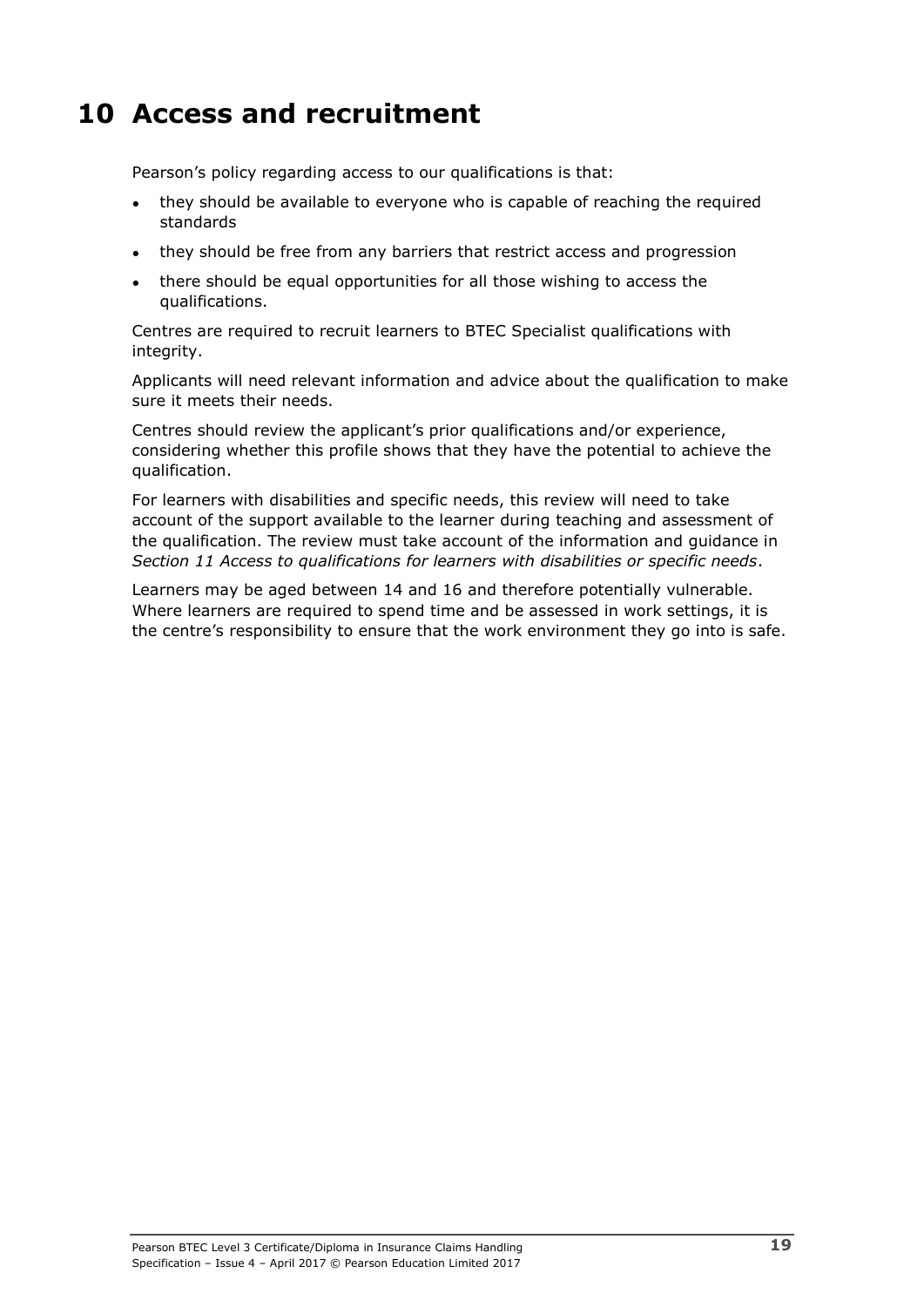# 10 Access and recruitment

Pearson's policy regarding access to our qualifications is that:

- they should be available to everyone who is capable of reaching the required standards
- they should be free from any barriers that restrict access and progression
- there should be equal opportunities for all those wishing to access the qualifications.

Centres are required to recruit learners to BTEC Specialist qualifications with integrity.

Applicants will need relevant information and advice about the qualification to make sure it meets their needs.

Centres should review the applicant's prior qualifications and/or experience, considering whether this profile shows that they have the potential to achieve the qualification.

For learners with disabilities and specific needs, this review will need to take account of the support available to the learner during teaching and assessment of the qualification. The review must take account of the information and guidance in *Section 11 Access to qualifications for learners with disabilities or specific needs*.

Learners may be aged between 14 and 16 and therefore potentially vulnerable. Where learners are required to spend time and be assessed in work settings, it is the centre's responsibility to ensure that the work environment they go into is safe.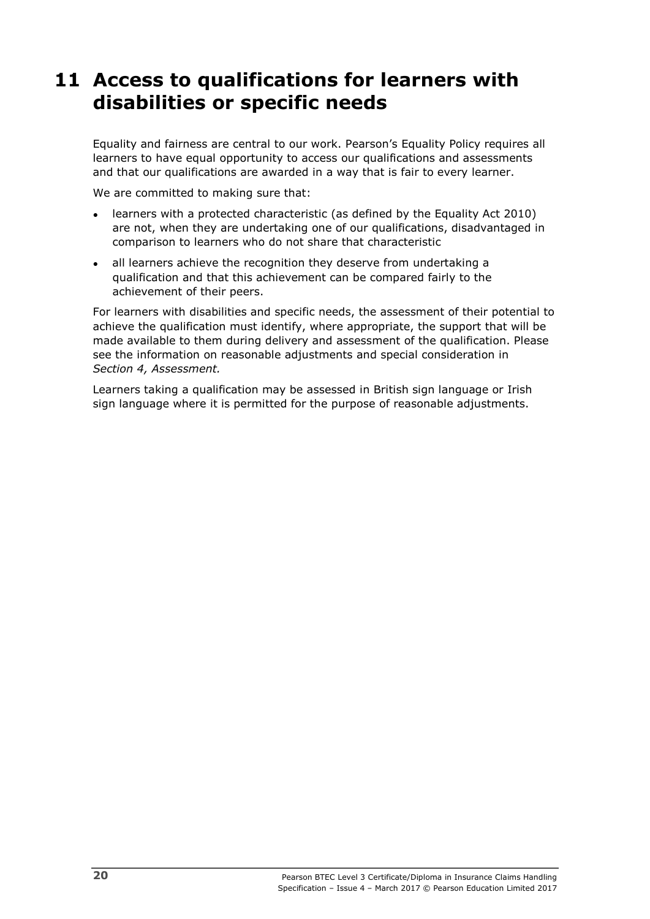# 11 Access to qualifications for learners with disabilities or specific needs

Equality and fairness are central to our work. Pearson's Equality Policy requires all learners to have equal opportunity to access our qualifications and assessments and that our qualifications are awarded in a way that is fair to every learner.

We are committed to making sure that:

- learners with a protected characteristic (as defined by the Equality Act 2010) are not, when they are undertaking one of our qualifications, disadvantaged in comparison to learners who do not share that characteristic
- all learners achieve the recognition they deserve from undertaking a qualification and that this achievement can be compared fairly to the achievement of their peers.

For learners with disabilities and specific needs, the assessment of their potential to achieve the qualification must identify, where appropriate, the support that will be made available to them during delivery and assessment of the qualification. Please see the information on reasonable adjustments and special consideration in *Section 4, Assessment.*

Learners taking a qualification may be assessed in British sign language or Irish sign language where it is permitted for the purpose of reasonable adjustments.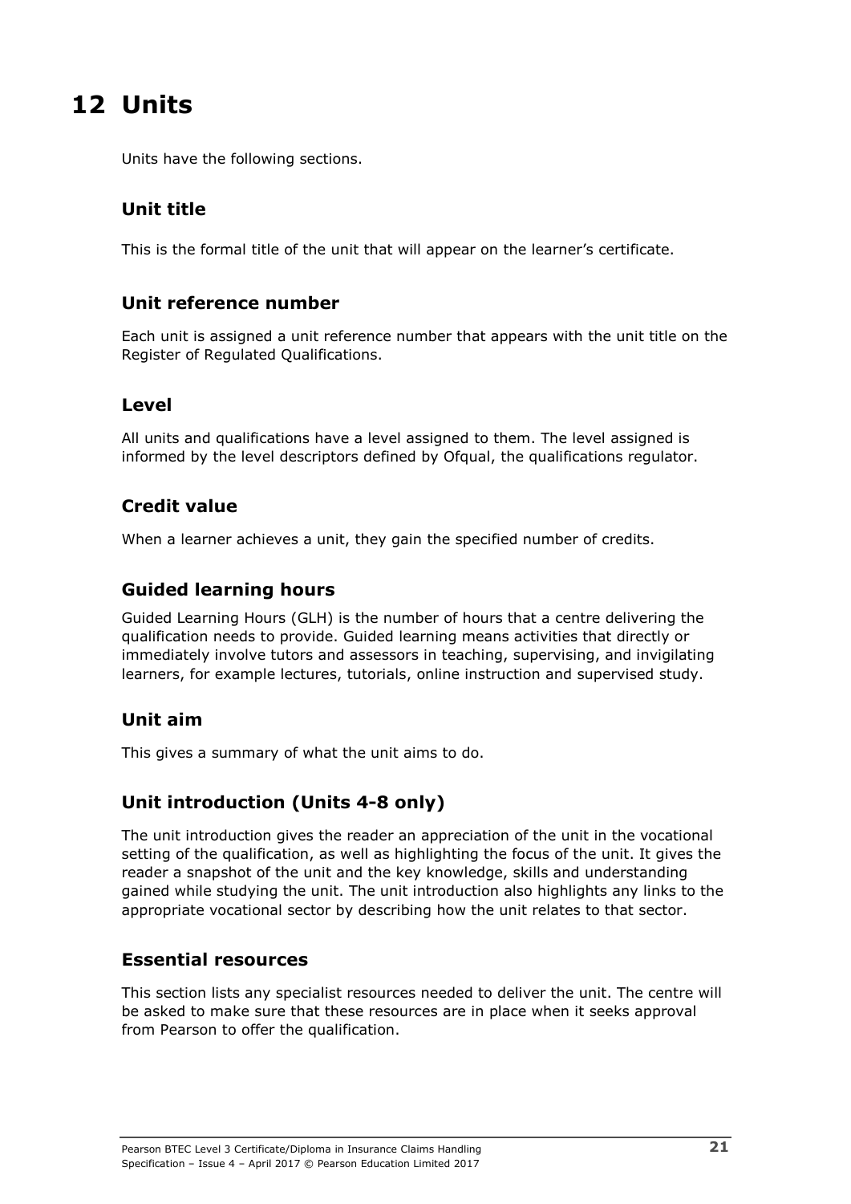# 12 Units

Units have the following sections.

## Unit title

This is the formal title of the unit that will appear on the learner's certificate.

## Unit reference number

Each unit is assigned a unit reference number that appears with the unit title on the Register of Regulated Qualifications.

## Level

All units and qualifications have a level assigned to them. The level assigned is informed by the level descriptors defined by Ofqual, the qualifications regulator.

## Credit value

When a learner achieves a unit, they gain the specified number of credits.

## Guided learning hours

Guided Learning Hours (GLH) is the number of hours that a centre delivering the qualification needs to provide. Guided learning means activities that directly or immediately involve tutors and assessors in teaching, supervising, and invigilating learners, for example lectures, tutorials, online instruction and supervised study.

## Unit aim

This gives a summary of what the unit aims to do.

## Unit introduction (Units 4-8 only)

The unit introduction gives the reader an appreciation of the unit in the vocational setting of the qualification, as well as highlighting the focus of the unit. It gives the reader a snapshot of the unit and the key knowledge, skills and understanding gained while studying the unit. The unit introduction also highlights any links to the appropriate vocational sector by describing how the unit relates to that sector.

## Essential resources

This section lists any specialist resources needed to deliver the unit. The centre will be asked to make sure that these resources are in place when it seeks approval from Pearson to offer the qualification.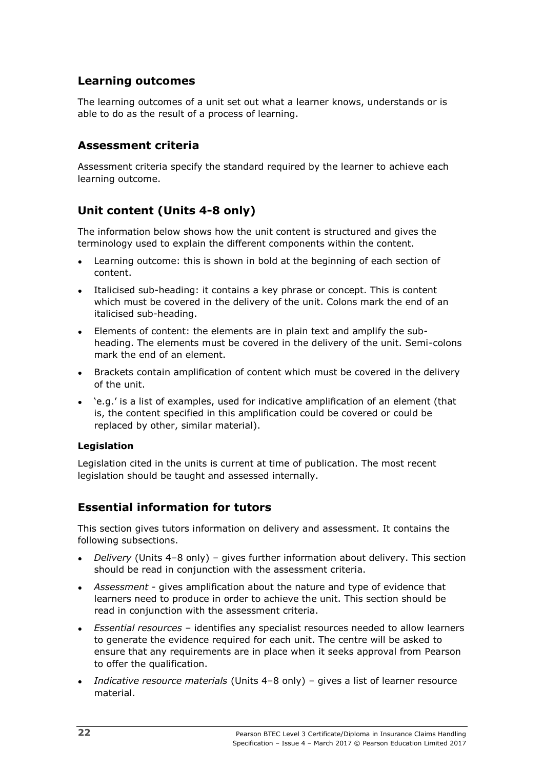## Learning outcomes

The learning outcomes of a unit set out what a learner knows, understands or is able to do as the result of a process of learning.

## Assessment criteria

Assessment criteria specify the standard required by the learner to achieve each learning outcome.

## Unit content (Units 4-8 only)

The information below shows how the unit content is structured and gives the terminology used to explain the different components within the content.

- Learning outcome: this is shown in bold at the beginning of each section of content.
- Italicised sub-heading: it contains a key phrase or concept. This is content which must be covered in the delivery of the unit. Colons mark the end of an italicised sub-heading.
- Elements of content: the elements are in plain text and amplify the sub-heading. The elements must be covered in the delivery of the unit. Semi-colons mark the end of an element.
- Brackets contain amplification of content which must be covered in the delivery of the unit.
- 'e.g.' is a list of examples, used for indicative amplification of an element (that is, the content specified in this amplification could be covered or could be replaced by other, similar material).

#### Legislation

Legislation cited in the units is current at time of publication. The most recent legislation should be taught and assessed internally.

## Essential information for tutors

This section gives tutors information on delivery and assessment. It contains the following subsections.

- *Delivery* (Units 4–8 only) – gives further information about delivery. This section should be read in conjunction with the assessment criteria.
- *Assessment* - gives amplification about the nature and type of evidence that learners need to produce in order to achieve the unit. This section should be read in conjunction with the assessment criteria.
- *Essential resources* – identifies any specialist resources needed to allow learners to generate the evidence required for each unit. The centre will be asked to ensure that any requirements are in place when it seeks approval from Pearson to offer the qualification.
- *Indicative resource materials* (Units 4–8 only) – gives a list of learner resource material.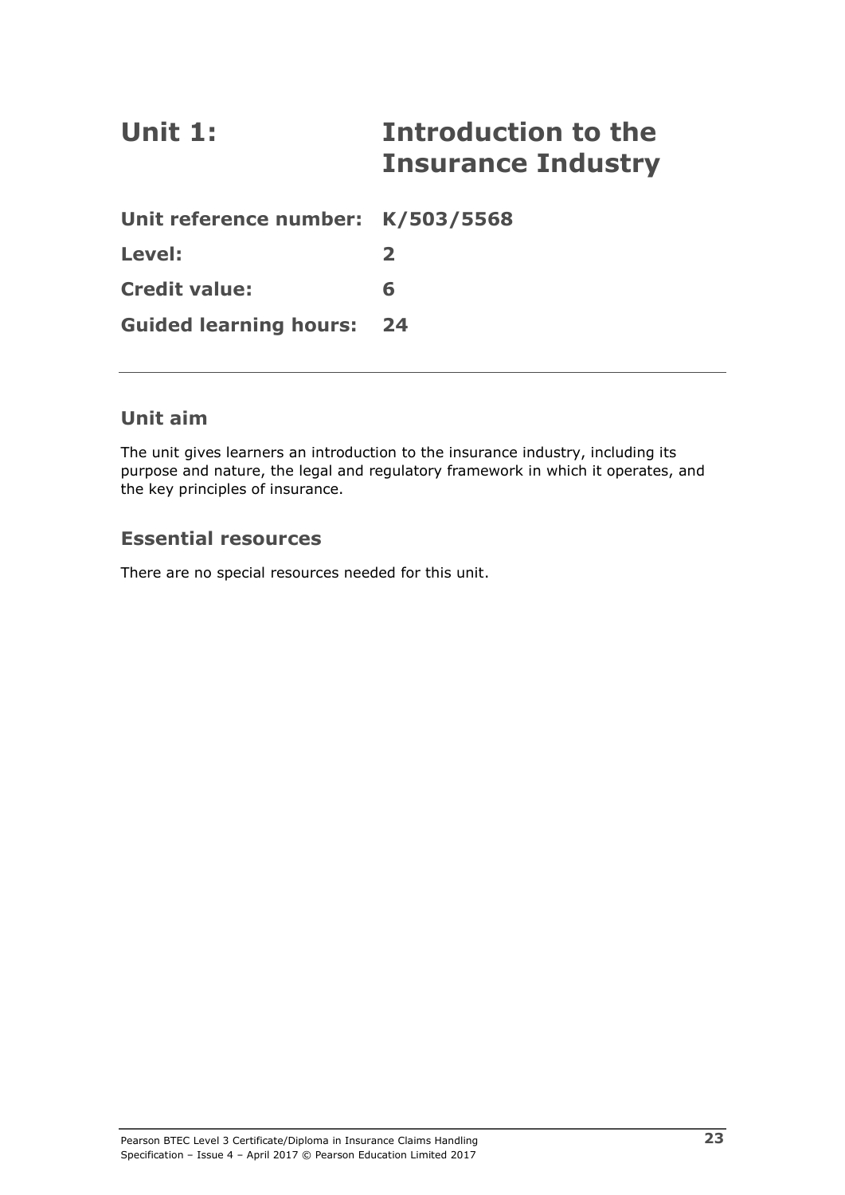# Unit 1: Introduction to the Insurance Industry

**Unit reference number: K/503/5568**

**Level: 2**

**Credit value: 6**

**Guided learning hours: 24**

---

## Unit aim

The unit gives learners an introduction to the insurance industry, including its purpose and nature, the legal and regulatory framework in which it operates, and the key principles of insurance.

## Essential resources

There are no special resources needed for this unit.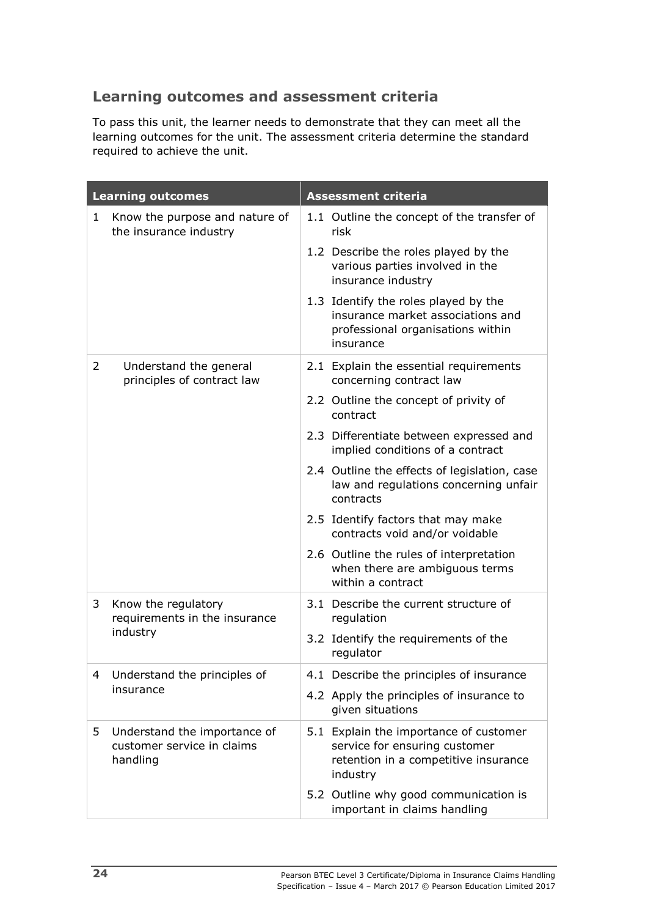## Learning outcomes and assessment criteria

To pass this unit, the learner needs to demonstrate that they can meet all the learning outcomes for the unit. The assessment criteria determine the standard required to achieve the unit.

| Learning outcomes | Assessment criteria |
|---|---|
| 1 Know the purpose and nature of the insurance industry | 1.1 Outline the concept of the transfer of risk |
| | 1.2 Describe the roles played by the various parties involved in the insurance industry |
| | 1.3 Identify the roles played by the insurance market associations and professional organisations within insurance |
| 2 Understand the general principles of contract law | 2.1 Explain the essential requirements concerning contract law |
| | 2.2 Outline the concept of privity of contract |
| | 2.3 Differentiate between expressed and implied conditions of a contract |
| | 2.4 Outline the effects of legislation, case law and regulations concerning unfair contracts |
| | 2.5 Identify factors that may make contracts void and/or voidable |
| | 2.6 Outline the rules of interpretation when there are ambiguous terms within a contract |
| 3 Know the regulatory requirements in the insurance industry | 3.1 Describe the current structure of regulation |
| | 3.2 Identify the requirements of the regulator |
| 4 Understand the principles of insurance | 4.1 Describe the principles of insurance |
| | 4.2 Apply the principles of insurance to given situations |
| 5 Understand the importance of customer service in claims handling | 5.1 Explain the importance of customer service for ensuring customer retention in a competitive insurance industry |
| | 5.2 Outline why good communication is important in claims handling |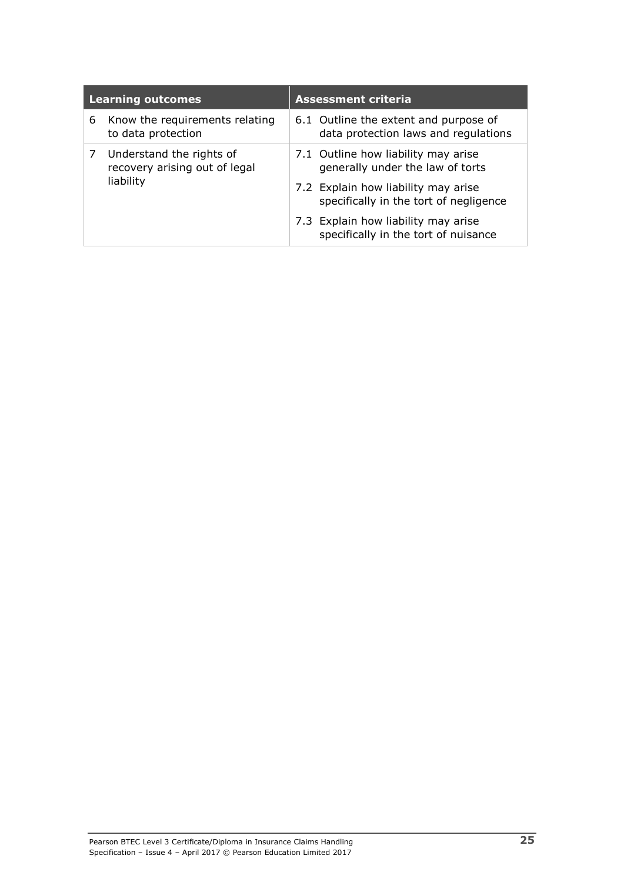| Learning outcomes | Assessment criteria |
|---|---|
| 6 Know the requirements relating to data protection | 6.1 Outline the extent and purpose of data protection laws and regulations |
| 7 Understand the rights of recovery arising out of legal liability | 7.1 Outline how liability may arise generally under the law of torts |
| | 7.2 Explain how liability may arise specifically in the tort of negligence |
| | 7.3 Explain how liability may arise specifically in the tort of nuisance |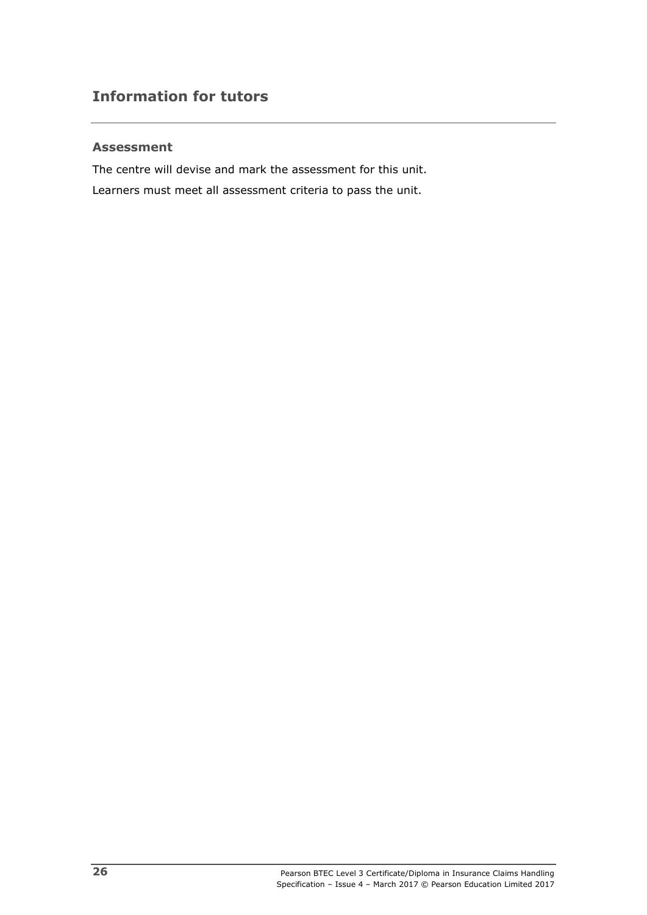## Information for tutors

### Assessment

The centre will devise and mark the assessment for this unit.

Learners must meet all assessment criteria to pass the unit.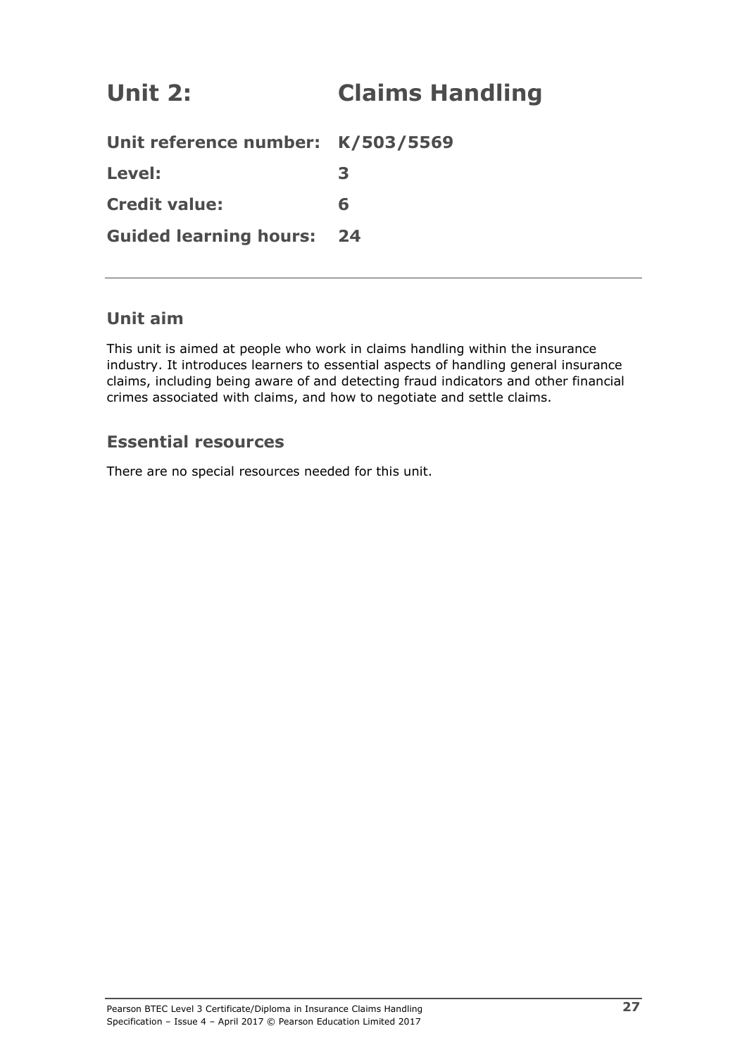# Unit 2: Claims Handling

**Unit reference number:** **K/503/5569**

**Level:** **3**

**Credit value:** **6**

**Guided learning hours:** **24**

---

## Unit aim

This unit is aimed at people who work in claims handling within the insurance industry. It introduces learners to essential aspects of handling general insurance claims, including being aware of and detecting fraud indicators and other financial crimes associated with claims, and how to negotiate and settle claims.

## Essential resources

There are no special resources needed for this unit.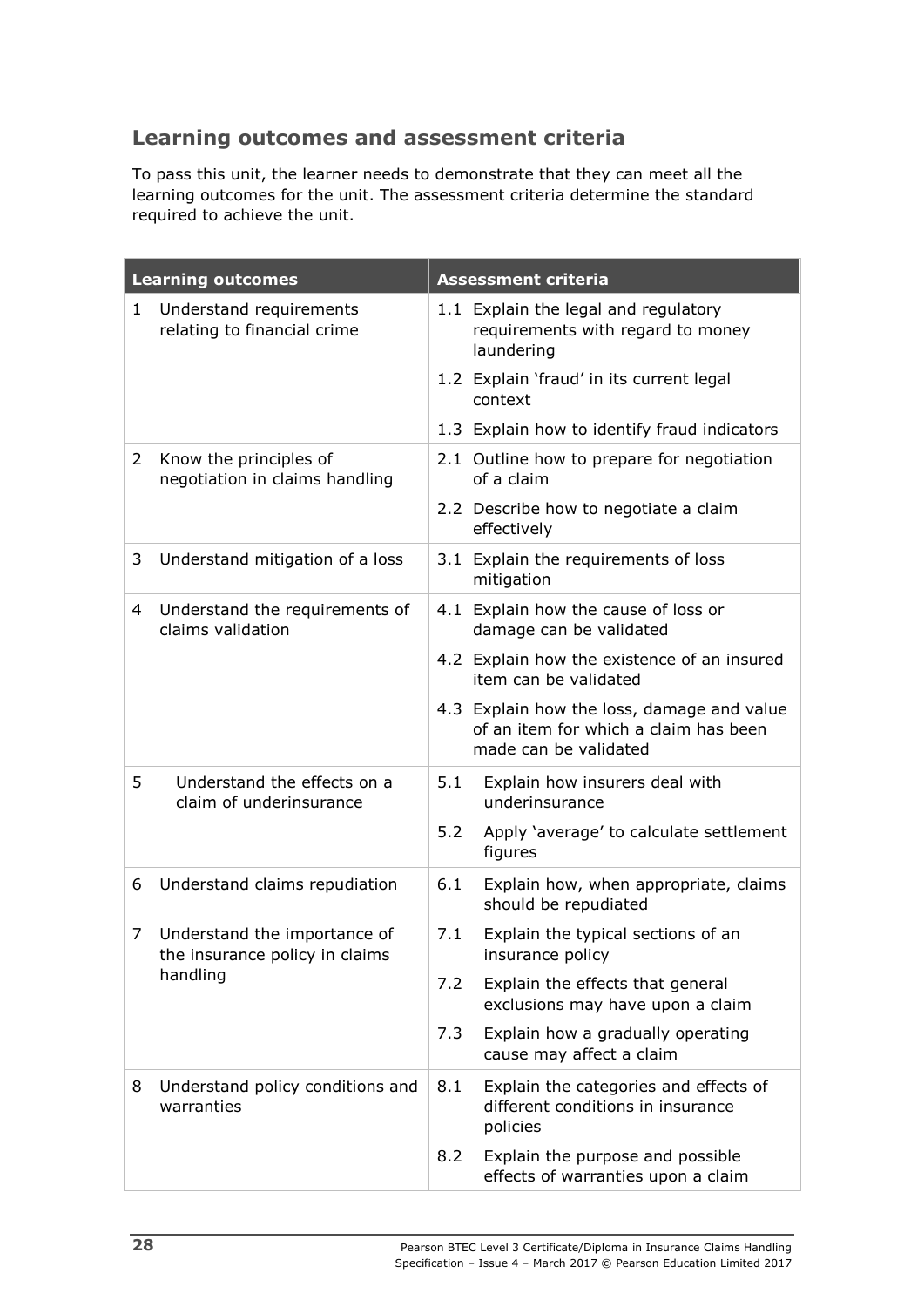## Learning outcomes and assessment criteria

To pass this unit, the learner needs to demonstrate that they can meet all the learning outcomes for the unit. The assessment criteria determine the standard required to achieve the unit.

| Learning outcomes | Assessment criteria |
|---|---|
| 1 Understand requirements relating to financial crime | 1.1 Explain the legal and regulatory requirements with regard to money laundering |
| | 1.2 Explain 'fraud' in its current legal context |
| | 1.3 Explain how to identify fraud indicators |
| 2 Know the principles of negotiation in claims handling | 2.1 Outline how to prepare for negotiation of a claim |
| | 2.2 Describe how to negotiate a claim effectively |
| 3 Understand mitigation of a loss | 3.1 Explain the requirements of loss mitigation |
| 4 Understand the requirements of claims validation | 4.1 Explain how the cause of loss or damage can be validated |
| | 4.2 Explain how the existence of an insured item can be validated |
| | 4.3 Explain how the loss, damage and value of an item for which a claim has been made can be validated |
| 5 Understand the effects on a claim of underinsurance | 5.1 Explain how insurers deal with underinsurance |
| | 5.2 Apply 'average' to calculate settlement figures |
| 6 Understand claims repudiation | 6.1 Explain how, when appropriate, claims should be repudiated |
| 7 Understand the importance of the insurance policy in claims handling | 7.1 Explain the typical sections of an insurance policy |
| | 7.2 Explain the effects that general exclusions may have upon a claim |
| | 7.3 Explain how a gradually operating cause may affect a claim |
| 8 Understand policy conditions and warranties | 8.1 Explain the categories and effects of different conditions in insurance policies |
| | 8.2 Explain the purpose and possible effects of warranties upon a claim |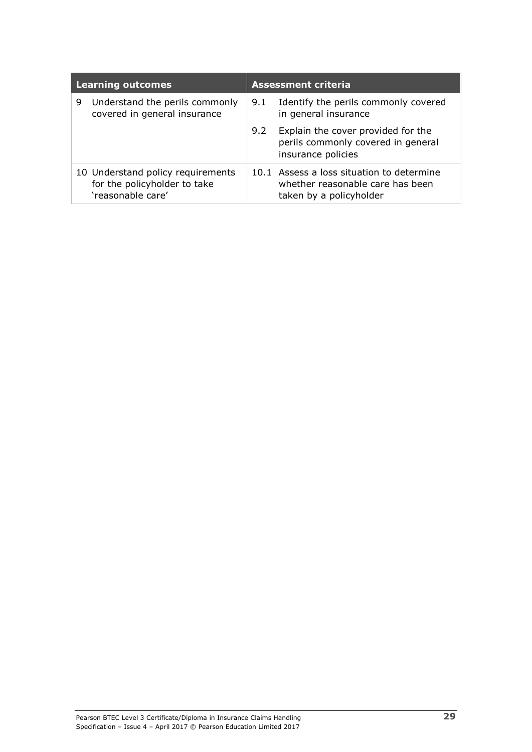| Learning outcomes | Assessment criteria |
|---|---|
| 9 Understand the perils commonly covered in general insurance | 9.1 Identify the perils commonly covered in general insurance |
| | 9.2 Explain the cover provided for the perils commonly covered in general insurance policies |
| 10 Understand policy requirements for the policyholder to take 'reasonable care' | 10.1 Assess a loss situation to determine whether reasonable care has been taken by a policyholder |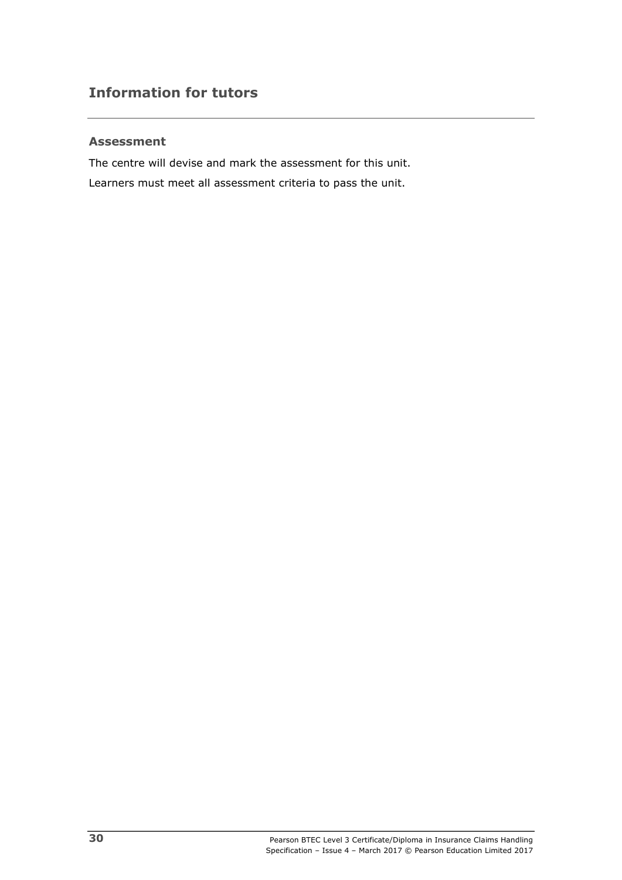## Information for tutors

### Assessment

The centre will devise and mark the assessment for this unit.

Learners must meet all assessment criteria to pass the unit.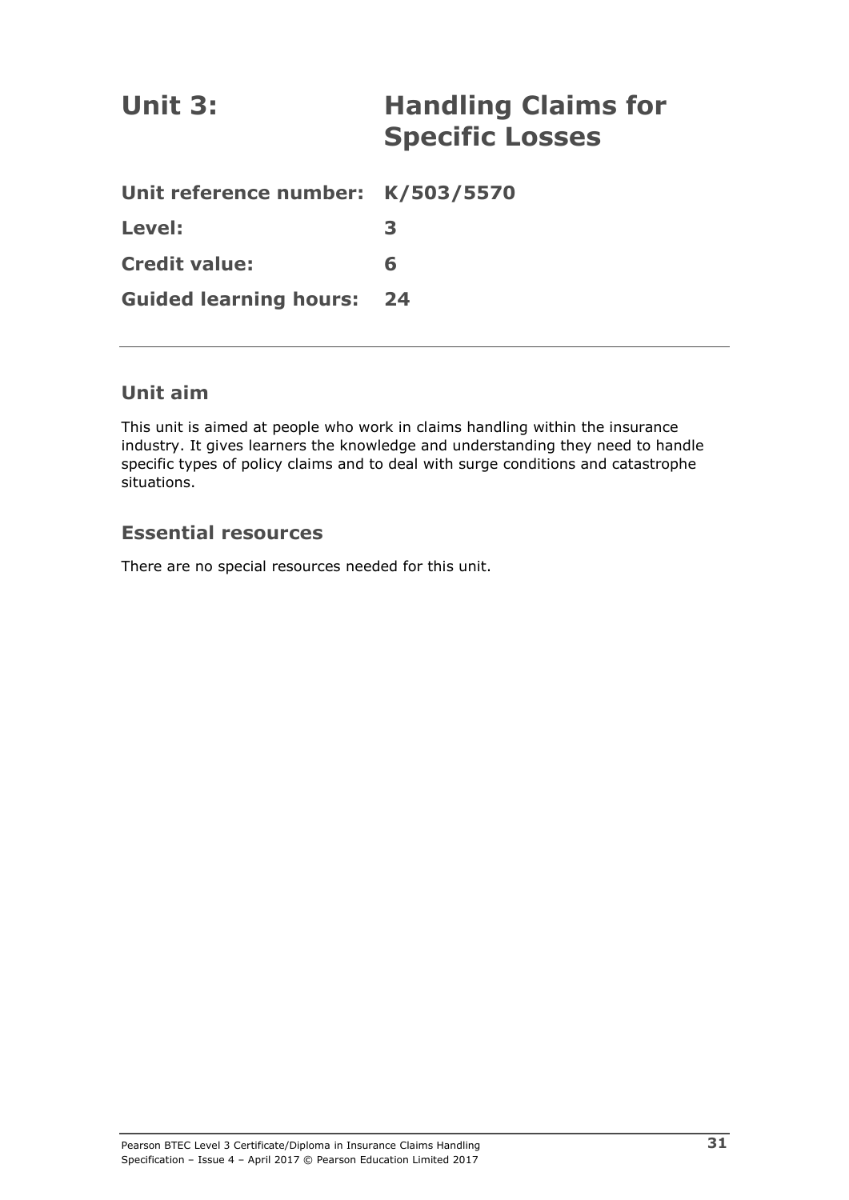# Unit 3: Handling Claims for Specific Losses

**Unit reference number: K/503/5570**

**Level: 3**

**Credit value: 6**

**Guided learning hours: 24**

---

## Unit aim

This unit is aimed at people who work in claims handling within the insurance industry. It gives learners the knowledge and understanding they need to handle specific types of policy claims and to deal with surge conditions and catastrophe situations.

## Essential resources

There are no special resources needed for this unit.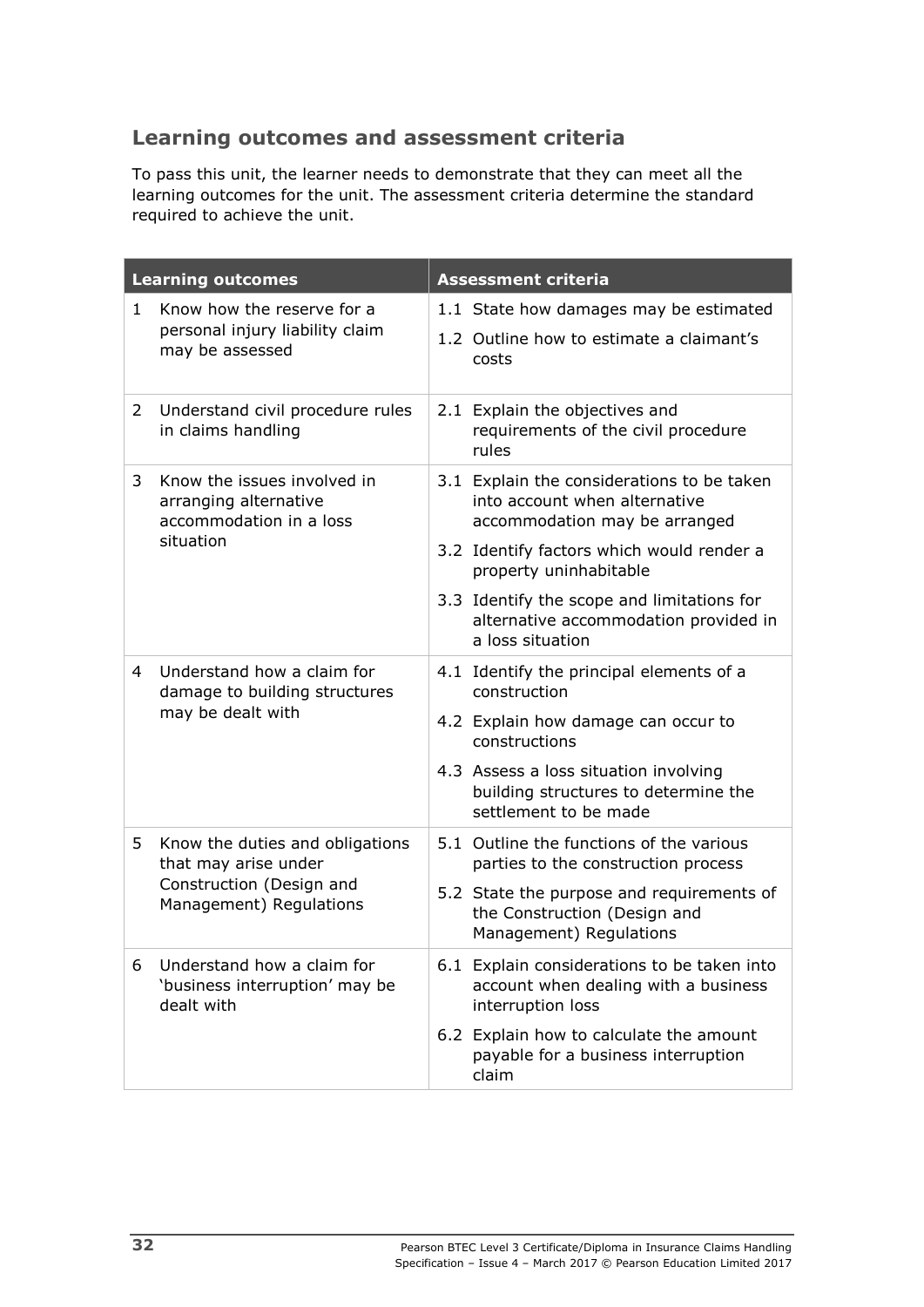## Learning outcomes and assessment criteria

To pass this unit, the learner needs to demonstrate that they can meet all the learning outcomes for the unit. The assessment criteria determine the standard required to achieve the unit.

| Learning outcomes | Assessment criteria |
|---|---|
| 1 Know how the reserve for a personal injury liability claim may be assessed | 1.1 State how damages may be estimated<br>1.2 Outline how to estimate a claimant's costs |
| 2 Understand civil procedure rules in claims handling | 2.1 Explain the objectives and requirements of the civil procedure rules |
| 3 Know the issues involved in arranging alternative accommodation in a loss situation | 3.1 Explain the considerations to be taken into account when alternative accommodation may be arranged<br>3.2 Identify factors which would render a property uninhabitable<br>3.3 Identify the scope and limitations for alternative accommodation provided in a loss situation |
| 4 Understand how a claim for damage to building structures may be dealt with | 4.1 Identify the principal elements of a construction<br>4.2 Explain how damage can occur to constructions<br>4.3 Assess a loss situation involving building structures to determine the settlement to be made |
| 5 Know the duties and obligations that may arise under Construction (Design and Management) Regulations | 5.1 Outline the functions of the various parties to the construction process<br>5.2 State the purpose and requirements of the Construction (Design and Management) Regulations |
| 6 Understand how a claim for 'business interruption' may be dealt with | 6.1 Explain considerations to be taken into account when dealing with a business interruption loss<br>6.2 Explain how to calculate the amount payable for a business interruption claim |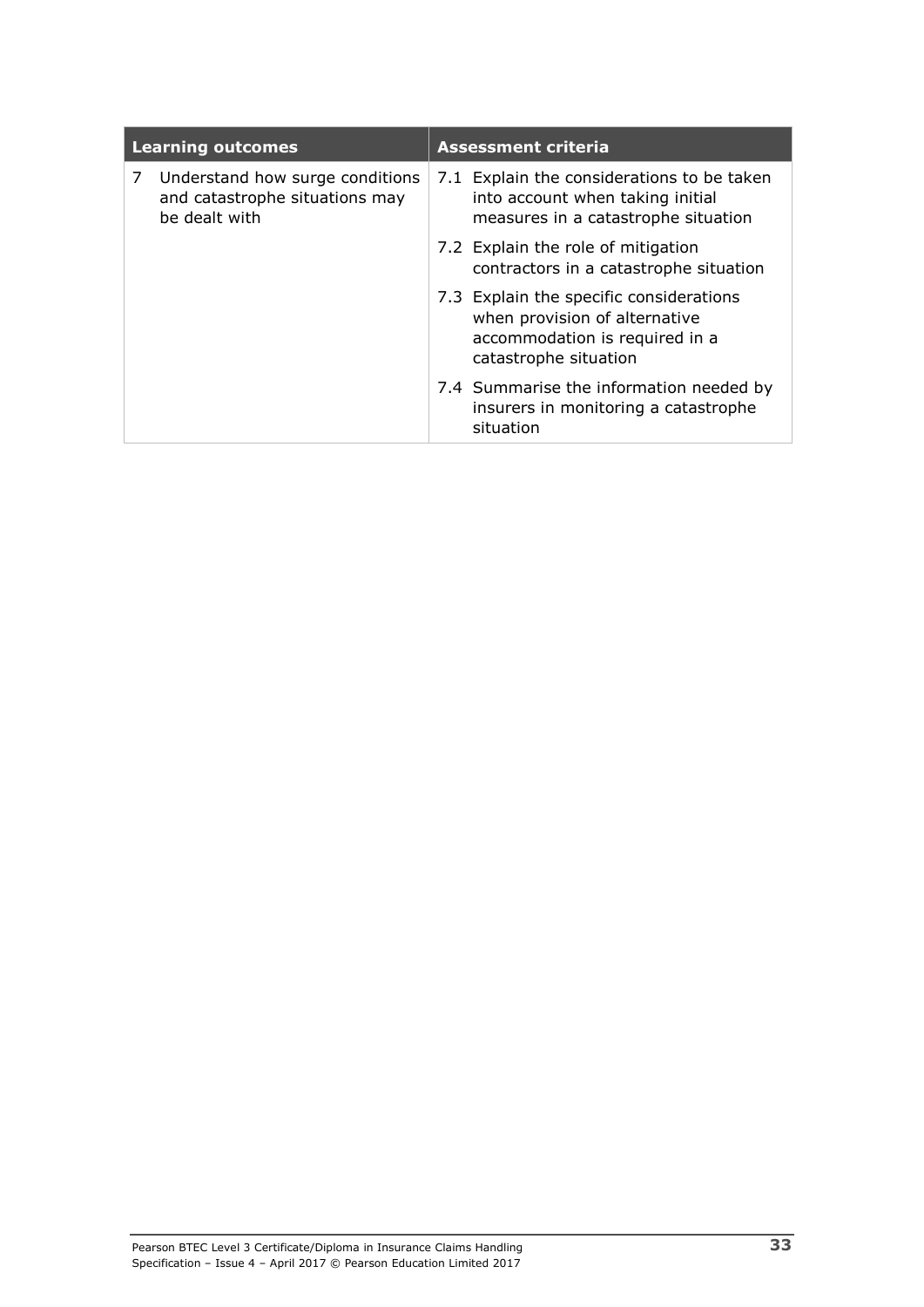| Learning outcomes | Assessment criteria |
|---|---|
| 7 Understand how surge conditions and catastrophe situations may be dealt with | 7.1 Explain the considerations to be taken into account when taking initial measures in a catastrophe situation |
| | 7.2 Explain the role of mitigation contractors in a catastrophe situation |
| | 7.3 Explain the specific considerations when provision of alternative accommodation is required in a catastrophe situation |
| | 7.4 Summarise the information needed by insurers in monitoring a catastrophe situation |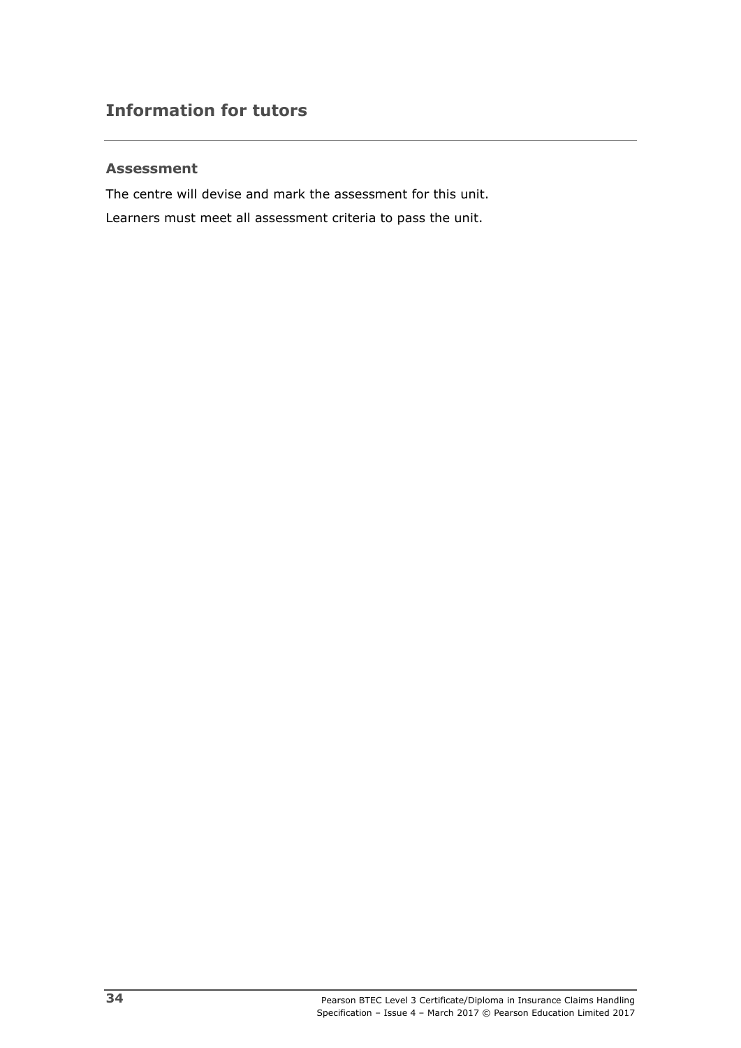## Information for tutors

### Assessment

The centre will devise and mark the assessment for this unit.

Learners must meet all assessment criteria to pass the unit.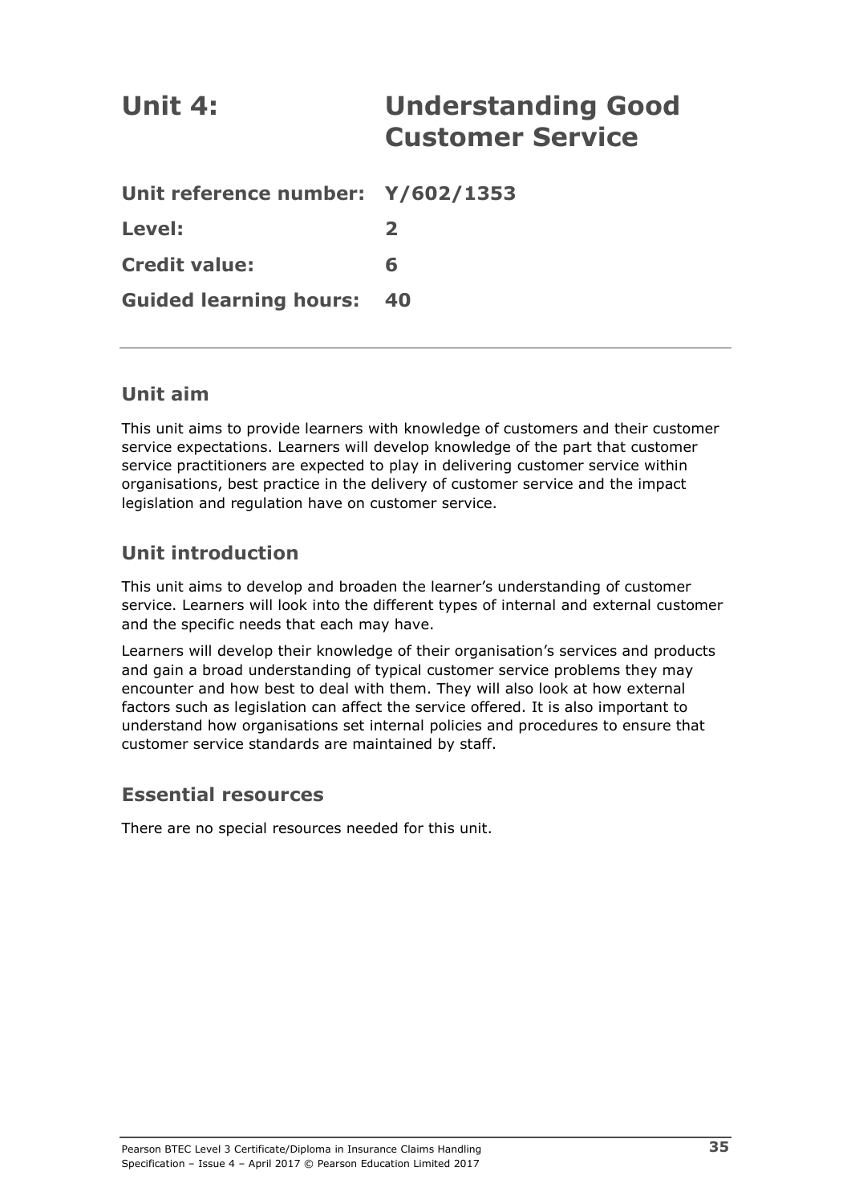# Unit 4: Understanding Good Customer Service

**Unit reference number: Y/602/1353**

**Level: 2**

**Credit value: 6**

**Guided learning hours: 40**

---

## Unit aim

This unit aims to provide learners with knowledge of customers and their customer service expectations. Learners will develop knowledge of the part that customer service practitioners are expected to play in delivering customer service within organisations, best practice in the delivery of customer service and the impact legislation and regulation have on customer service.

## Unit introduction

This unit aims to develop and broaden the learner's understanding of customer service. Learners will look into the different types of internal and external customer and the specific needs that each may have.

Learners will develop their knowledge of their organisation's services and products and gain a broad understanding of typical customer service problems they may encounter and how best to deal with them. They will also look at how external factors such as legislation can affect the service offered. It is also important to understand how organisations set internal policies and procedures to ensure that customer service standards are maintained by staff.

## Essential resources

There are no special resources needed for this unit.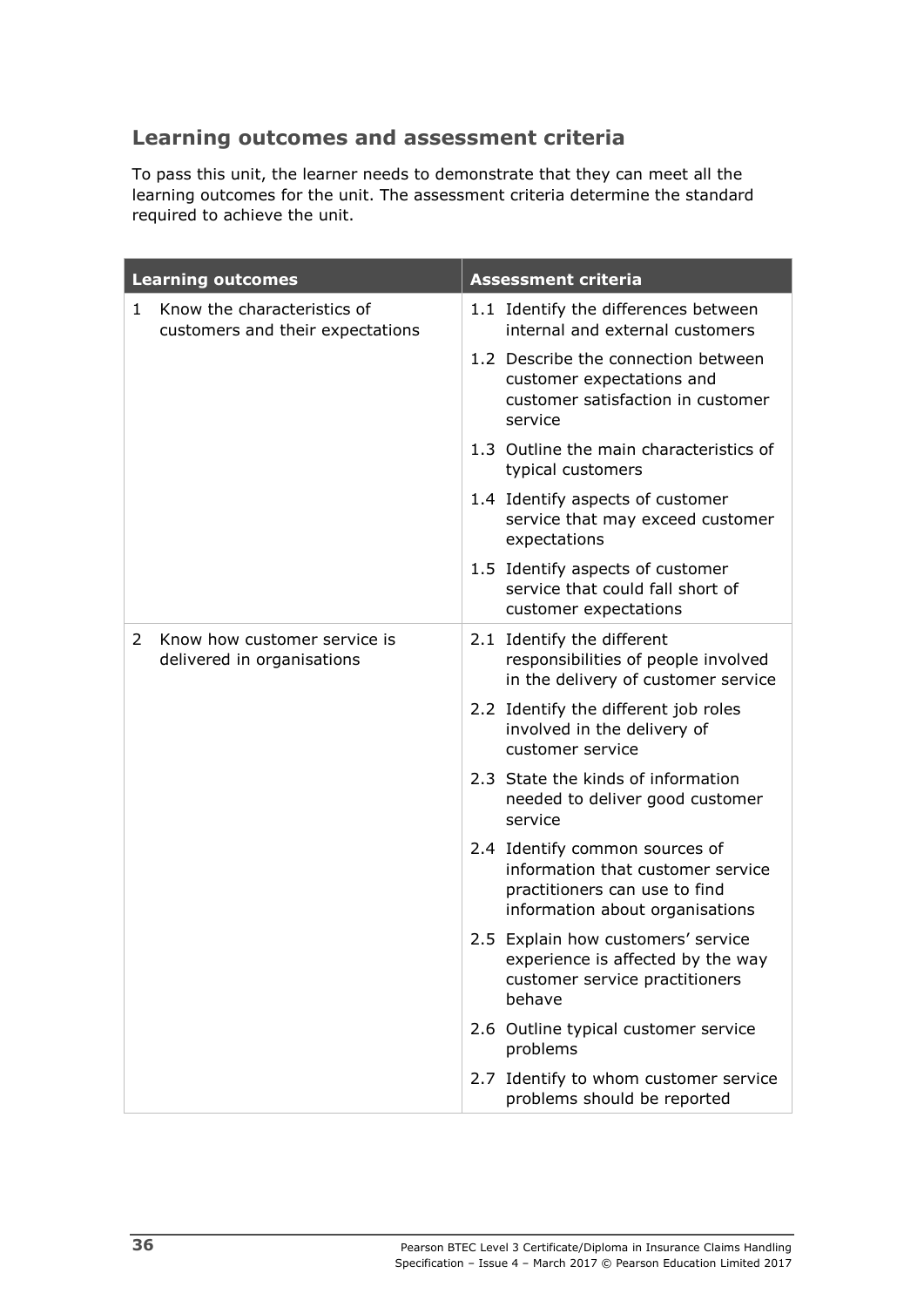## Learning outcomes and assessment criteria

To pass this unit, the learner needs to demonstrate that they can meet all the learning outcomes for the unit. The assessment criteria determine the standard required to achieve the unit.

| Learning outcomes | Assessment criteria |
|---|---|
| 1 Know the characteristics of customers and their expectations | 1.1 Identify the differences between internal and external customers |
| | 1.2 Describe the connection between customer expectations and customer satisfaction in customer service |
| | 1.3 Outline the main characteristics of typical customers |
| | 1.4 Identify aspects of customer service that may exceed customer expectations |
| | 1.5 Identify aspects of customer service that could fall short of customer expectations |
| 2 Know how customer service is delivered in organisations | 2.1 Identify the different responsibilities of people involved in the delivery of customer service |
| | 2.2 Identify the different job roles involved in the delivery of customer service |
| | 2.3 State the kinds of information needed to deliver good customer service |
| | 2.4 Identify common sources of information that customer service practitioners can use to find information about organisations |
| | 2.5 Explain how customers' service experience is affected by the way customer service practitioners behave |
| | 2.6 Outline typical customer service problems |
| | 2.7 Identify to whom customer service problems should be reported |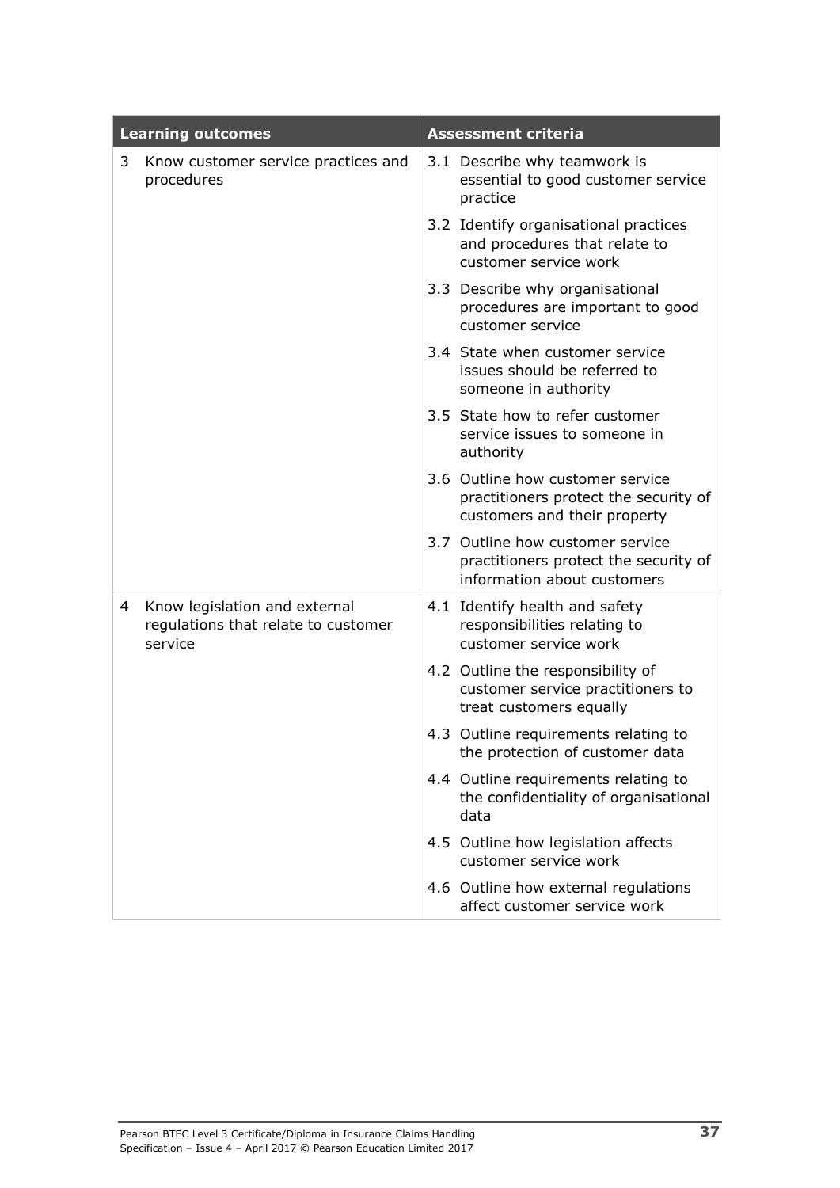| Learning outcomes | Assessment criteria |
|---|---|
| 3 Know customer service practices and procedures | 3.1 Describe why teamwork is essential to good customer service practice |
| | 3.2 Identify organisational practices and procedures that relate to customer service work |
| | 3.3 Describe why organisational procedures are important to good customer service |
| | 3.4 State when customer service issues should be referred to someone in authority |
| | 3.5 State how to refer customer service issues to someone in authority |
| | 3.6 Outline how customer service practitioners protect the security of customers and their property |
| | 3.7 Outline how customer service practitioners protect the security of information about customers |
| 4 Know legislation and external regulations that relate to customer service | 4.1 Identify health and safety responsibilities relating to customer service work |
| | 4.2 Outline the responsibility of customer service practitioners to treat customers equally |
| | 4.3 Outline requirements relating to the protection of customer data |
| | 4.4 Outline requirements relating to the confidentiality of organisational data |
| | 4.5 Outline how legislation affects customer service work |
| | 4.6 Outline how external regulations affect customer service work |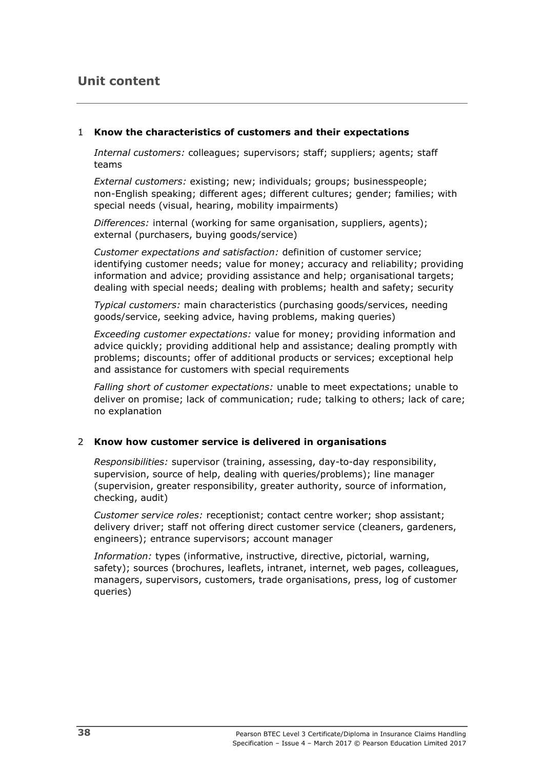## Unit content

1 **Know the characteristics of customers and their expectations**

*Internal customers:* colleagues; supervisors; staff; suppliers; agents; staff teams

*External customers:* existing; new; individuals; groups; businesspeople; non-English speaking; different ages; different cultures; gender; families; with special needs (visual, hearing, mobility impairments)

*Differences:* internal (working for same organisation, suppliers, agents); external (purchasers, buying goods/service)

*Customer expectations and satisfaction:* definition of customer service; identifying customer needs; value for money; accuracy and reliability; providing information and advice; providing assistance and help; organisational targets; dealing with special needs; dealing with problems; health and safety; security

*Typical customers:* main characteristics (purchasing goods/services, needing goods/service, seeking advice, having problems, making queries)

*Exceeding customer expectations:* value for money; providing information and advice quickly; providing additional help and assistance; dealing promptly with problems; discounts; offer of additional products or services; exceptional help and assistance for customers with special requirements

*Falling short of customer expectations:* unable to meet expectations; unable to deliver on promise; lack of communication; rude; talking to others; lack of care; no explanation

2 **Know how customer service is delivered in organisations**

*Responsibilities:* supervisor (training, assessing, day-to-day responsibility, supervision, source of help, dealing with queries/problems); line manager (supervision, greater responsibility, greater authority, source of information, checking, audit)

*Customer service roles:* receptionist; contact centre worker; shop assistant; delivery driver; staff not offering direct customer service (cleaners, gardeners, engineers); entrance supervisors; account manager

*Information:* types (informative, instructive, directive, pictorial, warning, safety); sources (brochures, leaflets, intranet, internet, web pages, colleagues, managers, supervisors, customers, trade organisations, press, log of customer queries)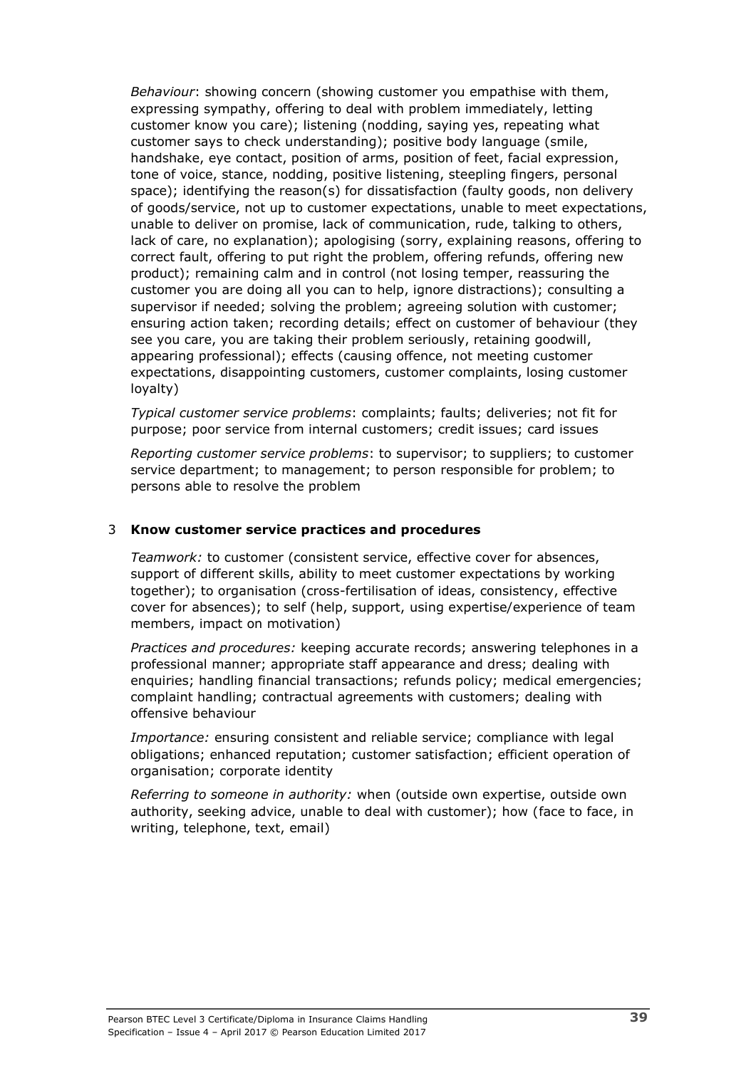*Behaviour*: showing concern (showing customer you empathise with them, expressing sympathy, offering to deal with problem immediately, letting customer know you care); listening (nodding, saying yes, repeating what customer says to check understanding); positive body language (smile, handshake, eye contact, position of arms, position of feet, facial expression, tone of voice, stance, nodding, positive listening, steepling fingers, personal space); identifying the reason(s) for dissatisfaction (faulty goods, non delivery of goods/service, not up to customer expectations, unable to meet expectations, unable to deliver on promise, lack of communication, rude, talking to others, lack of care, no explanation); apologising (sorry, explaining reasons, offering to correct fault, offering to put right the problem, offering refunds, offering new product); remaining calm and in control (not losing temper, reassuring the customer you are doing all you can to help, ignore distractions); consulting a supervisor if needed; solving the problem; agreeing solution with customer; ensuring action taken; recording details; effect on customer of behaviour (they see you care, you are taking their problem seriously, retaining goodwill, appearing professional); effects (causing offence, not meeting customer expectations, disappointing customers, customer complaints, losing customer loyalty)

*Typical customer service problems*: complaints; faults; deliveries; not fit for purpose; poor service from internal customers; credit issues; card issues

*Reporting customer service problems*: to supervisor; to suppliers; to customer service department; to management; to person responsible for problem; to persons able to resolve the problem

### 3 **Know customer service practices and procedures**

*Teamwork:* to customer (consistent service, effective cover for absences, support of different skills, ability to meet customer expectations by working together); to organisation (cross-fertilisation of ideas, consistency, effective cover for absences); to self (help, support, using expertise/experience of team members, impact on motivation)

*Practices and procedures:* keeping accurate records; answering telephones in a professional manner; appropriate staff appearance and dress; dealing with enquiries; handling financial transactions; refunds policy; medical emergencies; complaint handling; contractual agreements with customers; dealing with offensive behaviour

*Importance:* ensuring consistent and reliable service; compliance with legal obligations; enhanced reputation; customer satisfaction; efficient operation of organisation; corporate identity

*Referring to someone in authority:* when (outside own expertise, outside own authority, seeking advice, unable to deal with customer); how (face to face, in writing, telephone, text, email)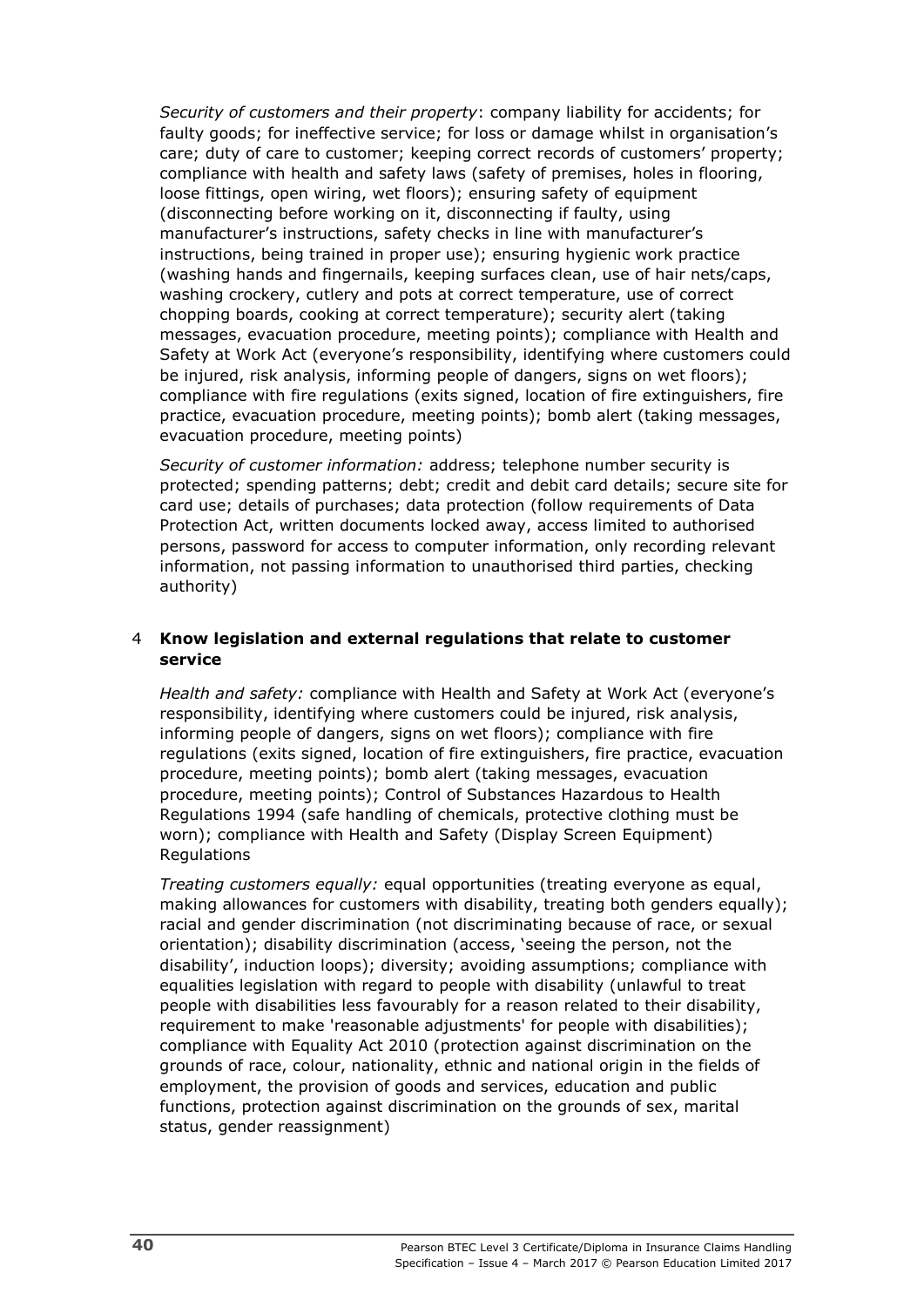*Security of customers and their property*: company liability for accidents; for faulty goods; for ineffective service; for loss or damage whilst in organisation's care; duty of care to customer; keeping correct records of customers' property; compliance with health and safety laws (safety of premises, holes in flooring, loose fittings, open wiring, wet floors); ensuring safety of equipment (disconnecting before working on it, disconnecting if faulty, using manufacturer's instructions, safety checks in line with manufacturer's instructions, being trained in proper use); ensuring hygienic work practice (washing hands and fingernails, keeping surfaces clean, use of hair nets/caps, washing crockery, cutlery and pots at correct temperature, use of correct chopping boards, cooking at correct temperature); security alert (taking messages, evacuation procedure, meeting points); compliance with Health and Safety at Work Act (everyone's responsibility, identifying where customers could be injured, risk analysis, informing people of dangers, signs on wet floors); compliance with fire regulations (exits signed, location of fire extinguishers, fire practice, evacuation procedure, meeting points); bomb alert (taking messages, evacuation procedure, meeting points)

*Security of customer information:* address; telephone number security is protected; spending patterns; debt; credit and debit card details; secure site for card use; details of purchases; data protection (follow requirements of Data Protection Act, written documents locked away, access limited to authorised persons, password for access to computer information, only recording relevant information, not passing information to unauthorised third parties, checking authority)

### 4 Know legislation and external regulations that relate to customer service

*Health and safety:* compliance with Health and Safety at Work Act (everyone's responsibility, identifying where customers could be injured, risk analysis, informing people of dangers, signs on wet floors); compliance with fire regulations (exits signed, location of fire extinguishers, fire practice, evacuation procedure, meeting points); bomb alert (taking messages, evacuation procedure, meeting points); Control of Substances Hazardous to Health Regulations 1994 (safe handling of chemicals, protective clothing must be worn); compliance with Health and Safety (Display Screen Equipment) Regulations

*Treating customers equally:* equal opportunities (treating everyone as equal, making allowances for customers with disability, treating both genders equally); racial and gender discrimination (not discriminating because of race, or sexual orientation); disability discrimination (access, 'seeing the person, not the disability', induction loops); diversity; avoiding assumptions; compliance with equalities legislation with regard to people with disability (unlawful to treat people with disabilities less favourably for a reason related to their disability, requirement to make 'reasonable adjustments' for people with disabilities); compliance with Equality Act 2010 (protection against discrimination on the grounds of race, colour, nationality, ethnic and national origin in the fields of employment, the provision of goods and services, education and public functions, protection against discrimination on the grounds of sex, marital status, gender reassignment)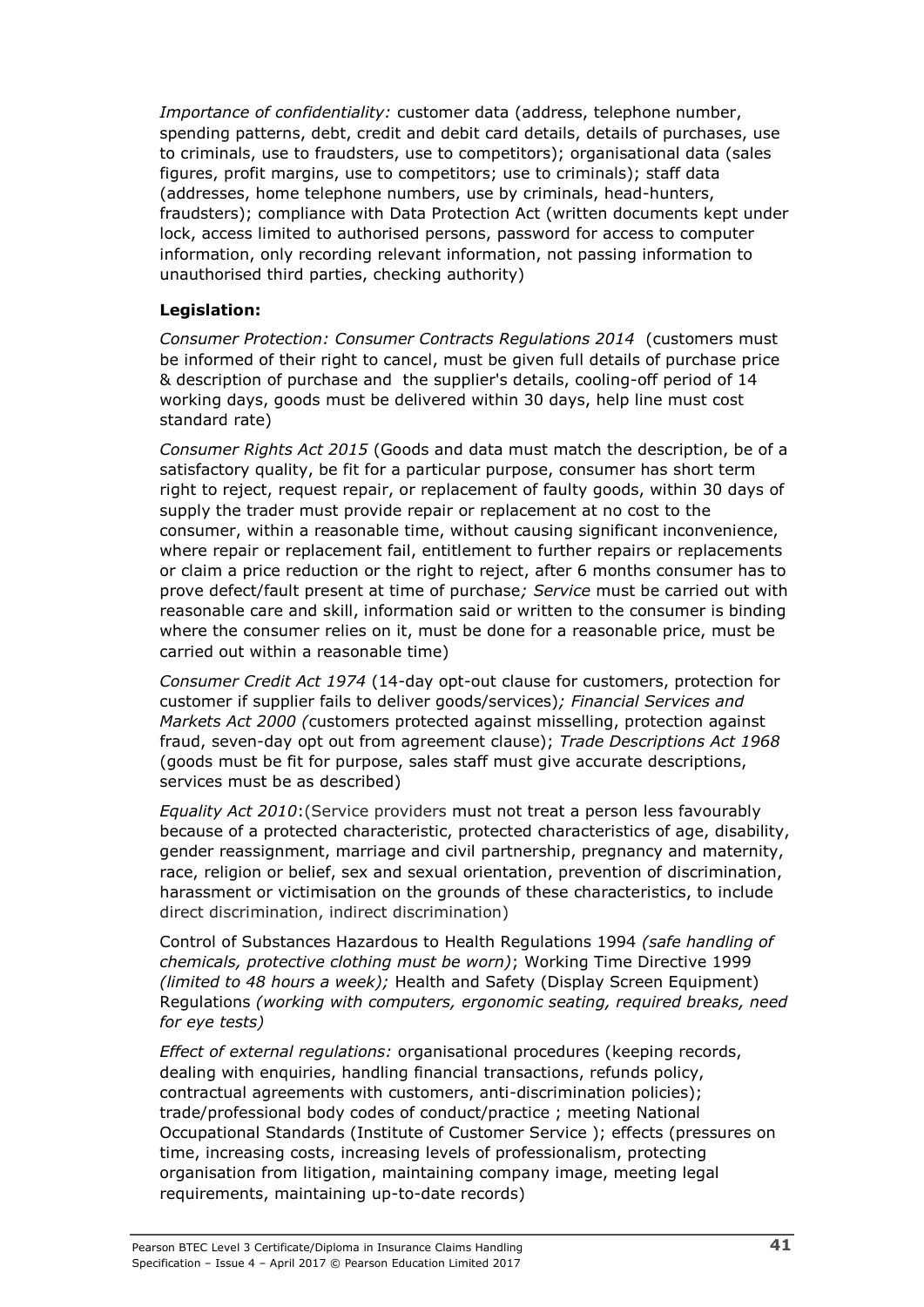*Importance of confidentiality:* customer data (address, telephone number, spending patterns, debt, credit and debit card details, details of purchases, use to criminals, use to fraudsters, use to competitors); organisational data (sales figures, profit margins, use to competitors; use to criminals); staff data (addresses, home telephone numbers, use by criminals, head-hunters, fraudsters); compliance with Data Protection Act (written documents kept under lock, access limited to authorised persons, password for access to computer information, only recording relevant information, not passing information to unauthorised third parties, checking authority)

**Legislation:**

*Consumer Protection: Consumer Contracts Regulations 2014* (customers must be informed of their right to cancel, must be given full details of purchase price & description of purchase and the supplier's details, cooling-off period of 14 working days, goods must be delivered within 30 days, help line must cost standard rate)

*Consumer Rights Act 2015* (Goods and data must match the description, be of a satisfactory quality, be fit for a particular purpose, consumer has short term right to reject, request repair, or replacement of faulty goods, within 30 days of supply the trader must provide repair or replacement at no cost to the consumer, within a reasonable time, without causing significant inconvenience, where repair or replacement fail, entitlement to further repairs or replacements or claim a price reduction or the right to reject, after 6 months consumer has to prove defect/fault present at time of purchase*; Service* must be carried out with reasonable care and skill, information said or written to the consumer is binding where the consumer relies on it, must be done for a reasonable price, must be carried out within a reasonable time)

*Consumer Credit Act 1974* (14-day opt-out clause for customers, protection for customer if supplier fails to deliver goods/services)*; Financial Services and Markets Act 2000 (*customers protected against misselling, protection against fraud, seven-day opt out from agreement clause); *Trade Descriptions Act 1968* (goods must be fit for purpose, sales staff must give accurate descriptions, services must be as described)

*Equality Act 2010*:(Service providers must not treat a person less favourably because of a protected characteristic, protected characteristics of age, disability, gender reassignment, marriage and civil partnership, pregnancy and maternity, race, religion or belief, sex and sexual orientation, prevention of discrimination, harassment or victimisation on the grounds of these characteristics, to include direct discrimination, indirect discrimination)

Control of Substances Hazardous to Health Regulations 1994 *(safe handling of chemicals, protective clothing must be worn)*; Working Time Directive 1999 *(limited to 48 hours a week);* Health and Safety (Display Screen Equipment) Regulations *(working with computers, ergonomic seating, required breaks, need for eye tests)*

*Effect of external regulations:* organisational procedures (keeping records, dealing with enquiries, handling financial transactions, refunds policy, contractual agreements with customers, anti-discrimination policies); trade/professional body codes of conduct/practice ; meeting National Occupational Standards (Institute of Customer Service ); effects (pressures on time, increasing costs, increasing levels of professionalism, protecting organisation from litigation, maintaining company image, meeting legal requirements, maintaining up-to-date records)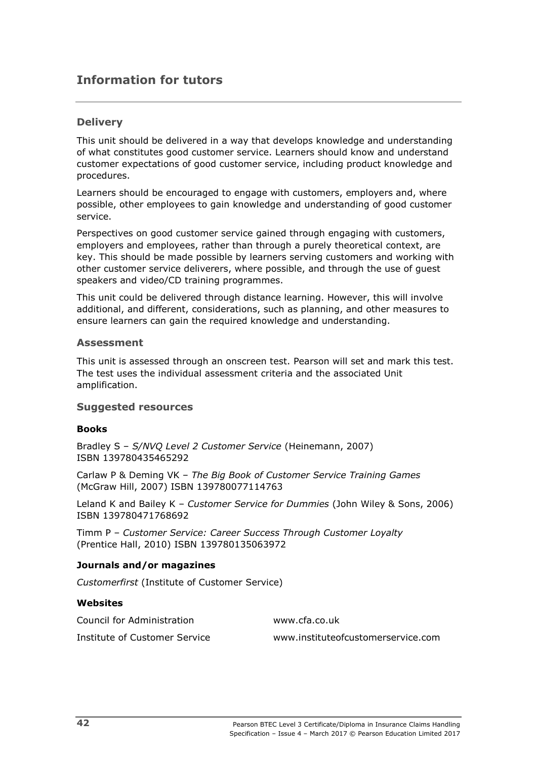# Information for tutors

## Delivery

This unit should be delivered in a way that develops knowledge and understanding of what constitutes good customer service. Learners should know and understand customer expectations of good customer service, including product knowledge and procedures.

Learners should be encouraged to engage with customers, employers and, where possible, other employees to gain knowledge and understanding of good customer service.

Perspectives on good customer service gained through engaging with customers, employers and employees, rather than through a purely theoretical context, are key. This should be made possible by learners serving customers and working with other customer service deliverers, where possible, and through the use of guest speakers and video/CD training programmes.

This unit could be delivered through distance learning. However, this will involve additional, and different, considerations, such as planning, and other measures to ensure learners can gain the required knowledge and understanding.

## Assessment

This unit is assessed through an onscreen test. Pearson will set and mark this test. The test uses the individual assessment criteria and the associated Unit amplification.

## Suggested resources

### Books

Bradley S – *S/NVQ Level 2 Customer Service* (Heinemann, 2007) ISBN 139780435465292

Carlaw P & Deming VK – *The Big Book of Customer Service Training Games* (McGraw Hill, 2007) ISBN 139780077114763

Leland K and Bailey K – *Customer Service for Dummies* (John Wiley & Sons, 2006) ISBN 139780471768692

Timm P – *Customer Service: Career Success Through Customer Loyalty* (Prentice Hall, 2010) ISBN 139780135063972

### Journals and/or magazines

*Customerfirst* (Institute of Customer Service)

### Websites

| | |
|---|---|
| Council for Administration | www.cfa.co.uk |
| Institute of Customer Service | www.instituteofcustomerservice.com |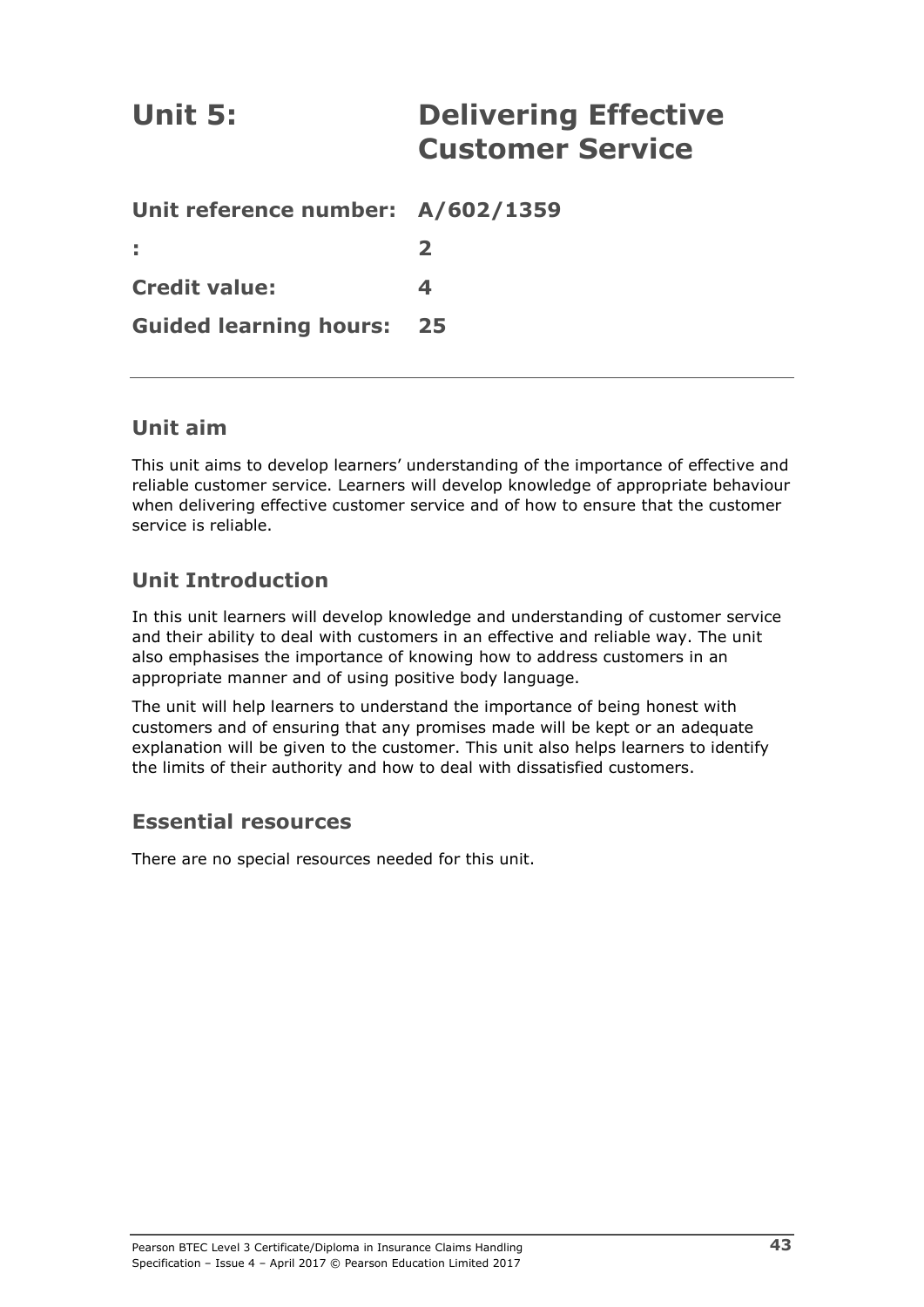# Unit 5: Delivering Effective Customer Service

**Unit reference number:** **A/602/1359**

**:** **2**

**Credit value:** **4**

**Guided learning hours:** **25**

---

## Unit aim

This unit aims to develop learners' understanding of the importance of effective and reliable customer service. Learners will develop knowledge of appropriate behaviour when delivering effective customer service and of how to ensure that the customer service is reliable.

## Unit Introduction

In this unit learners will develop knowledge and understanding of customer service and their ability to deal with customers in an effective and reliable way. The unit also emphasises the importance of knowing how to address customers in an appropriate manner and of using positive body language.

The unit will help learners to understand the importance of being honest with customers and of ensuring that any promises made will be kept or an adequate explanation will be given to the customer. This unit also helps learners to identify the limits of their authority and how to deal with dissatisfied customers.

## Essential resources

There are no special resources needed for this unit.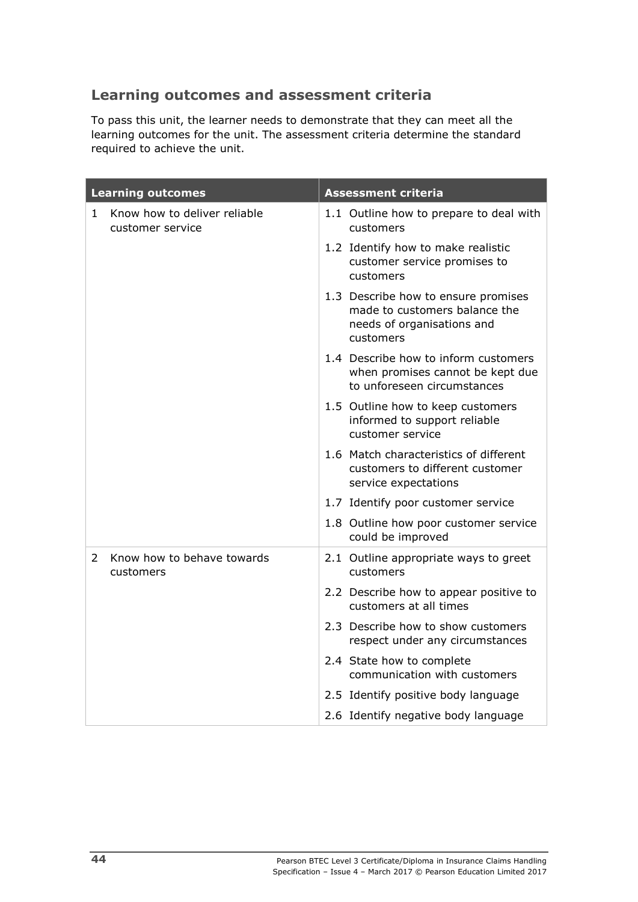## Learning outcomes and assessment criteria

To pass this unit, the learner needs to demonstrate that they can meet all the learning outcomes for the unit. The assessment criteria determine the standard required to achieve the unit.

| Learning outcomes | Assessment criteria |
|---|---|
| 1 Know how to deliver reliable customer service | 1.1 Outline how to prepare to deal with customers |
| | 1.2 Identify how to make realistic customer service promises to customers |
| | 1.3 Describe how to ensure promises made to customers balance the needs of organisations and customers |
| | 1.4 Describe how to inform customers when promises cannot be kept due to unforeseen circumstances |
| | 1.5 Outline how to keep customers informed to support reliable customer service |
| | 1.6 Match characteristics of different customers to different customer service expectations |
| | 1.7 Identify poor customer service |
| | 1.8 Outline how poor customer service could be improved |
| 2 Know how to behave towards customers | 2.1 Outline appropriate ways to greet customers |
| | 2.2 Describe how to appear positive to customers at all times |
| | 2.3 Describe how to show customers respect under any circumstances |
| | 2.4 State how to complete communication with customers |
| | 2.5 Identify positive body language |
| | 2.6 Identify negative body language |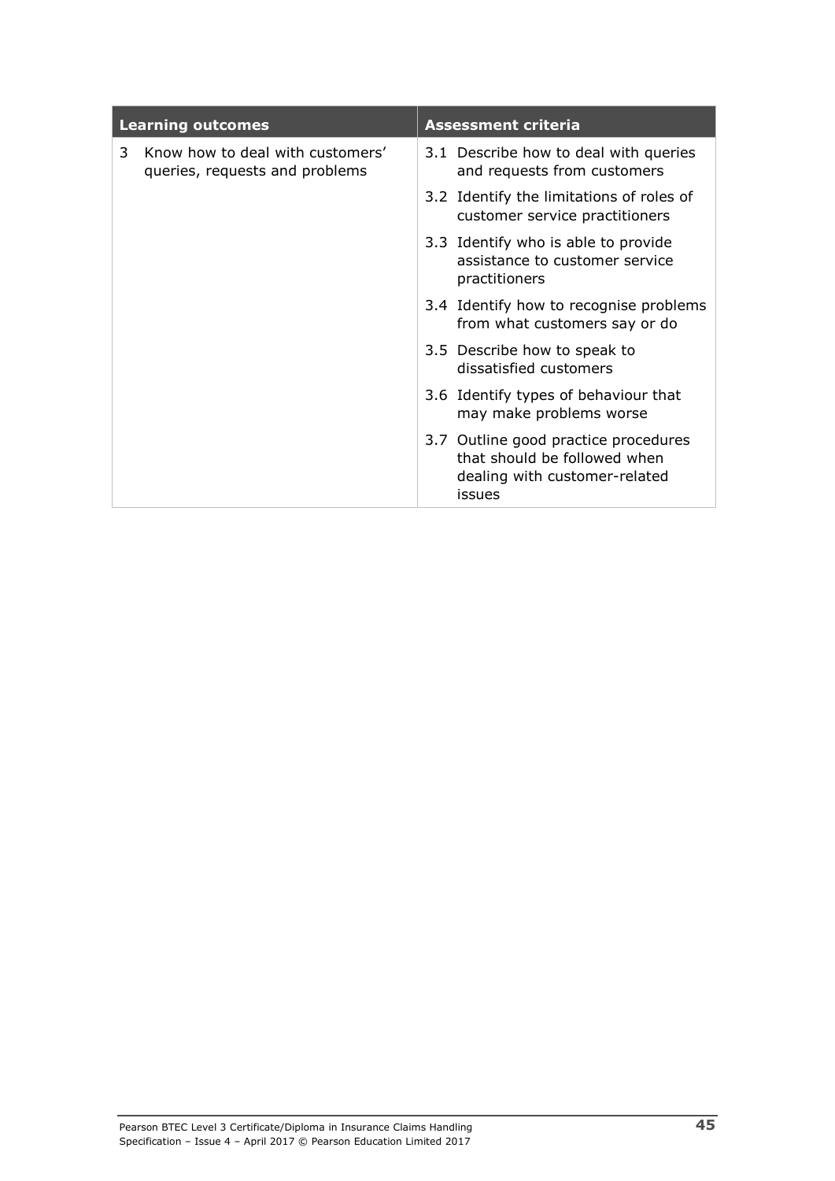| Learning outcomes | Assessment criteria |
|---|---|
| 3 Know how to deal with customers' queries, requests and problems | 3.1 Describe how to deal with queries and requests from customers |
| | 3.2 Identify the limitations of roles of customer service practitioners |
| | 3.3 Identify who is able to provide assistance to customer service practitioners |
| | 3.4 Identify how to recognise problems from what customers say or do |
| | 3.5 Describe how to speak to dissatisfied customers |
| | 3.6 Identify types of behaviour that may make problems worse |
| | 3.7 Outline good practice procedures that should be followed when dealing with customer-related issues |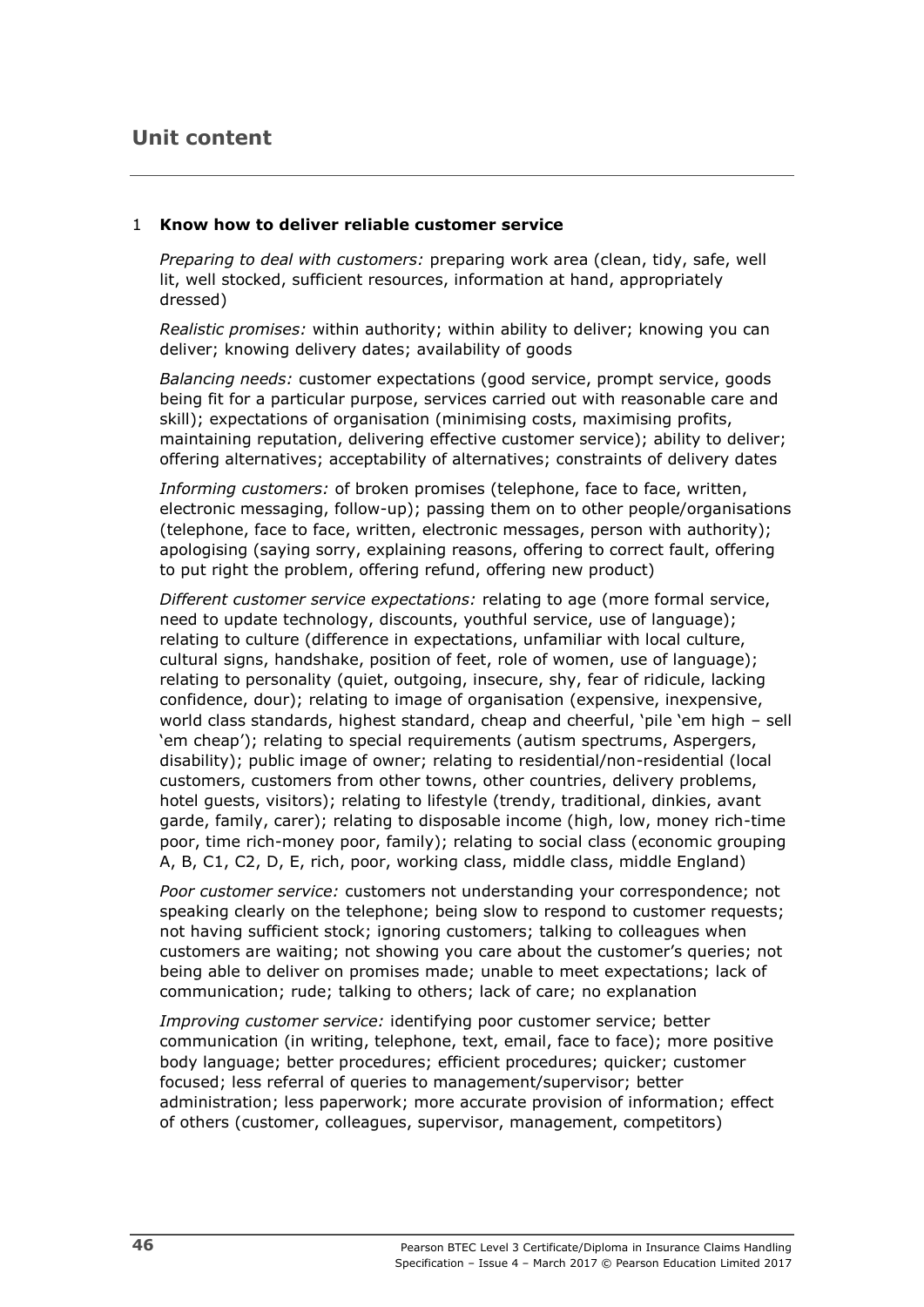## Unit content

1 **Know how to deliver reliable customer service**

*Preparing to deal with customers:* preparing work area (clean, tidy, safe, well lit, well stocked, sufficient resources, information at hand, appropriately dressed)

*Realistic promises:* within authority; within ability to deliver; knowing you can deliver; knowing delivery dates; availability of goods

*Balancing needs:* customer expectations (good service, prompt service, goods being fit for a particular purpose, services carried out with reasonable care and skill); expectations of organisation (minimising costs, maximising profits, maintaining reputation, delivering effective customer service); ability to deliver; offering alternatives; acceptability of alternatives; constraints of delivery dates

*Informing customers:* of broken promises (telephone, face to face, written, electronic messaging, follow-up); passing them on to other people/organisations (telephone, face to face, written, electronic messages, person with authority); apologising (saying sorry, explaining reasons, offering to correct fault, offering to put right the problem, offering refund, offering new product)

*Different customer service expectations:* relating to age (more formal service, need to update technology, discounts, youthful service, use of language); relating to culture (difference in expectations, unfamiliar with local culture, cultural signs, handshake, position of feet, role of women, use of language); relating to personality (quiet, outgoing, insecure, shy, fear of ridicule, lacking confidence, dour); relating to image of organisation (expensive, inexpensive, world class standards, highest standard, cheap and cheerful, 'pile 'em high – sell 'em cheap'); relating to special requirements (autism spectrums, Aspergers, disability); public image of owner; relating to residential/non-residential (local customers, customers from other towns, other countries, delivery problems, hotel guests, visitors); relating to lifestyle (trendy, traditional, dinkies, avant garde, family, carer); relating to disposable income (high, low, money rich-time poor, time rich-money poor, family); relating to social class (economic grouping A, B, C1, C2, D, E, rich, poor, working class, middle class, middle England)

*Poor customer service:* customers not understanding your correspondence; not speaking clearly on the telephone; being slow to respond to customer requests; not having sufficient stock; ignoring customers; talking to colleagues when customers are waiting; not showing you care about the customer's queries; not being able to deliver on promises made; unable to meet expectations; lack of communication; rude; talking to others; lack of care; no explanation

*Improving customer service:* identifying poor customer service; better communication (in writing, telephone, text, email, face to face); more positive body language; better procedures; efficient procedures; quicker; customer focused; less referral of queries to management/supervisor; better administration; less paperwork; more accurate provision of information; effect of others (customer, colleagues, supervisor, management, competitors)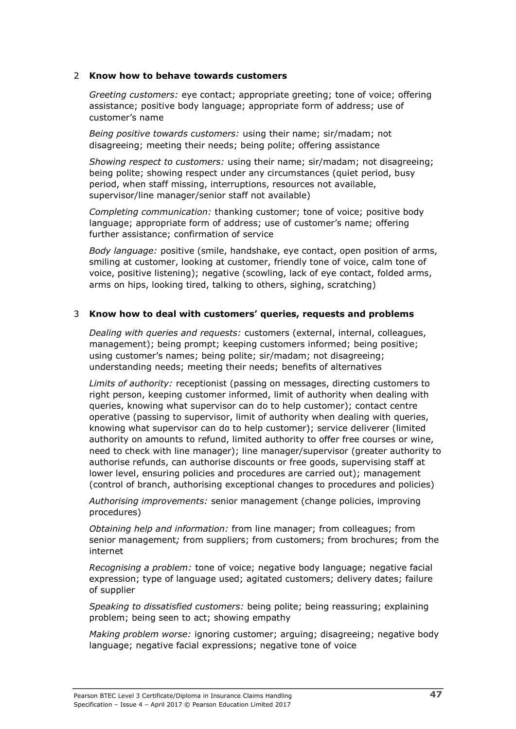## 2 Know how to behave towards customers

*Greeting customers:* eye contact; appropriate greeting; tone of voice; offering assistance; positive body language; appropriate form of address; use of customer's name

*Being positive towards customers:* using their name; sir/madam; not disagreeing; meeting their needs; being polite; offering assistance

*Showing respect to customers:* using their name; sir/madam; not disagreeing; being polite; showing respect under any circumstances (quiet period, busy period, when staff missing, interruptions, resources not available, supervisor/line manager/senior staff not available)

*Completing communication:* thanking customer; tone of voice; positive body language; appropriate form of address; use of customer's name; offering further assistance; confirmation of service

*Body language:* positive (smile, handshake, eye contact, open position of arms, smiling at customer, looking at customer, friendly tone of voice, calm tone of voice, positive listening); negative (scowling, lack of eye contact, folded arms, arms on hips, looking tired, talking to others, sighing, scratching)

## 3 Know how to deal with customers' queries, requests and problems

*Dealing with queries and requests:* customers (external, internal, colleagues, management); being prompt; keeping customers informed; being positive; using customer's names; being polite; sir/madam; not disagreeing; understanding needs; meeting their needs; benefits of alternatives

*Limits of authority:* receptionist (passing on messages, directing customers to right person, keeping customer informed, limit of authority when dealing with queries, knowing what supervisor can do to help customer); contact centre operative (passing to supervisor, limit of authority when dealing with queries, knowing what supervisor can do to help customer); service deliverer (limited authority on amounts to refund, limited authority to offer free courses or wine, need to check with line manager); line manager/supervisor (greater authority to authorise refunds, can authorise discounts or free goods, supervising staff at lower level, ensuring policies and procedures are carried out); management (control of branch, authorising exceptional changes to procedures and policies)

*Authorising improvements:* senior management (change policies, improving procedures)

*Obtaining help and information:* from line manager; from colleagues; from senior management; from suppliers; from customers; from brochures; from the internet

*Recognising a problem:* tone of voice; negative body language; negative facial expression; type of language used; agitated customers; delivery dates; failure of supplier

*Speaking to dissatisfied customers:* being polite; being reassuring; explaining problem; being seen to act; showing empathy

*Making problem worse:* ignoring customer; arguing; disagreeing; negative body language; negative facial expressions; negative tone of voice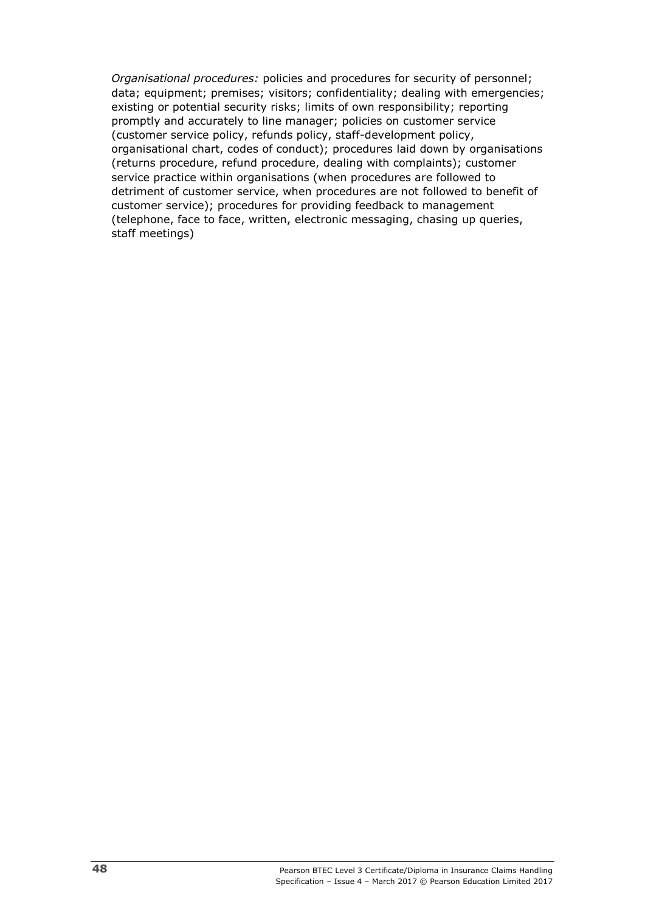*Organisational procedures:* policies and procedures for security of personnel; data; equipment; premises; visitors; confidentiality; dealing with emergencies; existing or potential security risks; limits of own responsibility; reporting promptly and accurately to line manager; policies on customer service (customer service policy, refunds policy, staff-development policy, organisational chart, codes of conduct); procedures laid down by organisations (returns procedure, refund procedure, dealing with complaints); customer service practice within organisations (when procedures are followed to detriment of customer service, when procedures are not followed to benefit of customer service); procedures for providing feedback to management (telephone, face to face, written, electronic messaging, chasing up queries, staff meetings)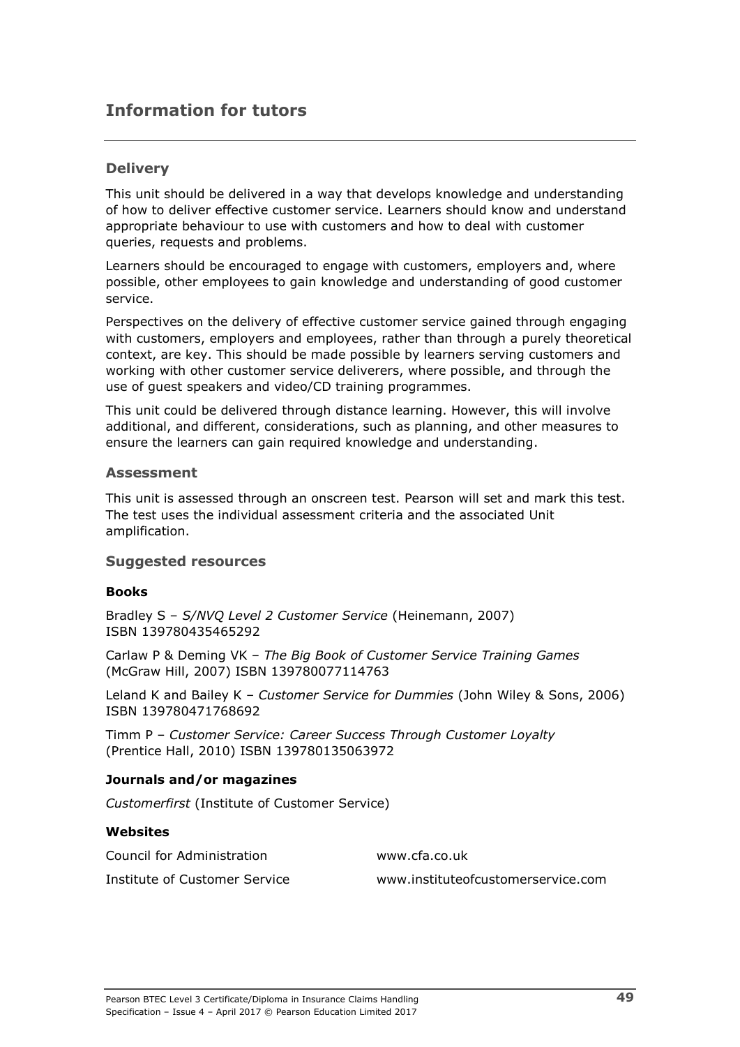# Information for tutors

## Delivery

This unit should be delivered in a way that develops knowledge and understanding of how to deliver effective customer service. Learners should know and understand appropriate behaviour to use with customers and how to deal with customer queries, requests and problems.

Learners should be encouraged to engage with customers, employers and, where possible, other employees to gain knowledge and understanding of good customer service.

Perspectives on the delivery of effective customer service gained through engaging with customers, employers and employees, rather than through a purely theoretical context, are key. This should be made possible by learners serving customers and working with other customer service deliverers, where possible, and through the use of guest speakers and video/CD training programmes.

This unit could be delivered through distance learning. However, this will involve additional, and different, considerations, such as planning, and other measures to ensure the learners can gain required knowledge and understanding.

## Assessment

This unit is assessed through an onscreen test. Pearson will set and mark this test. The test uses the individual assessment criteria and the associated Unit amplification.

## Suggested resources

### Books

Bradley S – *S/NVQ Level 2 Customer Service* (Heinemann, 2007) ISBN 139780435465292

Carlaw P & Deming VK – *The Big Book of Customer Service Training Games* (McGraw Hill, 2007) ISBN 139780077114763

Leland K and Bailey K – *Customer Service for Dummies* (John Wiley & Sons, 2006) ISBN 139780471768692

Timm P – *Customer Service: Career Success Through Customer Loyalty* (Prentice Hall, 2010) ISBN 139780135063972

### Journals and/or magazines

*Customerfirst* (Institute of Customer Service)

### Websites

| | |
|---|---|
| Council for Administration | www.cfa.co.uk |
| Institute of Customer Service | www.instituteofcustomerservice.com |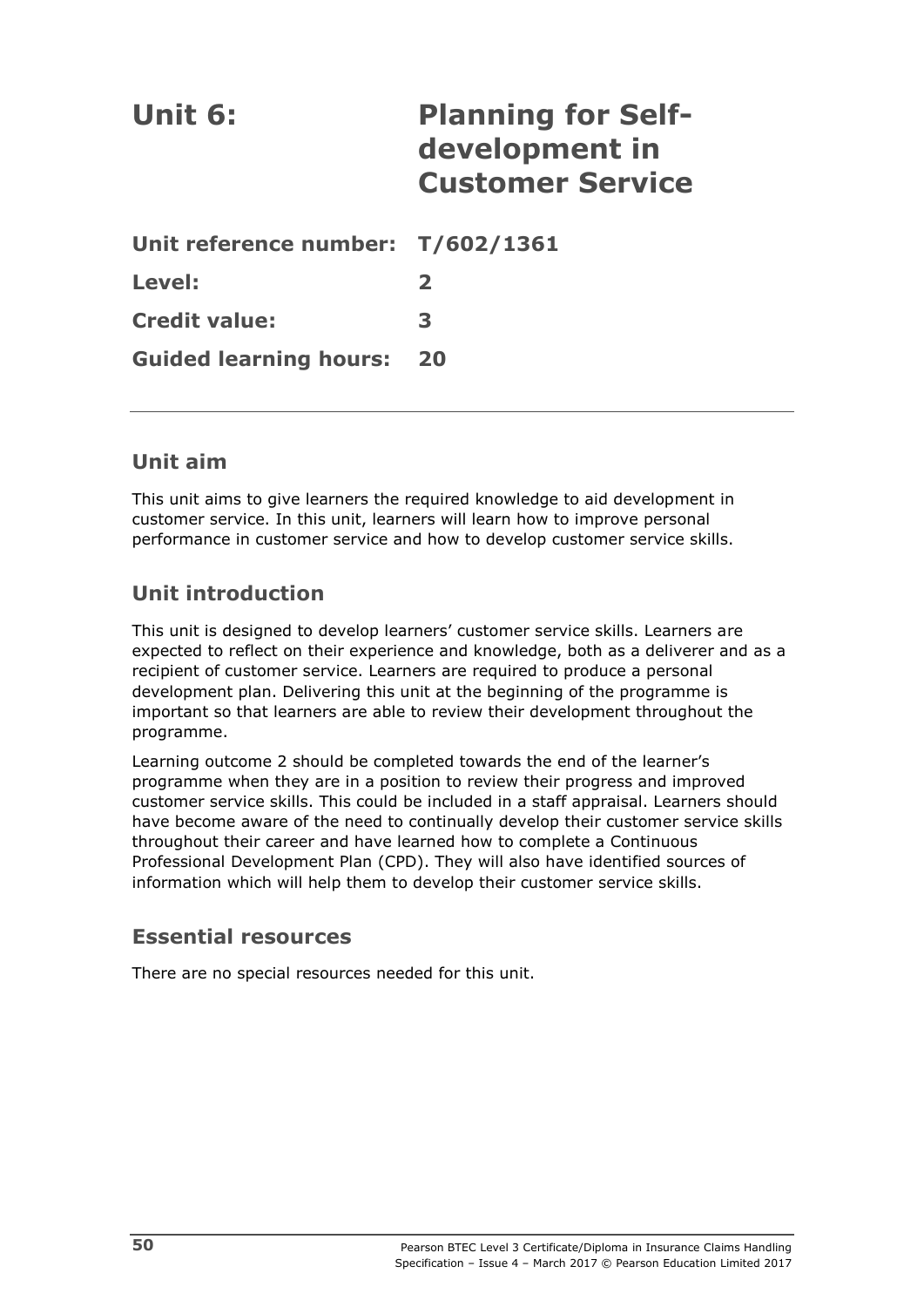# Unit 6: Planning for Self-development in Customer Service

**Unit reference number:** T/602/1361

**Level:** 2

**Credit value:** 3

**Guided learning hours:** 20

## Unit aim

This unit aims to give learners the required knowledge to aid development in customer service. In this unit, learners will learn how to improve personal performance in customer service and how to develop customer service skills.

## Unit introduction

This unit is designed to develop learners' customer service skills. Learners are expected to reflect on their experience and knowledge, both as a deliverer and as a recipient of customer service. Learners are required to produce a personal development plan. Delivering this unit at the beginning of the programme is important so that learners are able to review their development throughout the programme.

Learning outcome 2 should be completed towards the end of the learner's programme when they are in a position to review their progress and improved customer service skills. This could be included in a staff appraisal. Learners should have become aware of the need to continually develop their customer service skills throughout their career and have learned how to complete a Continuous Professional Development Plan (CPD). They will also have identified sources of information which will help them to develop their customer service skills.

## Essential resources

There are no special resources needed for this unit.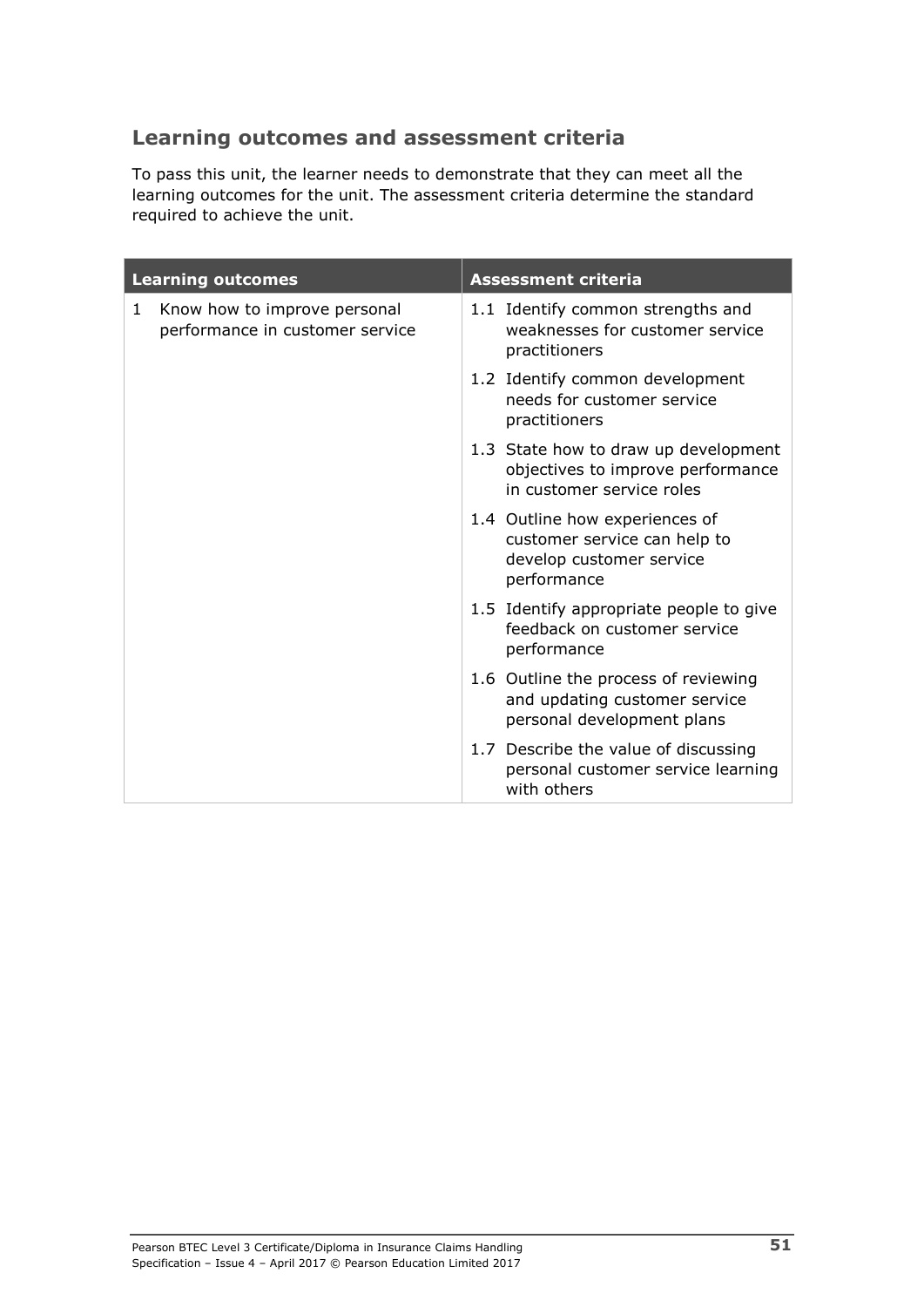## Learning outcomes and assessment criteria

To pass this unit, the learner needs to demonstrate that they can meet all the learning outcomes for the unit. The assessment criteria determine the standard required to achieve the unit.

| Learning outcomes | Assessment criteria |
|---|---|
| 1 Know how to improve personal performance in customer service | 1.1 Identify common strengths and weaknesses for customer service practitioners |
| | 1.2 Identify common development needs for customer service practitioners |
| | 1.3 State how to draw up development objectives to improve performance in customer service roles |
| | 1.4 Outline how experiences of customer service can help to develop customer service performance |
| | 1.5 Identify appropriate people to give feedback on customer service performance |
| | 1.6 Outline the process of reviewing and updating customer service personal development plans |
| | 1.7 Describe the value of discussing personal customer service learning with others |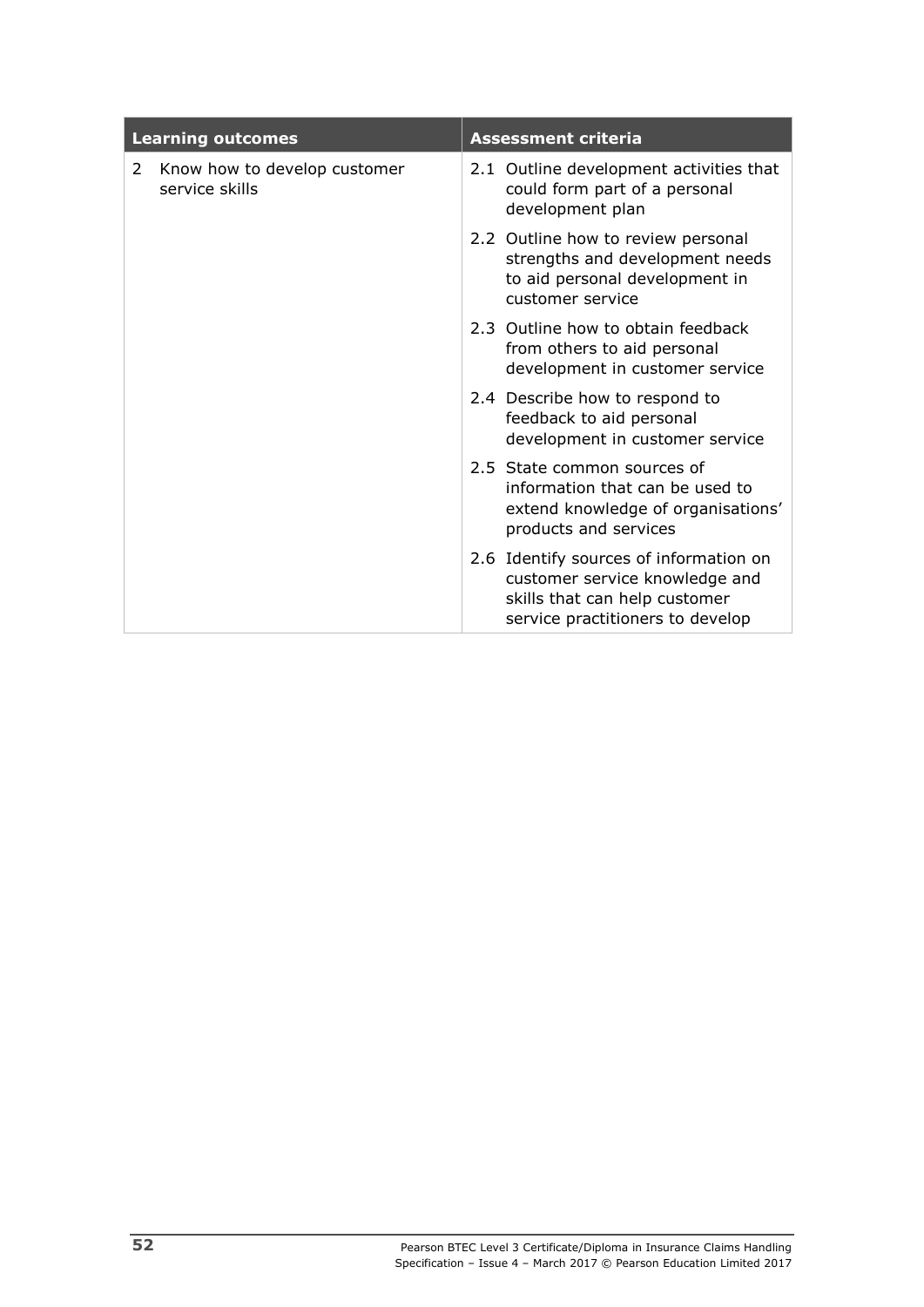| Learning outcomes | Assessment criteria |
|---|---|
| 2 Know how to develop customer service skills | 2.1 Outline development activities that could form part of a personal development plan |
| | 2.2 Outline how to review personal strengths and development needs to aid personal development in customer service |
| | 2.3 Outline how to obtain feedback from others to aid personal development in customer service |
| | 2.4 Describe how to respond to feedback to aid personal development in customer service |
| | 2.5 State common sources of information that can be used to extend knowledge of organisations' products and services |
| | 2.6 Identify sources of information on customer service knowledge and skills that can help customer service practitioners to develop |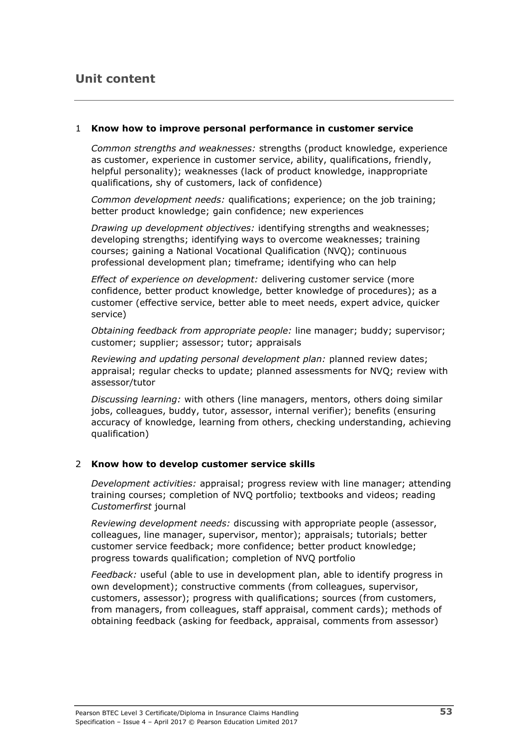## Unit content

1 **Know how to improve personal performance in customer service**

*Common strengths and weaknesses:* strengths (product knowledge, experience as customer, experience in customer service, ability, qualifications, friendly, helpful personality); weaknesses (lack of product knowledge, inappropriate qualifications, shy of customers, lack of confidence)

*Common development needs:* qualifications; experience; on the job training; better product knowledge; gain confidence; new experiences

*Drawing up development objectives:* identifying strengths and weaknesses; developing strengths; identifying ways to overcome weaknesses; training courses; gaining a National Vocational Qualification (NVQ); continuous professional development plan; timeframe; identifying who can help

*Effect of experience on development:* delivering customer service (more confidence, better product knowledge, better knowledge of procedures); as a customer (effective service, better able to meet needs, expert advice, quicker service)

*Obtaining feedback from appropriate people:* line manager; buddy; supervisor; customer; supplier; assessor; tutor; appraisals

*Reviewing and updating personal development plan:* planned review dates; appraisal; regular checks to update; planned assessments for NVQ; review with assessor/tutor

*Discussing learning:* with others (line managers, mentors, others doing similar jobs, colleagues, buddy, tutor, assessor, internal verifier); benefits (ensuring accuracy of knowledge, learning from others, checking understanding, achieving qualification)

2 **Know how to develop customer service skills**

*Development activities:* appraisal; progress review with line manager; attending training courses; completion of NVQ portfolio; textbooks and videos; reading *Customerfirst* journal

*Reviewing development needs:* discussing with appropriate people (assessor, colleagues, line manager, supervisor, mentor); appraisals; tutorials; better customer service feedback; more confidence; better product knowledge; progress towards qualification; completion of NVQ portfolio

*Feedback:* useful (able to use in development plan, able to identify progress in own development); constructive comments (from colleagues, supervisor, customers, assessor); progress with qualifications; sources (from customers, from managers, from colleagues, staff appraisal, comment cards); methods of obtaining feedback (asking for feedback, appraisal, comments from assessor)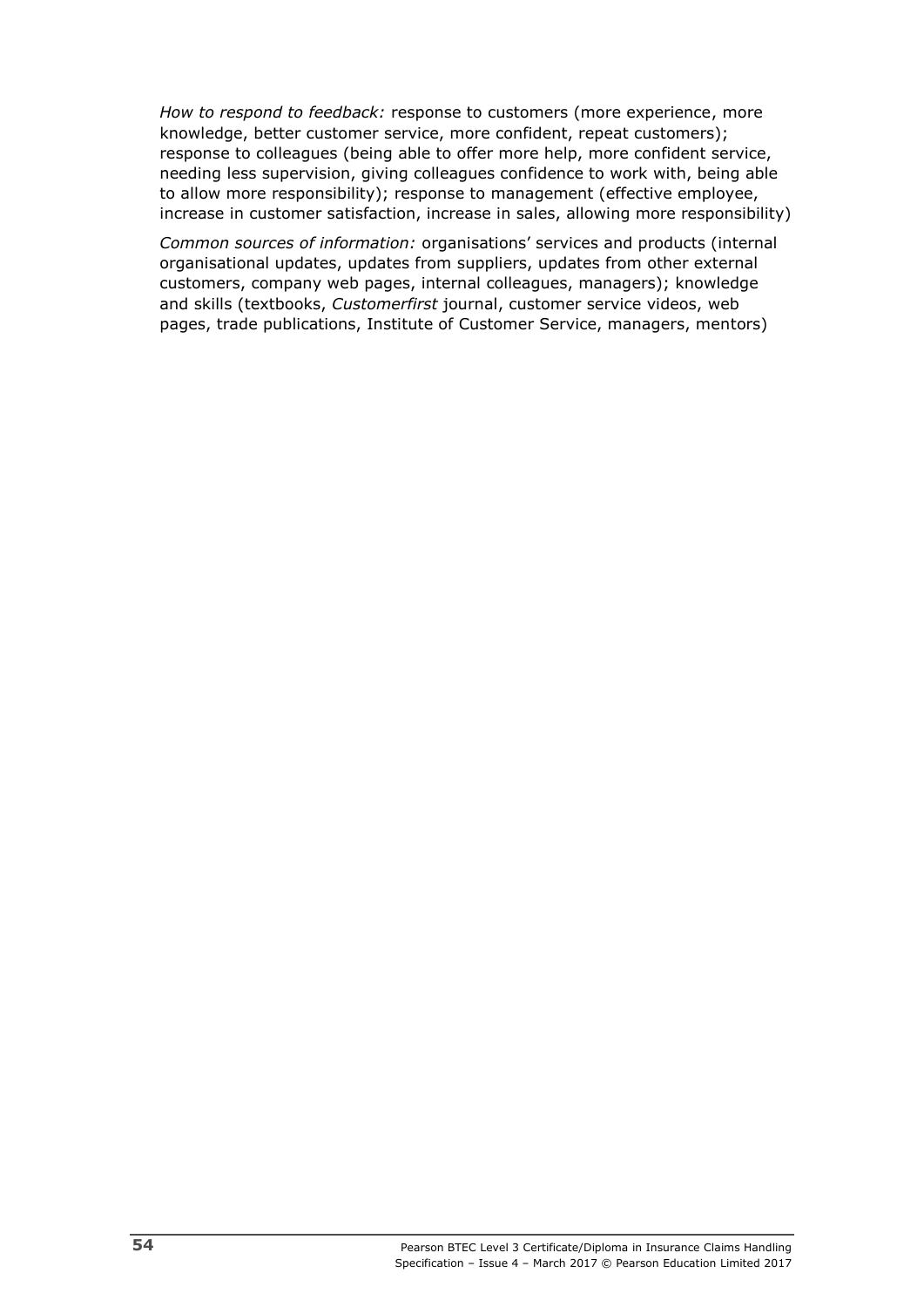*How to respond to feedback:* response to customers (more experience, more knowledge, better customer service, more confident, repeat customers); response to colleagues (being able to offer more help, more confident service, needing less supervision, giving colleagues confidence to work with, being able to allow more responsibility); response to management (effective employee, increase in customer satisfaction, increase in sales, allowing more responsibility)

*Common sources of information:* organisations' services and products (internal organisational updates, updates from suppliers, updates from other external customers, company web pages, internal colleagues, managers); knowledge and skills (textbooks, *Customerfirst* journal, customer service videos, web pages, trade publications, Institute of Customer Service, managers, mentors)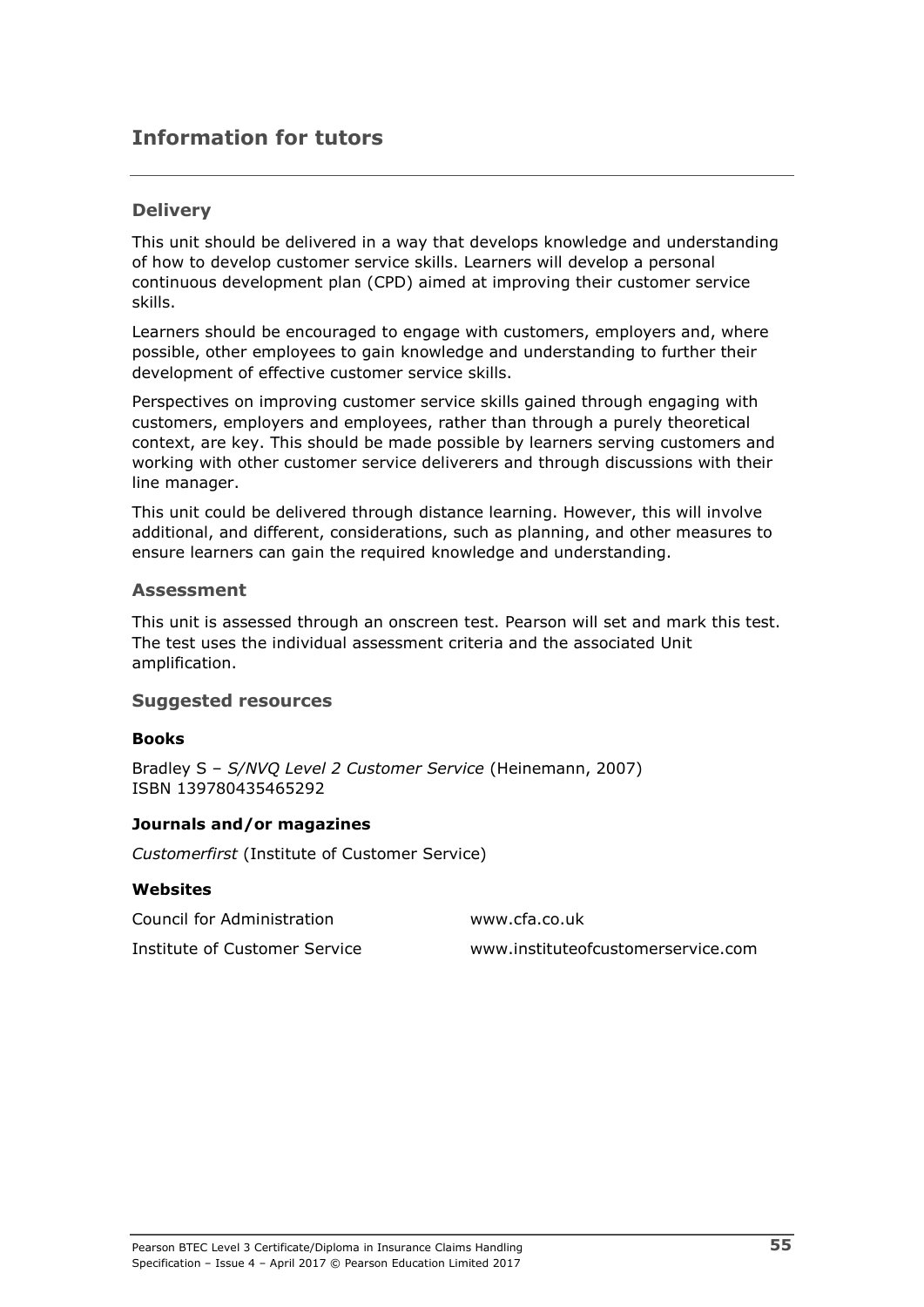## Information for tutors

### Delivery

This unit should be delivered in a way that develops knowledge and understanding of how to develop customer service skills. Learners will develop a personal continuous development plan (CPD) aimed at improving their customer service skills.

Learners should be encouraged to engage with customers, employers and, where possible, other employees to gain knowledge and understanding to further their development of effective customer service skills.

Perspectives on improving customer service skills gained through engaging with customers, employers and employees, rather than through a purely theoretical context, are key. This should be made possible by learners serving customers and working with other customer service deliverers and through discussions with their line manager.

This unit could be delivered through distance learning. However, this will involve additional, and different, considerations, such as planning, and other measures to ensure learners can gain the required knowledge and understanding.

### Assessment

This unit is assessed through an onscreen test. Pearson will set and mark this test. The test uses the individual assessment criteria and the associated Unit amplification.

### Suggested resources

**Books**

Bradley S – *S/NVQ Level 2 Customer Service* (Heinemann, 2007) ISBN 139780435465292

**Journals and/or magazines**

*Customerfirst* (Institute of Customer Service)

**Websites**

| | |
|---|---|
| Council for Administration | www.cfa.co.uk |
| Institute of Customer Service | www.instituteofcustomerservice.com |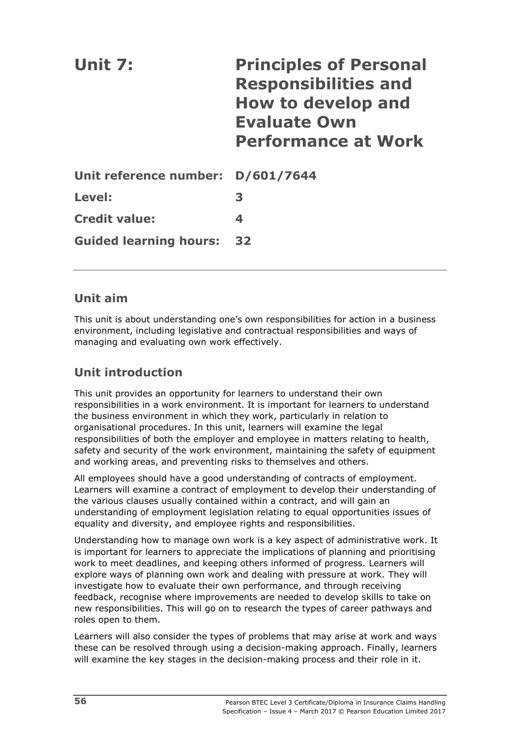# Unit 7: Principles of Personal Responsibilities and How to develop and Evaluate Own Performance at Work

**Unit reference number:** D/601/7644

**Level:** 3

**Credit value:** 4

**Guided learning hours:** 32

## Unit aim

This unit is about understanding one's own responsibilities for action in a business environment, including legislative and contractual responsibilities and ways of managing and evaluating own work effectively.

## Unit introduction

This unit provides an opportunity for learners to understand their own responsibilities in a work environment. It is important for learners to understand the business environment in which they work, particularly in relation to organisational procedures. In this unit, learners will examine the legal responsibilities of both the employer and employee in matters relating to health, safety and security of the work environment, maintaining the safety of equipment and working areas, and preventing risks to themselves and others.

All employees should have a good understanding of contracts of employment. Learners will examine a contract of employment to develop their understanding of the various clauses usually contained within a contract, and will gain an understanding of employment legislation relating to equal opportunities issues of equality and diversity, and employee rights and responsibilities.

Understanding how to manage own work is a key aspect of administrative work. It is important for learners to appreciate the implications of planning and prioritising work to meet deadlines, and keeping others informed of progress. Learners will explore ways of planning own work and dealing with pressure at work. They will investigate how to evaluate their own performance, and through receiving feedback, recognise where improvements are needed to develop skills to take on new responsibilities. This will go on to research the types of career pathways and roles open to them.

Learners will also consider the types of problems that may arise at work and ways these can be resolved through using a decision-making approach. Finally, learners will examine the key stages in the decision-making process and their role in it.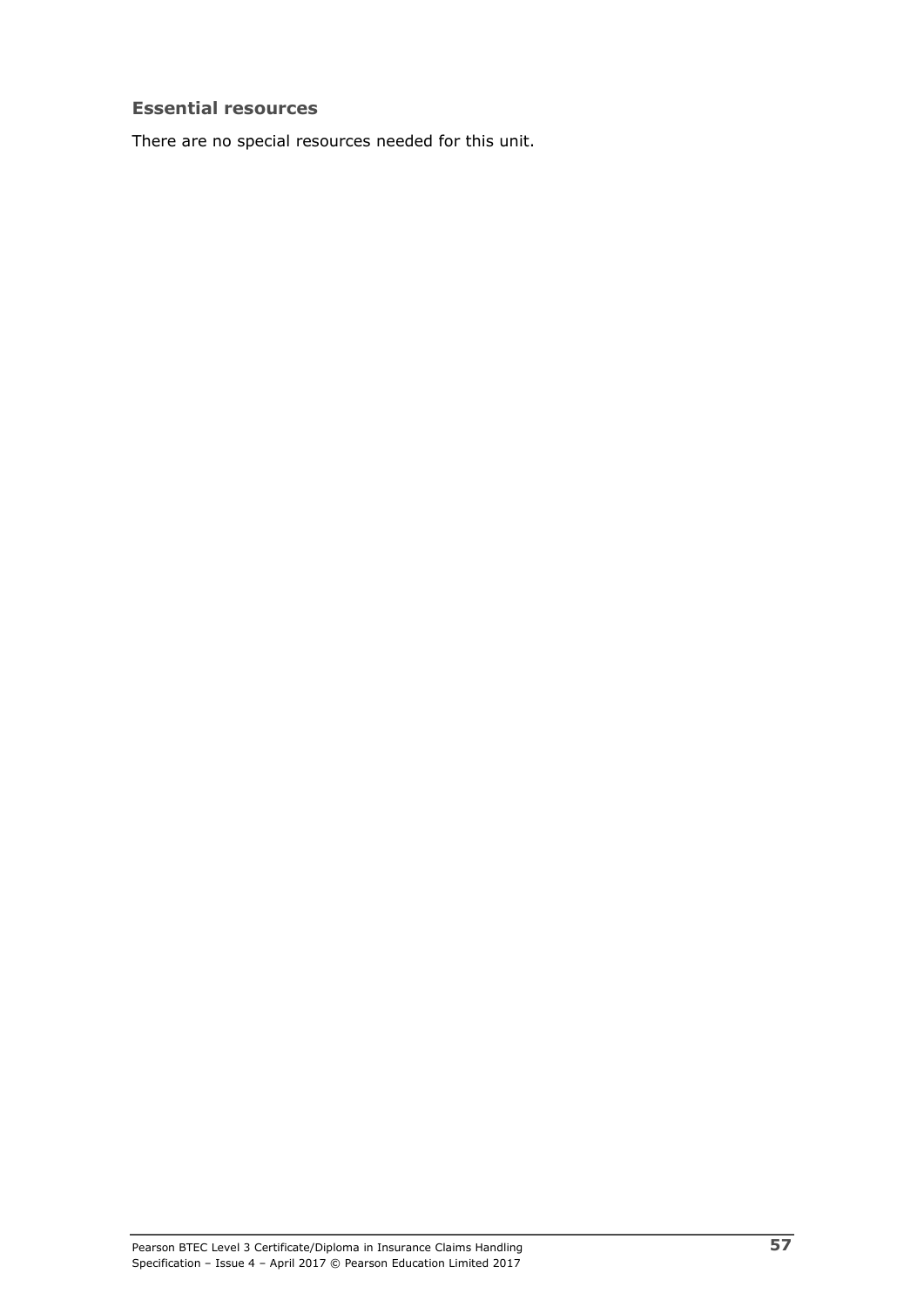### Essential resources

There are no special resources needed for this unit.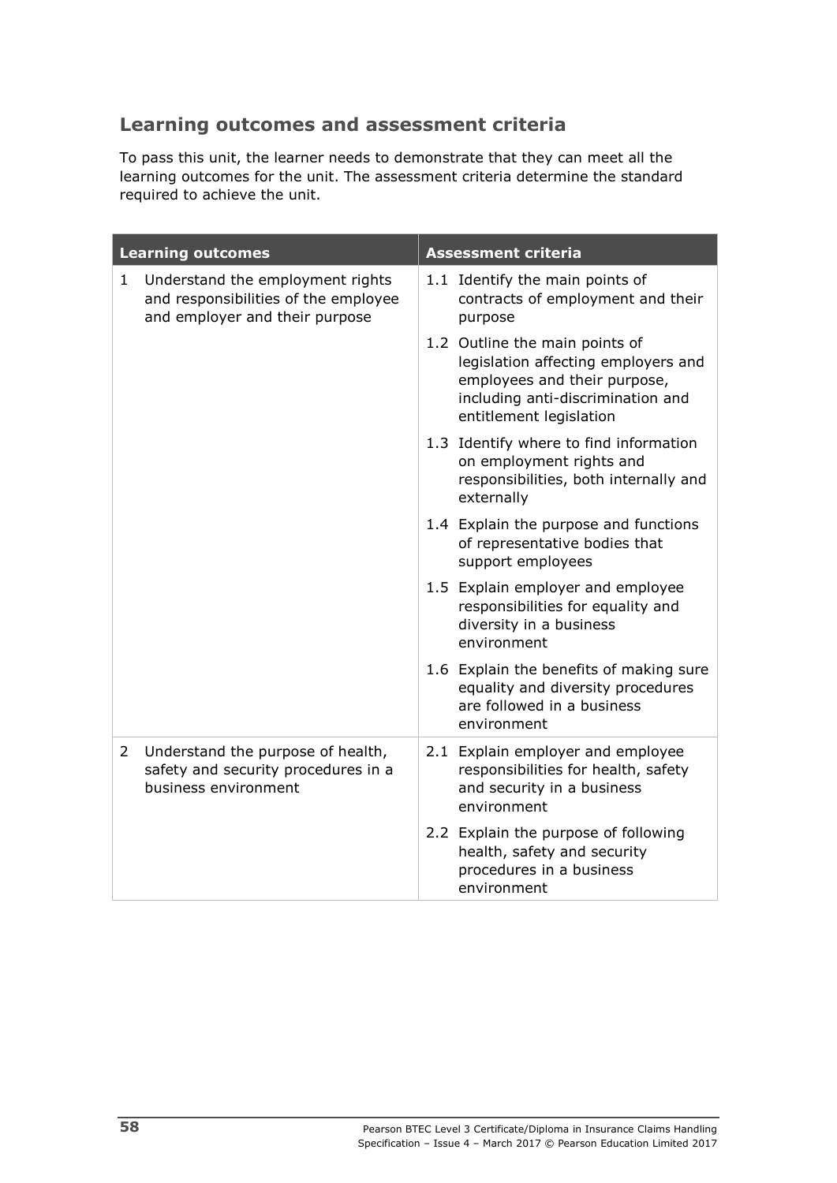## Learning outcomes and assessment criteria

To pass this unit, the learner needs to demonstrate that they can meet all the learning outcomes for the unit. The assessment criteria determine the standard required to achieve the unit.

| Learning outcomes | Assessment criteria |
|---|---|
| 1 Understand the employment rights and responsibilities of the employee and employer and their purpose | 1.1 Identify the main points of contracts of employment and their purpose |
| | 1.2 Outline the main points of legislation affecting employers and employees and their purpose, including anti-discrimination and entitlement legislation |
| | 1.3 Identify where to find information on employment rights and responsibilities, both internally and externally |
| | 1.4 Explain the purpose and functions of representative bodies that support employees |
| | 1.5 Explain employer and employee responsibilities for equality and diversity in a business environment |
| | 1.6 Explain the benefits of making sure equality and diversity procedures are followed in a business environment |
| 2 Understand the purpose of health, safety and security procedures in a business environment | 2.1 Explain employer and employee responsibilities for health, safety and security in a business environment |
| | 2.2 Explain the purpose of following health, safety and security procedures in a business environment |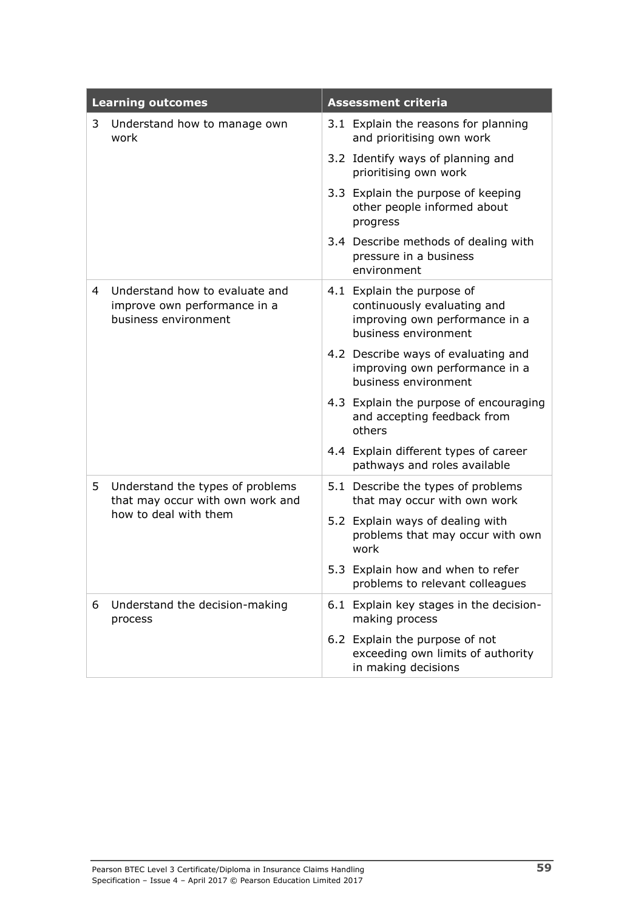| Learning outcomes | Assessment criteria |
|---|---|
| 3 Understand how to manage own work | 3.1 Explain the reasons for planning and prioritising own work |
| | 3.2 Identify ways of planning and prioritising own work |
| | 3.3 Explain the purpose of keeping other people informed about progress |
| | 3.4 Describe methods of dealing with pressure in a business environment |
| 4 Understand how to evaluate and improve own performance in a business environment | 4.1 Explain the purpose of continuously evaluating and improving own performance in a business environment |
| | 4.2 Describe ways of evaluating and improving own performance in a business environment |
| | 4.3 Explain the purpose of encouraging and accepting feedback from others |
| | 4.4 Explain different types of career pathways and roles available |
| 5 Understand the types of problems that may occur with own work and how to deal with them | 5.1 Describe the types of problems that may occur with own work |
| | 5.2 Explain ways of dealing with problems that may occur with own work |
| | 5.3 Explain how and when to refer problems to relevant colleagues |
| 6 Understand the decision-making process | 6.1 Explain key stages in the decision-making process |
| | 6.2 Explain the purpose of not exceeding own limits of authority in making decisions |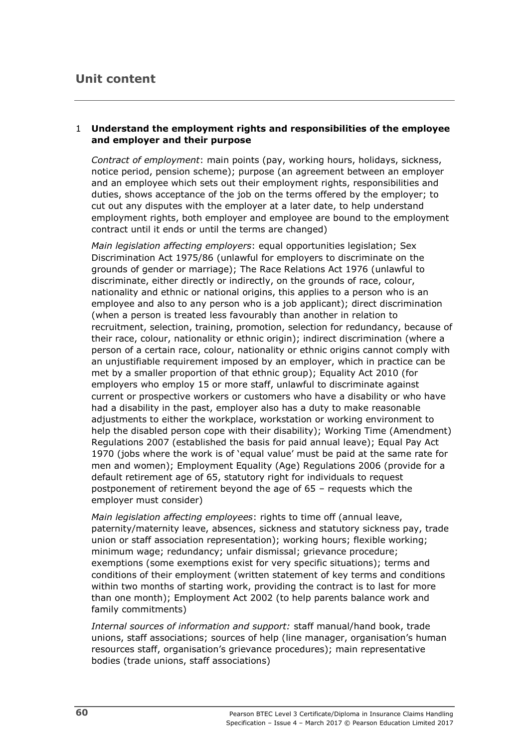## Unit content

1 **Understand the employment rights and responsibilities of the employee and employer and their purpose**

*Contract of employment*: main points (pay, working hours, holidays, sickness, notice period, pension scheme); purpose (an agreement between an employer and an employee which sets out their employment rights, responsibilities and duties, shows acceptance of the job on the terms offered by the employer; to cut out any disputes with the employer at a later date, to help understand employment rights, both employer and employee are bound to the employment contract until it ends or until the terms are changed)

*Main legislation affecting employers*: equal opportunities legislation; Sex Discrimination Act 1975/86 (unlawful for employers to discriminate on the grounds of gender or marriage); The Race Relations Act 1976 (unlawful to discriminate, either directly or indirectly, on the grounds of race, colour, nationality and ethnic or national origins, this applies to a person who is an employee and also to any person who is a job applicant); direct discrimination (when a person is treated less favourably than another in relation to recruitment, selection, training, promotion, selection for redundancy, because of their race, colour, nationality or ethnic origin); indirect discrimination (where a person of a certain race, colour, nationality or ethnic origins cannot comply with an unjustifiable requirement imposed by an employer, which in practice can be met by a smaller proportion of that ethnic group); Equality Act 2010 (for employers who employ 15 or more staff, unlawful to discriminate against current or prospective workers or customers who have a disability or who have had a disability in the past, employer also has a duty to make reasonable adjustments to either the workplace, workstation or working environment to help the disabled person cope with their disability); Working Time (Amendment) Regulations 2007 (established the basis for paid annual leave); Equal Pay Act 1970 (jobs where the work is of 'equal value' must be paid at the same rate for men and women); Employment Equality (Age) Regulations 2006 (provide for a default retirement age of 65, statutory right for individuals to request postponement of retirement beyond the age of 65 – requests which the employer must consider)

*Main legislation affecting employees*: rights to time off (annual leave, paternity/maternity leave, absences, sickness and statutory sickness pay, trade union or staff association representation); working hours; flexible working; minimum wage; redundancy; unfair dismissal; grievance procedure; exemptions (some exemptions exist for very specific situations); terms and conditions of their employment (written statement of key terms and conditions within two months of starting work, providing the contract is to last for more than one month); Employment Act 2002 (to help parents balance work and family commitments)

*Internal sources of information and support:* staff manual/hand book, trade unions, staff associations; sources of help (line manager, organisation's human resources staff, organisation's grievance procedures); main representative bodies (trade unions, staff associations)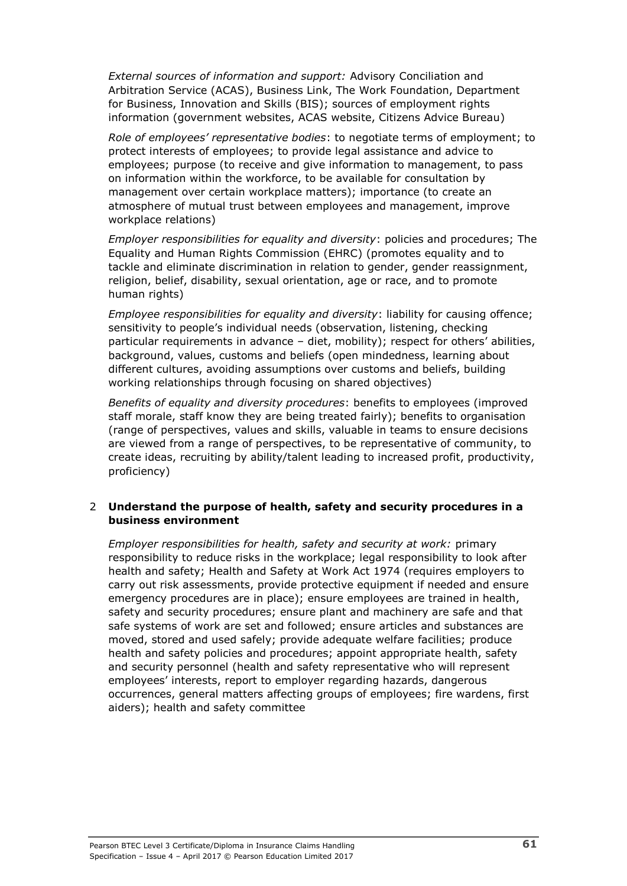*External sources of information and support:* Advisory Conciliation and Arbitration Service (ACAS), Business Link, The Work Foundation, Department for Business, Innovation and Skills (BIS); sources of employment rights information (government websites, ACAS website, Citizens Advice Bureau)

*Role of employees' representative bodies*: to negotiate terms of employment; to protect interests of employees; to provide legal assistance and advice to employees; purpose (to receive and give information to management, to pass on information within the workforce, to be available for consultation by management over certain workplace matters); importance (to create an atmosphere of mutual trust between employees and management, improve workplace relations)

*Employer responsibilities for equality and diversity*: policies and procedures; The Equality and Human Rights Commission (EHRC) (promotes equality and to tackle and eliminate discrimination in relation to gender, gender reassignment, religion, belief, disability, sexual orientation, age or race, and to promote human rights)

*Employee responsibilities for equality and diversity*: liability for causing offence; sensitivity to people's individual needs (observation, listening, checking particular requirements in advance – diet, mobility); respect for others' abilities, background, values, customs and beliefs (open mindedness, learning about different cultures, avoiding assumptions over customs and beliefs, building working relationships through focusing on shared objectives)

*Benefits of equality and diversity procedures*: benefits to employees (improved staff morale, staff know they are being treated fairly); benefits to organisation (range of perspectives, values and skills, valuable in teams to ensure decisions are viewed from a range of perspectives, to be representative of community, to create ideas, recruiting by ability/talent leading to increased profit, productivity, proficiency)

2 **Understand the purpose of health, safety and security procedures in a business environment**

*Employer responsibilities for health, safety and security at work:* primary responsibility to reduce risks in the workplace; legal responsibility to look after health and safety; Health and Safety at Work Act 1974 (requires employers to carry out risk assessments, provide protective equipment if needed and ensure emergency procedures are in place); ensure employees are trained in health, safety and security procedures; ensure plant and machinery are safe and that safe systems of work are set and followed; ensure articles and substances are moved, stored and used safely; provide adequate welfare facilities; produce health and safety policies and procedures; appoint appropriate health, safety and security personnel (health and safety representative who will represent employees' interests, report to employer regarding hazards, dangerous occurrences, general matters affecting groups of employees; fire wardens, first aiders); health and safety committee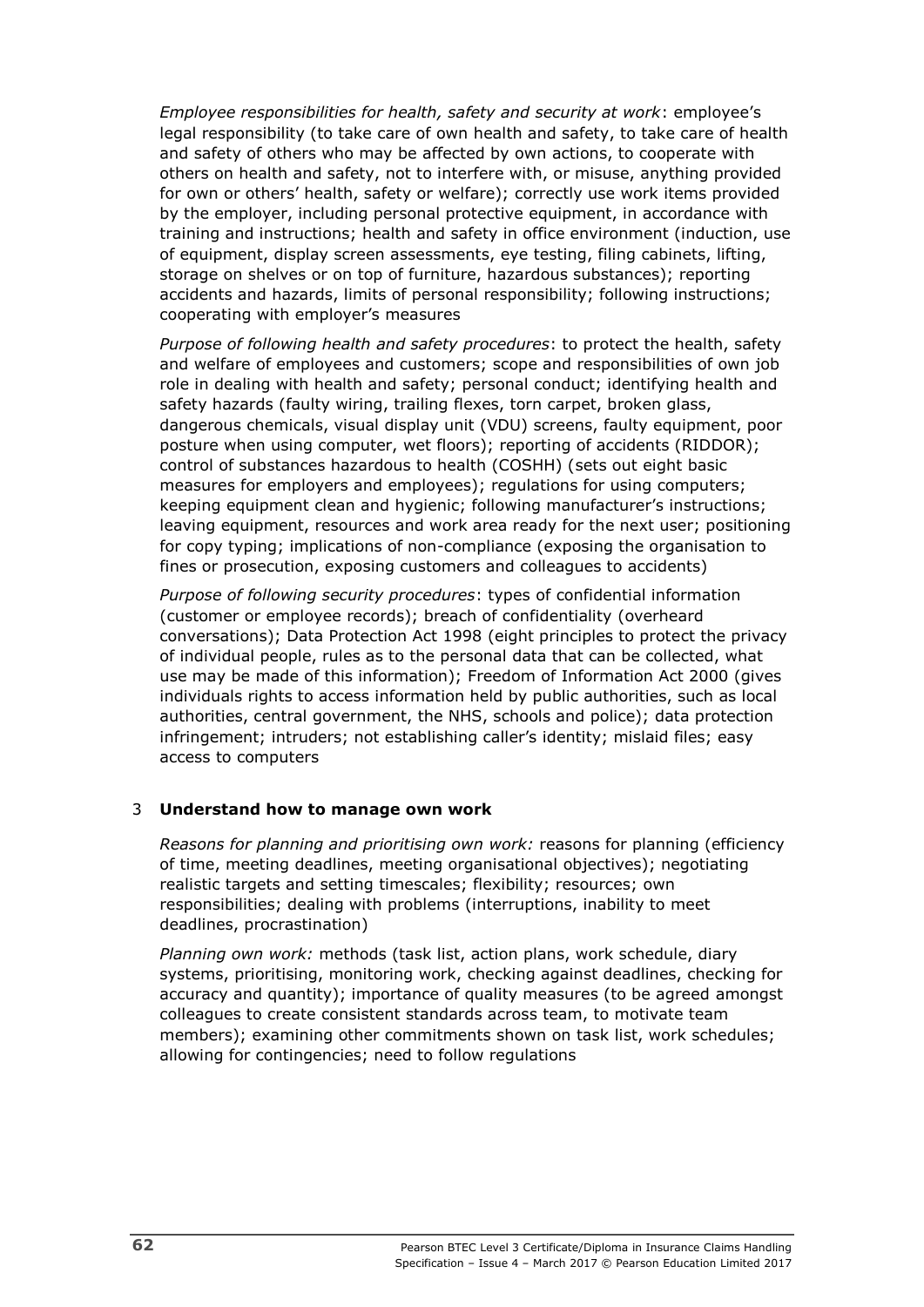*Employee responsibilities for health, safety and security at work*: employee's legal responsibility (to take care of own health and safety, to take care of health and safety of others who may be affected by own actions, to cooperate with others on health and safety, not to interfere with, or misuse, anything provided for own or others' health, safety or welfare); correctly use work items provided by the employer, including personal protective equipment, in accordance with training and instructions; health and safety in office environment (induction, use of equipment, display screen assessments, eye testing, filing cabinets, lifting, storage on shelves or on top of furniture, hazardous substances); reporting accidents and hazards, limits of personal responsibility; following instructions; cooperating with employer's measures

*Purpose of following health and safety procedures*: to protect the health, safety and welfare of employees and customers; scope and responsibilities of own job role in dealing with health and safety; personal conduct; identifying health and safety hazards (faulty wiring, trailing flexes, torn carpet, broken glass, dangerous chemicals, visual display unit (VDU) screens, faulty equipment, poor posture when using computer, wet floors); reporting of accidents (RIDDOR); control of substances hazardous to health (COSHH) (sets out eight basic measures for employers and employees); regulations for using computers; keeping equipment clean and hygienic; following manufacturer's instructions; leaving equipment, resources and work area ready for the next user; positioning for copy typing; implications of non-compliance (exposing the organisation to fines or prosecution, exposing customers and colleagues to accidents)

*Purpose of following security procedures*: types of confidential information (customer or employee records); breach of confidentiality (overheard conversations); Data Protection Act 1998 (eight principles to protect the privacy of individual people, rules as to the personal data that can be collected, what use may be made of this information); Freedom of Information Act 2000 (gives individuals rights to access information held by public authorities, such as local authorities, central government, the NHS, schools and police); data protection infringement; intruders; not establishing caller's identity; mislaid files; easy access to computers

3 **Understand how to manage own work**

*Reasons for planning and prioritising own work:* reasons for planning (efficiency of time, meeting deadlines, meeting organisational objectives); negotiating realistic targets and setting timescales; flexibility; resources; own responsibilities; dealing with problems (interruptions, inability to meet deadlines, procrastination)

*Planning own work:* methods (task list, action plans, work schedule, diary systems, prioritising, monitoring work, checking against deadlines, checking for accuracy and quantity); importance of quality measures (to be agreed amongst colleagues to create consistent standards across team, to motivate team members); examining other commitments shown on task list, work schedules; allowing for contingencies; need to follow regulations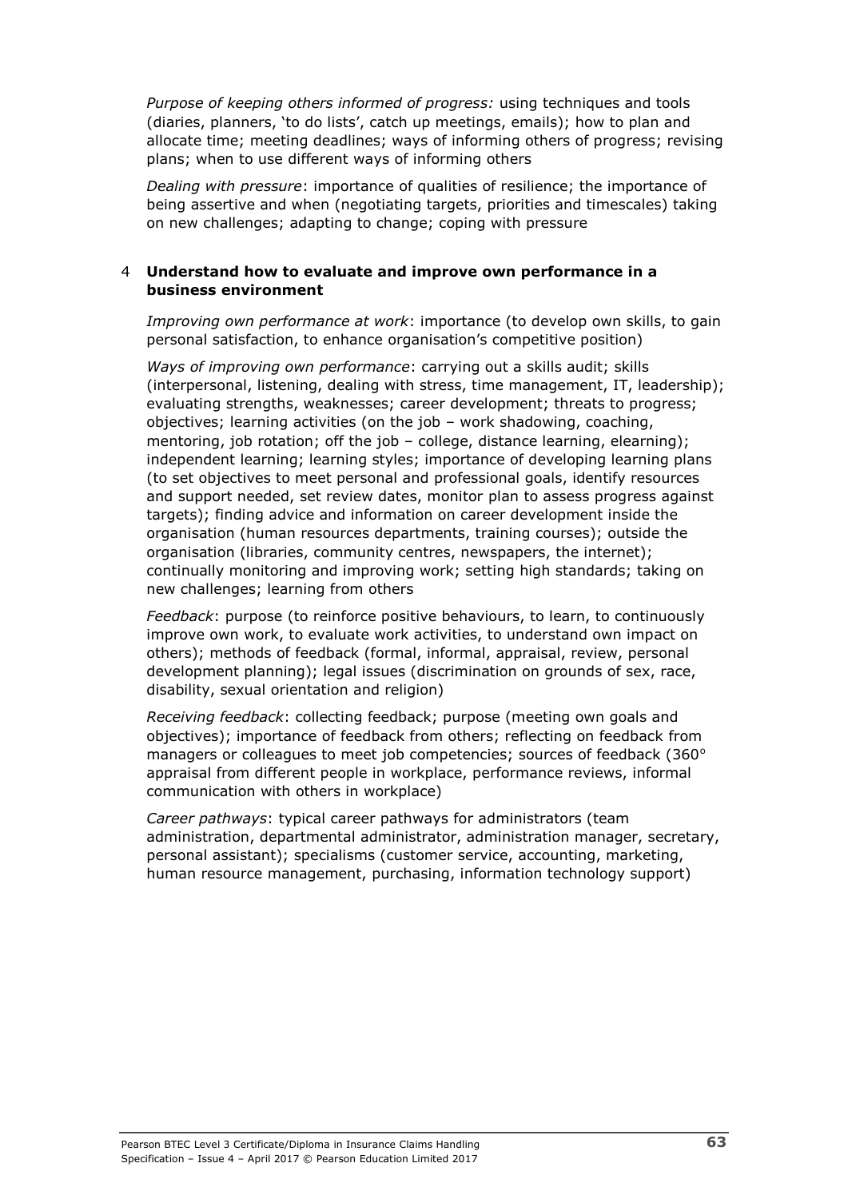*Purpose of keeping others informed of progress:* using techniques and tools (diaries, planners, 'to do lists', catch up meetings, emails); how to plan and allocate time; meeting deadlines; ways of informing others of progress; revising plans; when to use different ways of informing others

*Dealing with pressure*: importance of qualities of resilience; the importance of being assertive and when (negotiating targets, priorities and timescales) taking on new challenges; adapting to change; coping with pressure

4 **Understand how to evaluate and improve own performance in a business environment**

*Improving own performance at work*: importance (to develop own skills, to gain personal satisfaction, to enhance organisation's competitive position)

*Ways of improving own performance*: carrying out a skills audit; skills (interpersonal, listening, dealing with stress, time management, IT, leadership); evaluating strengths, weaknesses; career development; threats to progress; objectives; learning activities (on the job – work shadowing, coaching, mentoring, job rotation; off the job – college, distance learning, elearning); independent learning; learning styles; importance of developing learning plans (to set objectives to meet personal and professional goals, identify resources and support needed, set review dates, monitor plan to assess progress against targets); finding advice and information on career development inside the organisation (human resources departments, training courses); outside the organisation (libraries, community centres, newspapers, the internet); continually monitoring and improving work; setting high standards; taking on new challenges; learning from others

*Feedback*: purpose (to reinforce positive behaviours, to learn, to continuously improve own work, to evaluate work activities, to understand own impact on others); methods of feedback (formal, informal, appraisal, review, personal development planning); legal issues (discrimination on grounds of sex, race, disability, sexual orientation and religion)

*Receiving feedback*: collecting feedback; purpose (meeting own goals and objectives); importance of feedback from others; reflecting on feedback from managers or colleagues to meet job competencies; sources of feedback (360° appraisal from different people in workplace, performance reviews, informal communication with others in workplace)

*Career pathways*: typical career pathways for administrators (team administration, departmental administrator, administration manager, secretary, personal assistant); specialisms (customer service, accounting, marketing, human resource management, purchasing, information technology support)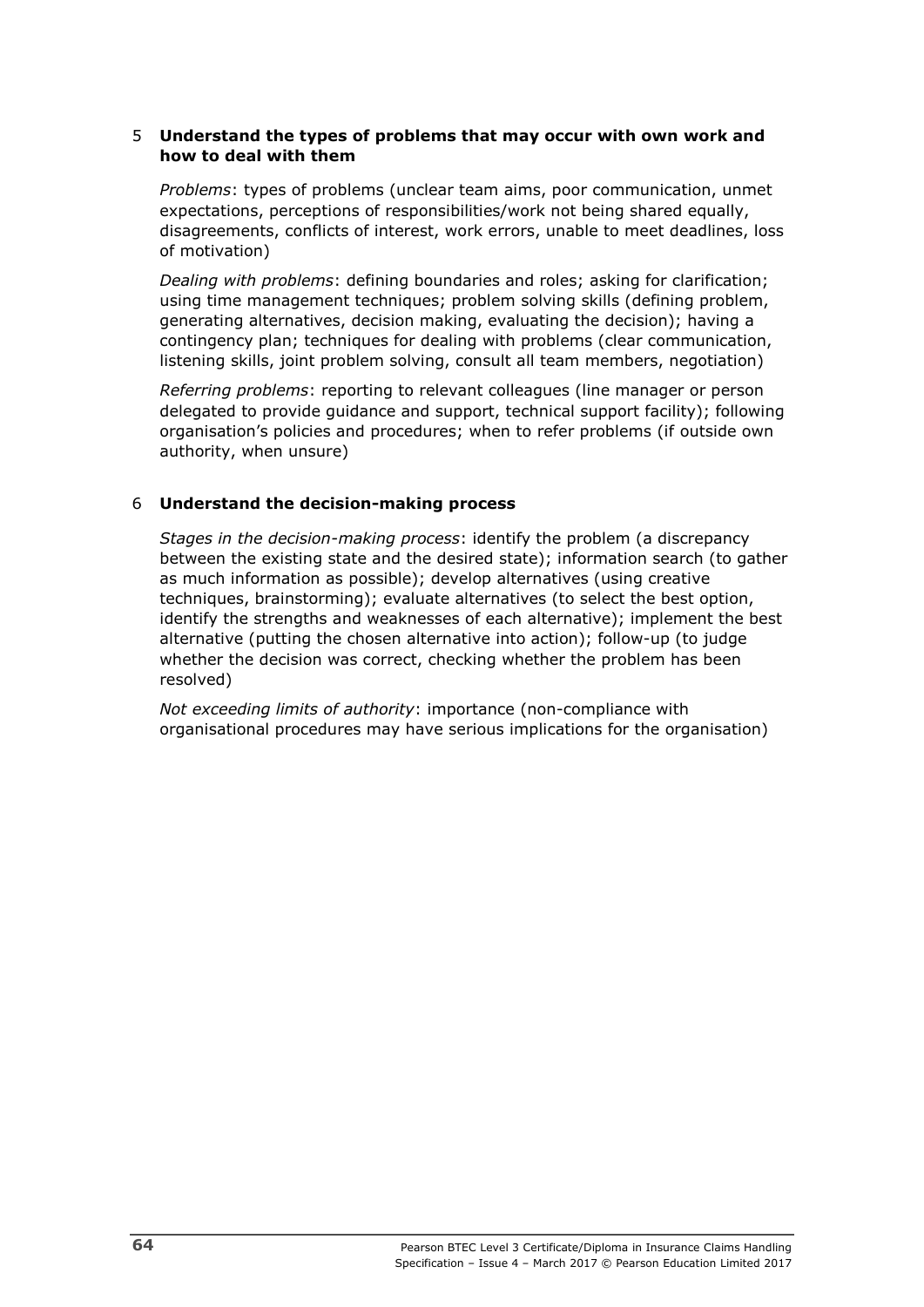5 **Understand the types of problems that may occur with own work and how to deal with them**

*Problems*: types of problems (unclear team aims, poor communication, unmet expectations, perceptions of responsibilities/work not being shared equally, disagreements, conflicts of interest, work errors, unable to meet deadlines, loss of motivation)

*Dealing with problems*: defining boundaries and roles; asking for clarification; using time management techniques; problem solving skills (defining problem, generating alternatives, decision making, evaluating the decision); having a contingency plan; techniques for dealing with problems (clear communication, listening skills, joint problem solving, consult all team members, negotiation)

*Referring problems*: reporting to relevant colleagues (line manager or person delegated to provide guidance and support, technical support facility); following organisation's policies and procedures; when to refer problems (if outside own authority, when unsure)

6 **Understand the decision-making process**

*Stages in the decision-making process*: identify the problem (a discrepancy between the existing state and the desired state); information search (to gather as much information as possible); develop alternatives (using creative techniques, brainstorming); evaluate alternatives (to select the best option, identify the strengths and weaknesses of each alternative); implement the best alternative (putting the chosen alternative into action); follow-up (to judge whether the decision was correct, checking whether the problem has been resolved)

*Not exceeding limits of authority*: importance (non-compliance with organisational procedures may have serious implications for the organisation)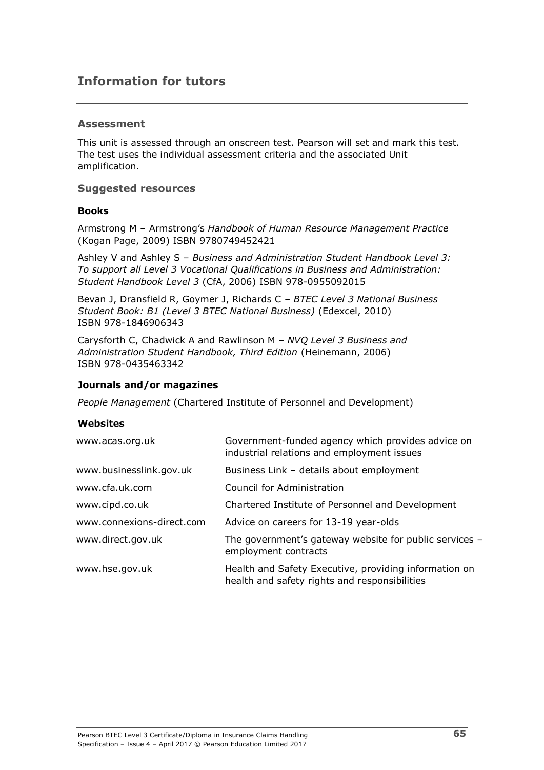## Information for tutors

### Assessment

This unit is assessed through an onscreen test. Pearson will set and mark this test. The test uses the individual assessment criteria and the associated Unit amplification.

### Suggested resources

#### Books

Armstrong M – Armstrong's *Handbook of Human Resource Management Practice* (Kogan Page, 2009) ISBN 9780749452421

Ashley V and Ashley S – *Business and Administration Student Handbook Level 3: To support all Level 3 Vocational Qualifications in Business and Administration: Student Handbook Level 3* (CfA, 2006) ISBN 978-0955092015

Bevan J, Dransfield R, Goymer J, Richards C – *BTEC Level 3 National Business Student Book: B1 (Level 3 BTEC National Business)* (Edexcel, 2010) ISBN 978-1846906343

Carysforth C, Chadwick A and Rawlinson M – *NVQ Level 3 Business and Administration Student Handbook, Third Edition* (Heinemann, 2006) ISBN 978-0435463342

#### Journals and/or magazines

*People Management* (Chartered Institute of Personnel and Development)

#### Websites

| | |
|---|---|
| www.acas.org.uk | Government-funded agency which provides advice on industrial relations and employment issues |
| www.businesslink.gov.uk | Business Link – details about employment |
| www.cfa.uk.com | Council for Administration |
| www.cipd.co.uk | Chartered Institute of Personnel and Development |
| www.connexions-direct.com | Advice on careers for 13-19 year-olds |
| www.direct.gov.uk | The government's gateway website for public services – employment contracts |
| www.hse.gov.uk | Health and Safety Executive, providing information on health and safety rights and responsibilities |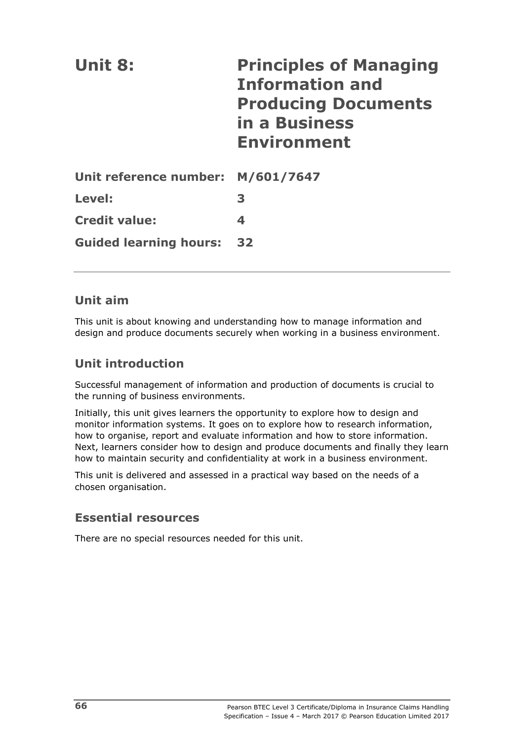# Unit 8: Principles of Managing Information and Producing Documents in a Business Environment

**Unit reference number:** M/601/7647

**Level:** 3

**Credit value:** 4

**Guided learning hours:** 32

## Unit aim

This unit is about knowing and understanding how to manage information and design and produce documents securely when working in a business environment.

## Unit introduction

Successful management of information and production of documents is crucial to the running of business environments.

Initially, this unit gives learners the opportunity to explore how to design and monitor information systems. It goes on to explore how to research information, how to organise, report and evaluate information and how to store information. Next, learners consider how to design and produce documents and finally they learn how to maintain security and confidentiality at work in a business environment.

This unit is delivered and assessed in a practical way based on the needs of a chosen organisation.

## Essential resources

There are no special resources needed for this unit.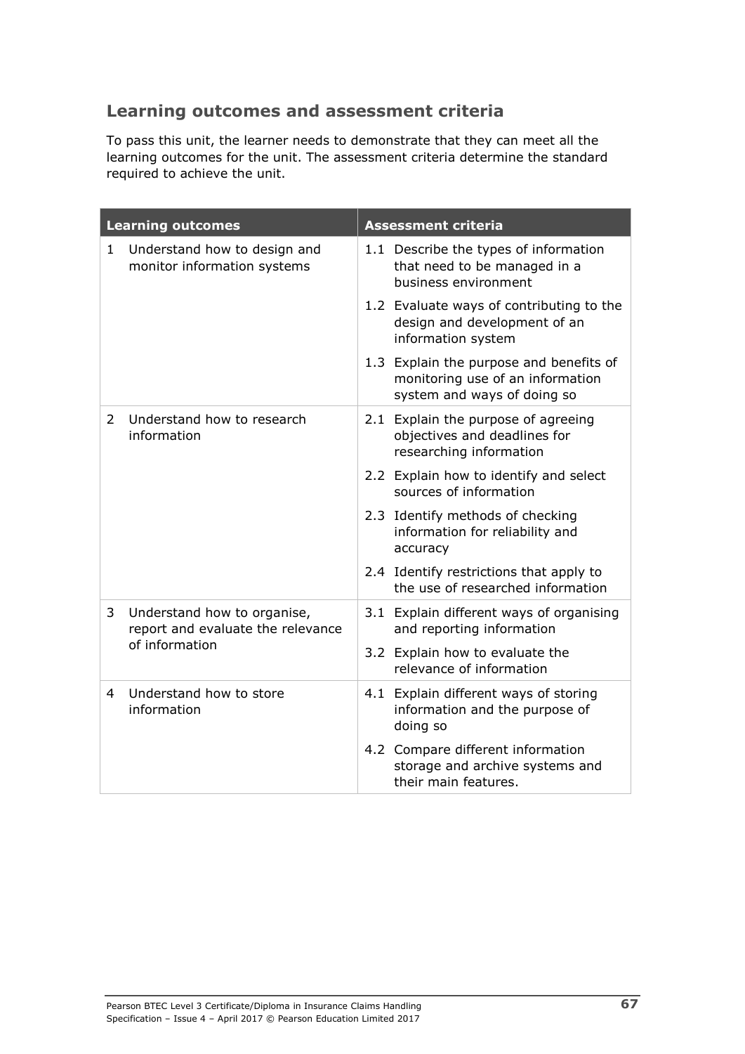## Learning outcomes and assessment criteria

To pass this unit, the learner needs to demonstrate that they can meet all the learning outcomes for the unit. The assessment criteria determine the standard required to achieve the unit.

| Learning outcomes | Assessment criteria |
|---|---|
| 1 Understand how to design and monitor information systems | 1.1 Describe the types of information that need to be managed in a business environment |
| | 1.2 Evaluate ways of contributing to the design and development of an information system |
| | 1.3 Explain the purpose and benefits of monitoring use of an information system and ways of doing so |
| 2 Understand how to research information | 2.1 Explain the purpose of agreeing objectives and deadlines for researching information |
| | 2.2 Explain how to identify and select sources of information |
| | 2.3 Identify methods of checking information for reliability and accuracy |
| | 2.4 Identify restrictions that apply to the use of researched information |
| 3 Understand how to organise, report and evaluate the relevance of information | 3.1 Explain different ways of organising and reporting information |
| | 3.2 Explain how to evaluate the relevance of information |
| 4 Understand how to store information | 4.1 Explain different ways of storing information and the purpose of doing so |
| | 4.2 Compare different information storage and archive systems and their main features. |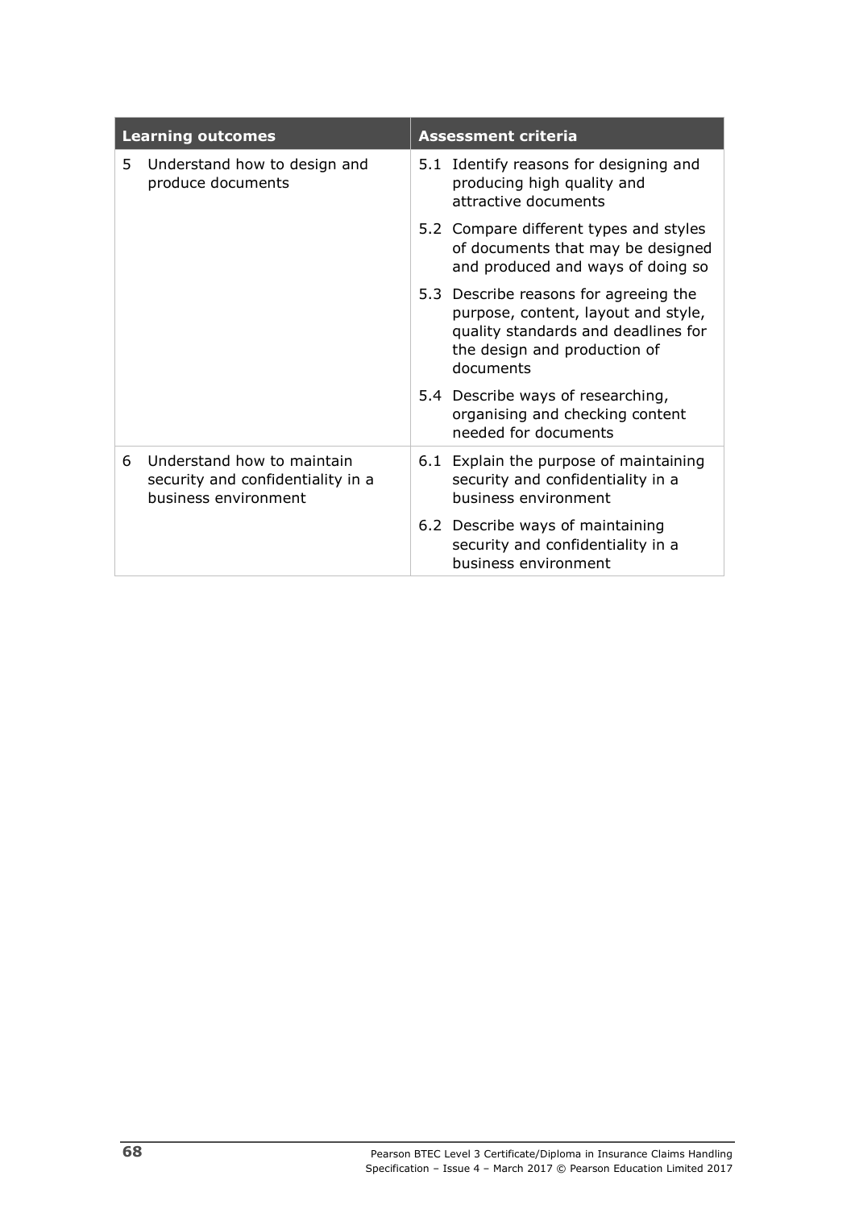| Learning outcomes | Assessment criteria |
|---|---|
| 5 Understand how to design and produce documents | 5.1 Identify reasons for designing and producing high quality and attractive documents |
| | 5.2 Compare different types and styles of documents that may be designed and produced and ways of doing so |
| | 5.3 Describe reasons for agreeing the purpose, content, layout and style, quality standards and deadlines for the design and production of documents |
| | 5.4 Describe ways of researching, organising and checking content needed for documents |
| 6 Understand how to maintain security and confidentiality in a business environment | 6.1 Explain the purpose of maintaining security and confidentiality in a business environment |
| | 6.2 Describe ways of maintaining security and confidentiality in a business environment |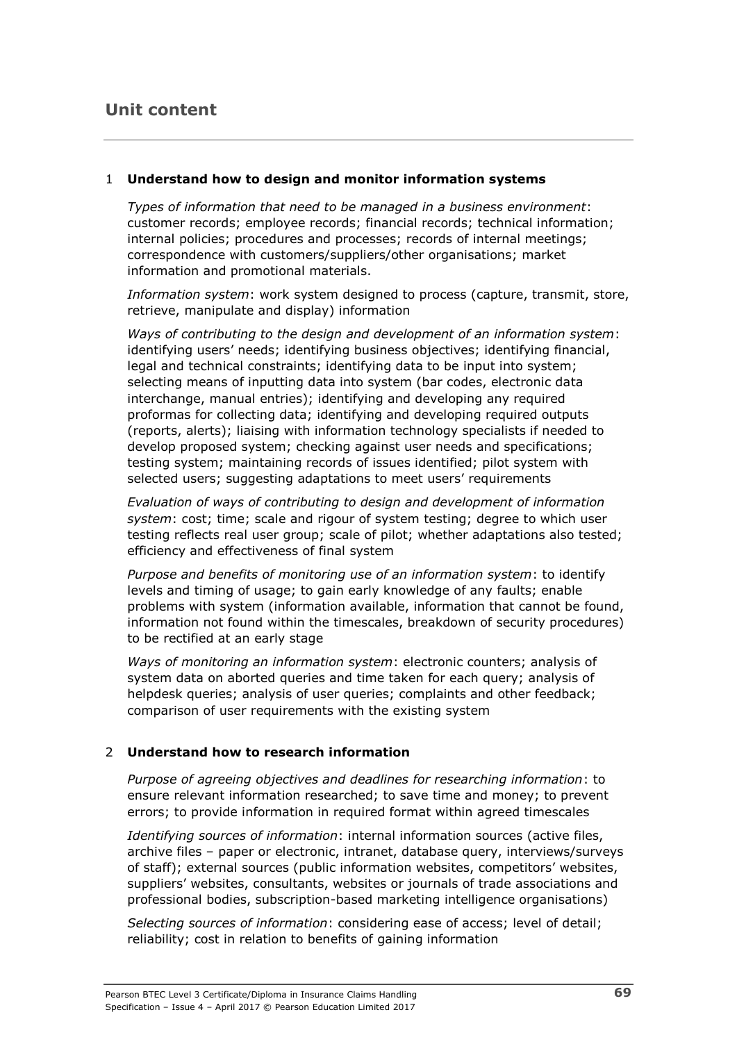## Unit content

### 1 Understand how to design and monitor information systems

*Types of information that need to be managed in a business environment*: customer records; employee records; financial records; technical information; internal policies; procedures and processes; records of internal meetings; correspondence with customers/suppliers/other organisations; market information and promotional materials.

*Information system*: work system designed to process (capture, transmit, store, retrieve, manipulate and display) information

*Ways of contributing to the design and development of an information system*: identifying users' needs; identifying business objectives; identifying financial, legal and technical constraints; identifying data to be input into system; selecting means of inputting data into system (bar codes, electronic data interchange, manual entries); identifying and developing any required proformas for collecting data; identifying and developing required outputs (reports, alerts); liaising with information technology specialists if needed to develop proposed system; checking against user needs and specifications; testing system; maintaining records of issues identified; pilot system with selected users; suggesting adaptations to meet users' requirements

*Evaluation of ways of contributing to design and development of information system*: cost; time; scale and rigour of system testing; degree to which user testing reflects real user group; scale of pilot; whether adaptations also tested; efficiency and effectiveness of final system

*Purpose and benefits of monitoring use of an information system*: to identify levels and timing of usage; to gain early knowledge of any faults; enable problems with system (information available, information that cannot be found, information not found within the timescales, breakdown of security procedures) to be rectified at an early stage

*Ways of monitoring an information system*: electronic counters; analysis of system data on aborted queries and time taken for each query; analysis of helpdesk queries; analysis of user queries; complaints and other feedback; comparison of user requirements with the existing system

### 2 Understand how to research information

*Purpose of agreeing objectives and deadlines for researching information*: to ensure relevant information researched; to save time and money; to prevent errors; to provide information in required format within agreed timescales

*Identifying sources of information*: internal information sources (active files, archive files – paper or electronic, intranet, database query, interviews/surveys of staff); external sources (public information websites, competitors' websites, suppliers' websites, consultants, websites or journals of trade associations and professional bodies, subscription-based marketing intelligence organisations)

*Selecting sources of information*: considering ease of access; level of detail; reliability; cost in relation to benefits of gaining information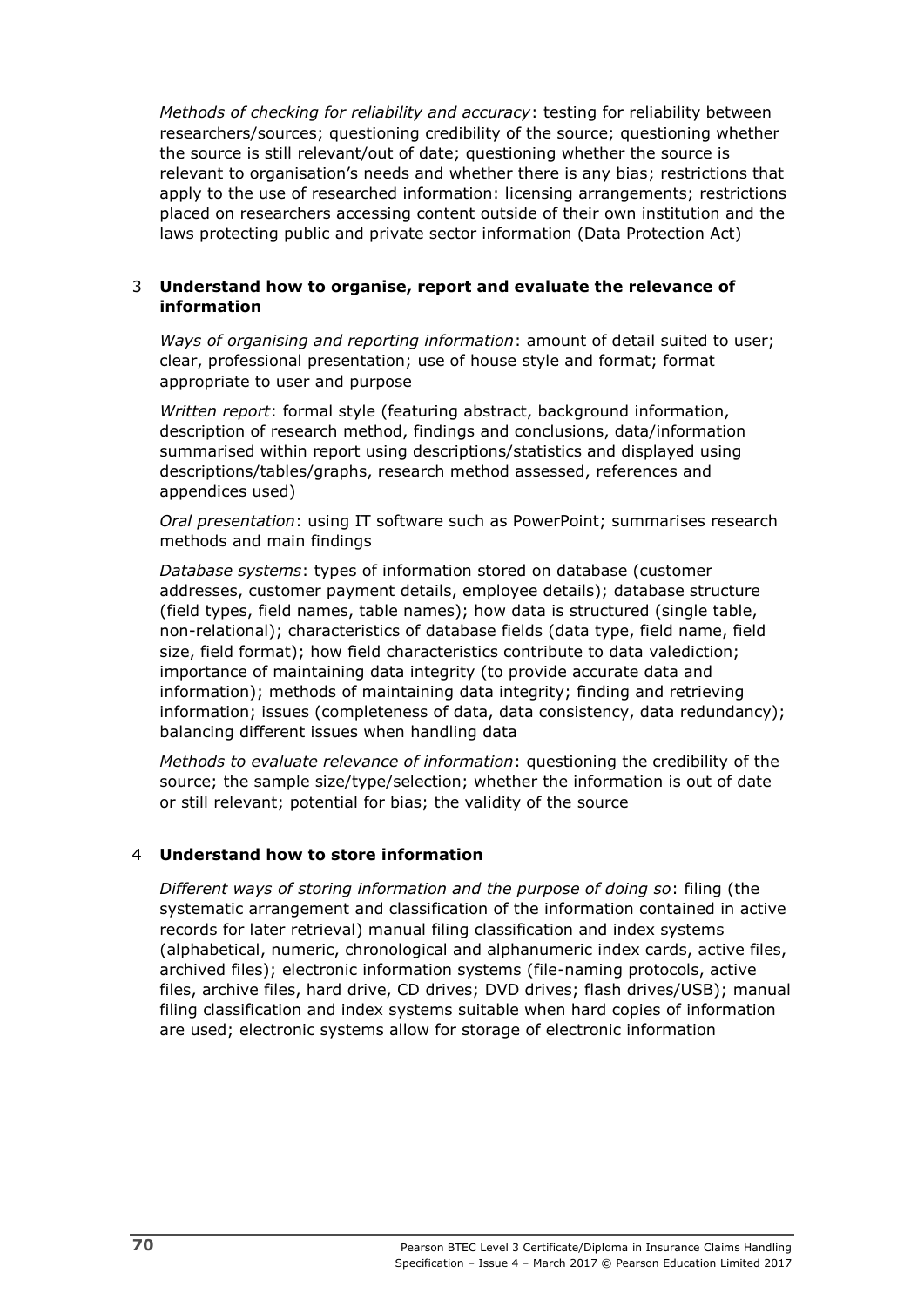*Methods of checking for reliability and accuracy*: testing for reliability between researchers/sources; questioning credibility of the source; questioning whether the source is still relevant/out of date; questioning whether the source is relevant to organisation's needs and whether there is any bias; restrictions that apply to the use of researched information: licensing arrangements; restrictions placed on researchers accessing content outside of their own institution and the laws protecting public and private sector information (Data Protection Act)

3 **Understand how to organise, report and evaluate the relevance of information**

*Ways of organising and reporting information*: amount of detail suited to user; clear, professional presentation; use of house style and format; format appropriate to user and purpose

*Written report*: formal style (featuring abstract, background information, description of research method, findings and conclusions, data/information summarised within report using descriptions/statistics and displayed using descriptions/tables/graphs, research method assessed, references and appendices used)

*Oral presentation*: using IT software such as PowerPoint; summarises research methods and main findings

*Database systems*: types of information stored on database (customer addresses, customer payment details, employee details); database structure (field types, field names, table names); how data is structured (single table, non-relational); characteristics of database fields (data type, field name, field size, field format); how field characteristics contribute to data valediction; importance of maintaining data integrity (to provide accurate data and information); methods of maintaining data integrity; finding and retrieving information; issues (completeness of data, data consistency, data redundancy); balancing different issues when handling data

*Methods to evaluate relevance of information*: questioning the credibility of the source; the sample size/type/selection; whether the information is out of date or still relevant; potential for bias; the validity of the source

4 **Understand how to store information**

*Different ways of storing information and the purpose of doing so*: filing (the systematic arrangement and classification of the information contained in active records for later retrieval) manual filing classification and index systems (alphabetical, numeric, chronological and alphanumeric index cards, active files, archived files); electronic information systems (file-naming protocols, active files, archive files, hard drive, CD drives; DVD drives; flash drives/USB); manual filing classification and index systems suitable when hard copies of information are used; electronic systems allow for storage of electronic information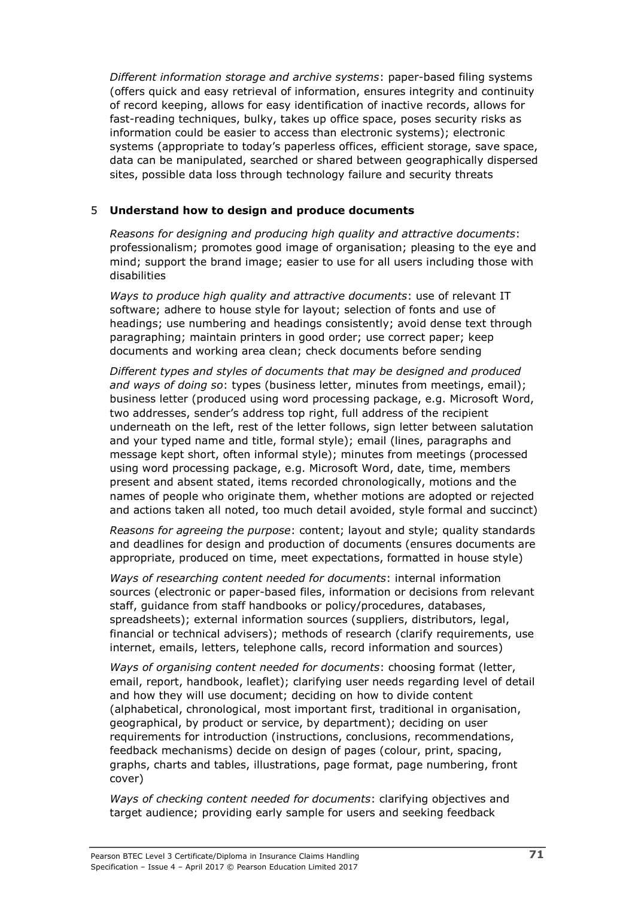*Different information storage and archive systems*: paper-based filing systems (offers quick and easy retrieval of information, ensures integrity and continuity of record keeping, allows for easy identification of inactive records, allows for fast-reading techniques, bulky, takes up office space, poses security risks as information could be easier to access than electronic systems); electronic systems (appropriate to today's paperless offices, efficient storage, save space, data can be manipulated, searched or shared between geographically dispersed sites, possible data loss through technology failure and security threats

## 5 Understand how to design and produce documents

*Reasons for designing and producing high quality and attractive documents*: professionalism; promotes good image of organisation; pleasing to the eye and mind; support the brand image; easier to use for all users including those with disabilities

*Ways to produce high quality and attractive documents*: use of relevant IT software; adhere to house style for layout; selection of fonts and use of headings; use numbering and headings consistently; avoid dense text through paragraphing; maintain printers in good order; use correct paper; keep documents and working area clean; check documents before sending

*Different types and styles of documents that may be designed and produced and ways of doing so*: types (business letter, minutes from meetings, email); business letter (produced using word processing package, e.g. Microsoft Word, two addresses, sender's address top right, full address of the recipient underneath on the left, rest of the letter follows, sign letter between salutation and your typed name and title, formal style); email (lines, paragraphs and message kept short, often informal style); minutes from meetings (processed using word processing package, e.g. Microsoft Word, date, time, members present and absent stated, items recorded chronologically, motions and the names of people who originate them, whether motions are adopted or rejected and actions taken all noted, too much detail avoided, style formal and succinct)

*Reasons for agreeing the purpose*: content; layout and style; quality standards and deadlines for design and production of documents (ensures documents are appropriate, produced on time, meet expectations, formatted in house style)

*Ways of researching content needed for documents*: internal information sources (electronic or paper-based files, information or decisions from relevant staff, guidance from staff handbooks or policy/procedures, databases, spreadsheets); external information sources (suppliers, distributors, legal, financial or technical advisers); methods of research (clarify requirements, use internet, emails, letters, telephone calls, record information and sources)

*Ways of organising content needed for documents*: choosing format (letter, email, report, handbook, leaflet); clarifying user needs regarding level of detail and how they will use document; deciding on how to divide content (alphabetical, chronological, most important first, traditional in organisation, geographical, by product or service, by department); deciding on user requirements for introduction (instructions, conclusions, recommendations, feedback mechanisms) decide on design of pages (colour, print, spacing, graphs, charts and tables, illustrations, page format, page numbering, front cover)

*Ways of checking content needed for documents*: clarifying objectives and target audience; providing early sample for users and seeking feedback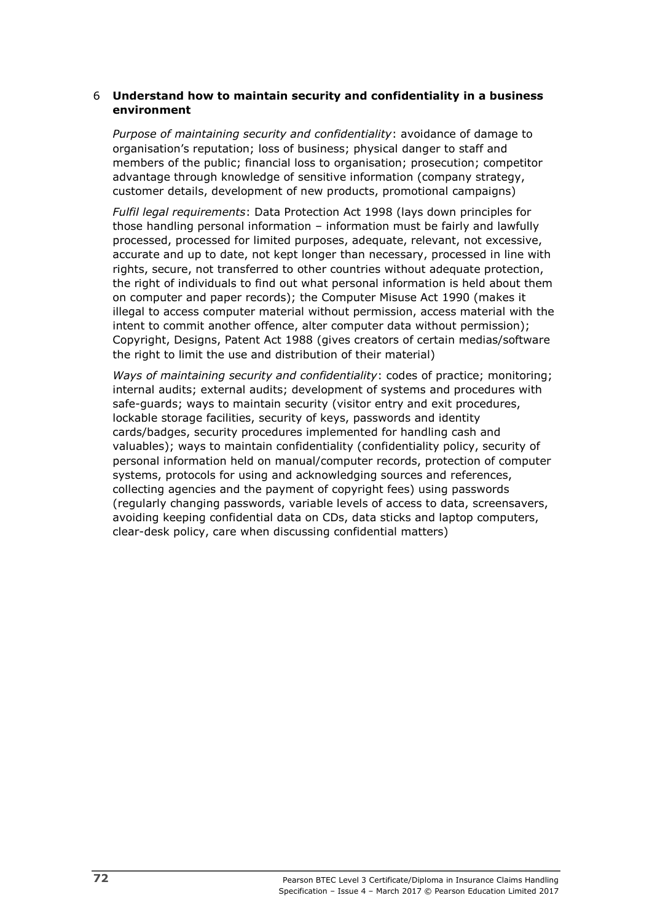### 6 **Understand how to maintain security and confidentiality in a business environment**

*Purpose of maintaining security and confidentiality*: avoidance of damage to organisation's reputation; loss of business; physical danger to staff and members of the public; financial loss to organisation; prosecution; competitor advantage through knowledge of sensitive information (company strategy, customer details, development of new products, promotional campaigns)

*Fulfil legal requirements*: Data Protection Act 1998 (lays down principles for those handling personal information – information must be fairly and lawfully processed, processed for limited purposes, adequate, relevant, not excessive, accurate and up to date, not kept longer than necessary, processed in line with rights, secure, not transferred to other countries without adequate protection, the right of individuals to find out what personal information is held about them on computer and paper records); the Computer Misuse Act 1990 (makes it illegal to access computer material without permission, access material with the intent to commit another offence, alter computer data without permission); Copyright, Designs, Patent Act 1988 (gives creators of certain medias/software the right to limit the use and distribution of their material)

*Ways of maintaining security and confidentiality*: codes of practice; monitoring; internal audits; external audits; development of systems and procedures with safe-guards; ways to maintain security (visitor entry and exit procedures, lockable storage facilities, security of keys, passwords and identity cards/badges, security procedures implemented for handling cash and valuables); ways to maintain confidentiality (confidentiality policy, security of personal information held on manual/computer records, protection of computer systems, protocols for using and acknowledging sources and references, collecting agencies and the payment of copyright fees) using passwords (regularly changing passwords, variable levels of access to data, screensavers, avoiding keeping confidential data on CDs, data sticks and laptop computers, clear-desk policy, care when discussing confidential matters)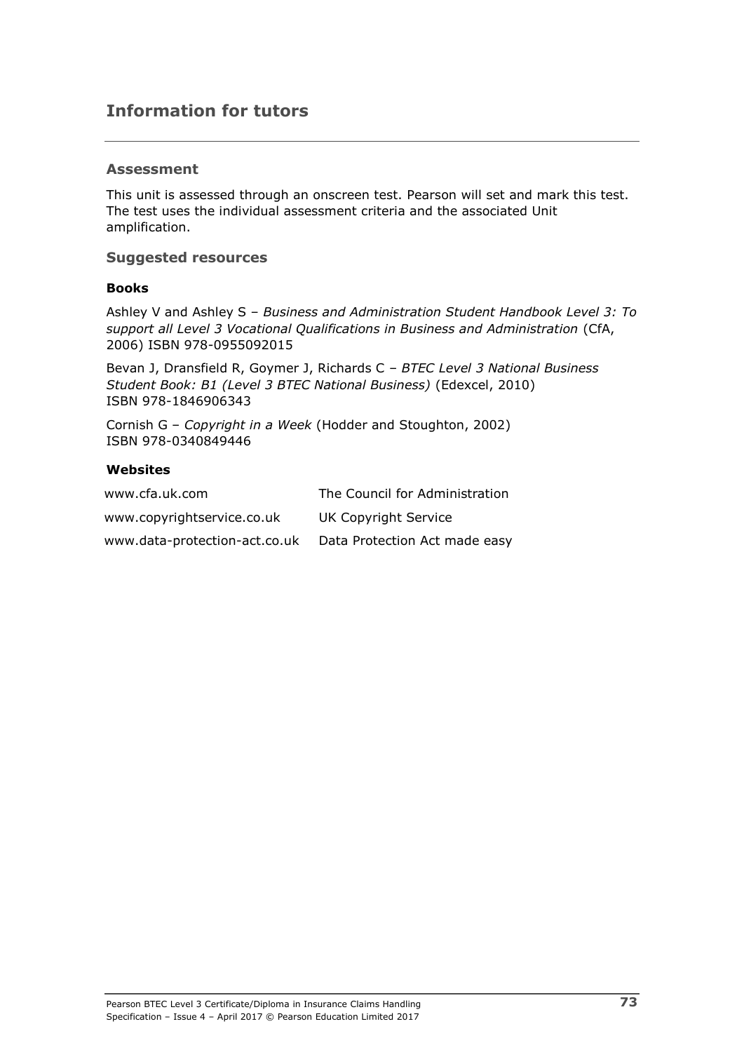## Information for tutors

### Assessment

This unit is assessed through an onscreen test. Pearson will set and mark this test. The test uses the individual assessment criteria and the associated Unit amplification.

### Suggested resources

**Books**

Ashley V and Ashley S – *Business and Administration Student Handbook Level 3: To support all Level 3 Vocational Qualifications in Business and Administration* (CfA, 2006) ISBN 978-0955092015

Bevan J, Dransfield R, Goymer J, Richards C – *BTEC Level 3 National Business Student Book: B1 (Level 3 BTEC National Business)* (Edexcel, 2010) ISBN 978-1846906343

Cornish G – *Copyright in a Week* (Hodder and Stoughton, 2002) ISBN 978-0340849446

**Websites**

| | |
|---|---|
| www.cfa.uk.com | The Council for Administration |
| www.copyrightservice.co.uk | UK Copyright Service |
| www.data-protection-act.co.uk | Data Protection Act made easy |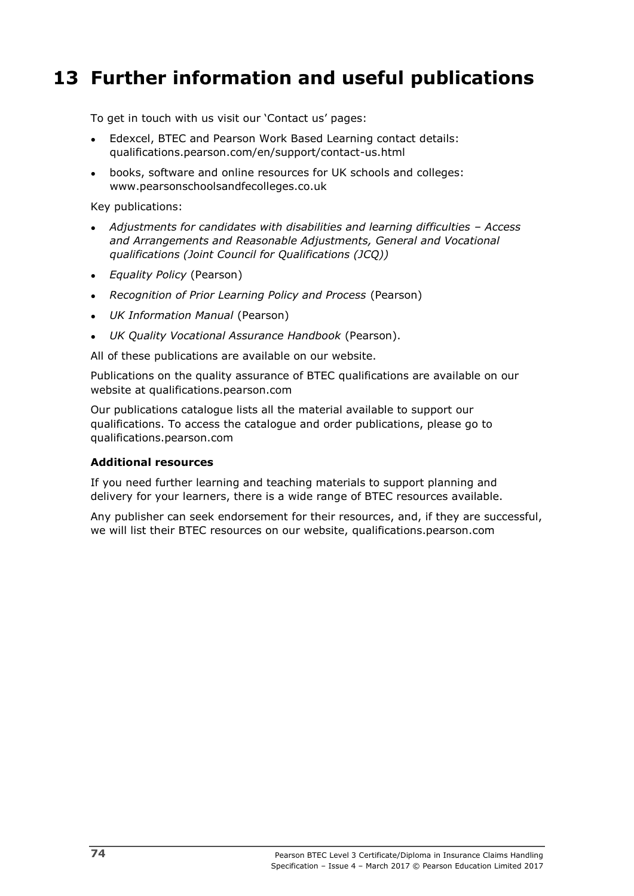# 13 Further information and useful publications

To get in touch with us visit our 'Contact us' pages:

- Edexcel, BTEC and Pearson Work Based Learning contact details: qualifications.pearson.com/en/support/contact-us.html
- books, software and online resources for UK schools and colleges: www.pearsonschoolsandfecolleges.co.uk

Key publications:

- *Adjustments for candidates with disabilities and learning difficulties – Access and Arrangements and Reasonable Adjustments, General and Vocational qualifications (Joint Council for Qualifications (JCQ))*
- *Equality Policy* (Pearson)
- *Recognition of Prior Learning Policy and Process* (Pearson)
- *UK Information Manual* (Pearson)
- *UK Quality Vocational Assurance Handbook* (Pearson).

All of these publications are available on our website.

Publications on the quality assurance of BTEC qualifications are available on our website at qualifications.pearson.com

Our publications catalogue lists all the material available to support our qualifications. To access the catalogue and order publications, please go to qualifications.pearson.com

**Additional resources**

If you need further learning and teaching materials to support planning and delivery for your learners, there is a wide range of BTEC resources available.

Any publisher can seek endorsement for their resources, and, if they are successful, we will list their BTEC resources on our website, qualifications.pearson.com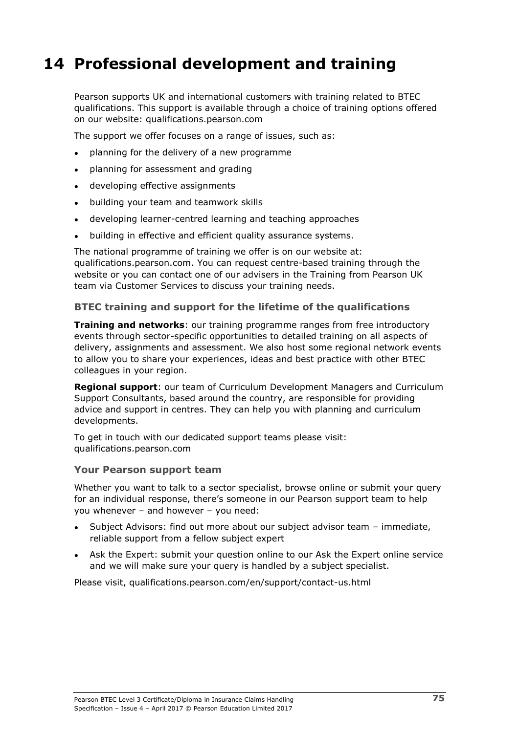# 14 Professional development and training

Pearson supports UK and international customers with training related to BTEC qualifications. This support is available through a choice of training options offered on our website: qualifications.pearson.com

The support we offer focuses on a range of issues, such as:

- planning for the delivery of a new programme
- planning for assessment and grading
- developing effective assignments
- building your team and teamwork skills
- developing learner-centred learning and teaching approaches
- building in effective and efficient quality assurance systems.

The national programme of training we offer is on our website at: qualifications.pearson.com. You can request centre-based training through the website or you can contact one of our advisers in the Training from Pearson UK team via Customer Services to discuss your training needs.

### BTEC training and support for the lifetime of the qualifications

**Training and networks**: our training programme ranges from free introductory events through sector-specific opportunities to detailed training on all aspects of delivery, assignments and assessment. We also host some regional network events to allow you to share your experiences, ideas and best practice with other BTEC colleagues in your region.

**Regional support**: our team of Curriculum Development Managers and Curriculum Support Consultants, based around the country, are responsible for providing advice and support in centres. They can help you with planning and curriculum developments.

To get in touch with our dedicated support teams please visit: qualifications.pearson.com

### Your Pearson support team

Whether you want to talk to a sector specialist, browse online or submit your query for an individual response, there's someone in our Pearson support team to help you whenever – and however – you need:

- Subject Advisors: find out more about our subject advisor team – immediate, reliable support from a fellow subject expert
- Ask the Expert: submit your question online to our Ask the Expert online service and we will make sure your query is handled by a subject specialist.

Please visit, qualifications.pearson.com/en/support/contact-us.html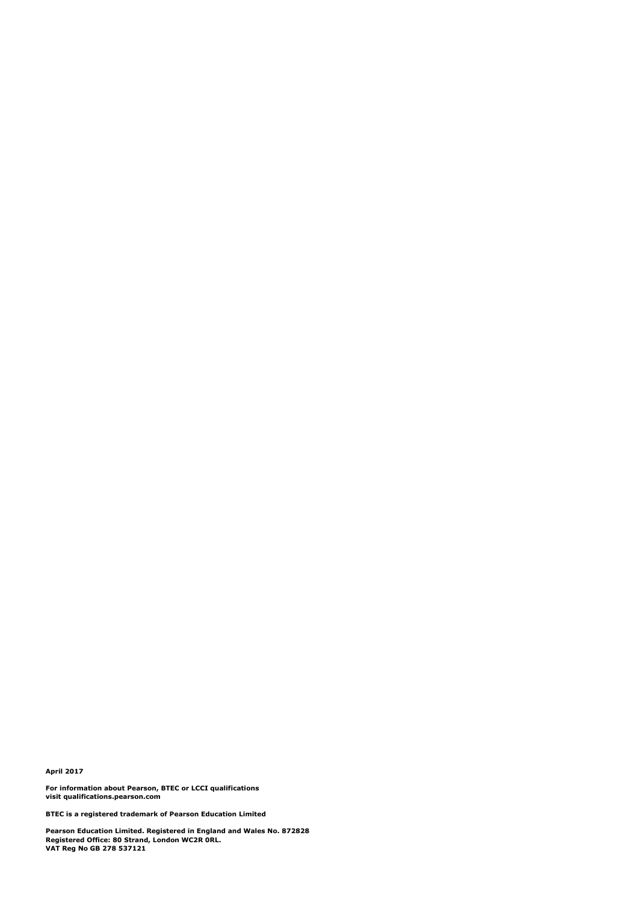**April 2017**

**For information about Pearson, BTEC or LCCI qualifications**
**visit qualifications.pearson.com**

**BTEC is a registered trademark of Pearson Education Limited**

**Pearson Education Limited. Registered in England and Wales No. 872828**
**Registered Office: 80 Strand, London WC2R 0RL.**
**VAT Reg No GB 278 537121**